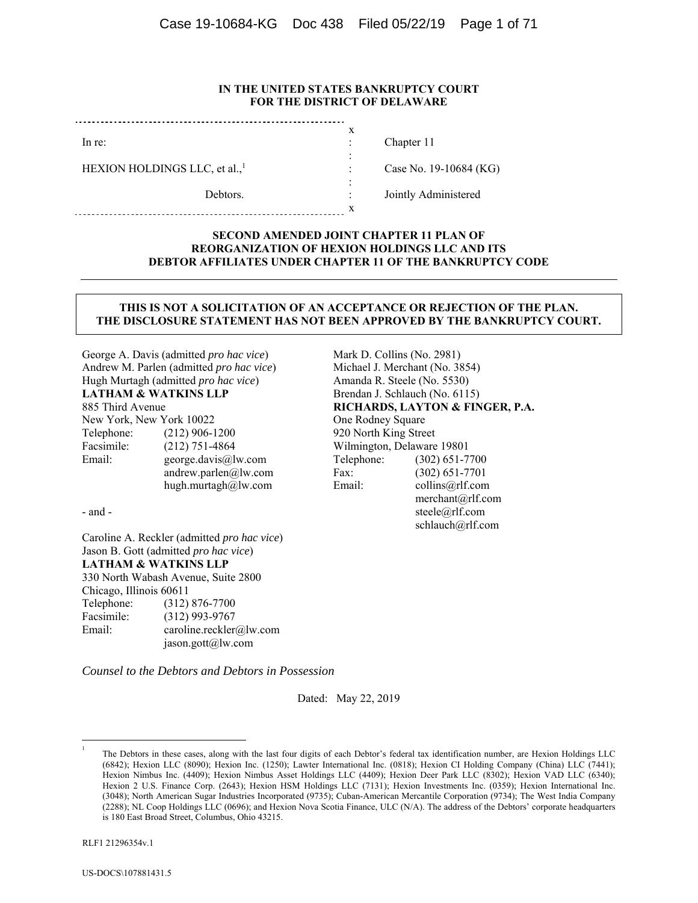**IN THE UNITED STATES BANKRUPTCY COURT**
**FOR THE DISTRICT OF DELAWARE**

| | | |
|---|---|---|
| In re: | : | Chapter 11 |
| HEXION HOLDINGS LLC, et al.,[1] | : | Case No. 19-10684 (KG) |
| Debtors. | : | Jointly Administered |

**SECOND AMENDED JOINT CHAPTER 11 PLAN OF REORGANIZATION OF HEXION HOLDINGS LLC AND ITS DEBTOR AFFILIATES UNDER CHAPTER 11 OF THE BANKRUPTCY CODE**

**THIS IS NOT A SOLICITATION OF AN ACCEPTANCE OR REJECTION OF THE PLAN. THE DISCLOSURE STATEMENT HAS NOT BEEN APPROVED BY THE BANKRUPTCY COURT.**

George A. Davis (admitted *pro hac vice*)
Andrew M. Parlen (admitted *pro hac vice*)
Hugh Murtagh (admitted *pro hac vice*)
**LATHAM & WATKINS LLP**
885 Third Avenue
New York, New York 10022
Telephone: (212) 906-1200
Facsimile: (212) 751-4864
Email: george.davis@lw.com
andrew.parlen@lw.com
hugh.murtagh@lw.com

- and -

Caroline A. Reckler (admitted *pro hac vice*)
Jason B. Gott (admitted *pro hac vice*)
**LATHAM & WATKINS LLP**
330 North Wabash Avenue, Suite 2800
Chicago, Illinois 60611
Telephone: (312) 876-7700
Facsimile: (312) 993-9767
Email: caroline.reckler@lw.com
jason.gott@lw.com

Mark D. Collins (No. 2981)
Michael J. Merchant (No. 3854)
Amanda R. Steele (No. 5530)
Brendan J. Schlauch (No. 6115)
**RICHARDS, LAYTON & FINGER, P.A.**
One Rodney Square
920 North King Street
Wilmington, Delaware 19801
Telephone: (302) 651-7700
Fax: (302) 651-7701
Email: collins@rlf.com
merchant@rlf.com
steele@rlf.com
schlauch@rlf.com

*Counsel to the Debtors and Debtors in Possession*

Dated: May 22, 2019

[1] The Debtors in these cases, along with the last four digits of each Debtor's federal tax identification number, are Hexion Holdings LLC (6842); Hexion LLC (8090); Hexion Inc. (1250); Lawter International Inc. (0818); Hexion CI Holding Company (China) LLC (7441); Hexion Nimbus Inc. (4409); Hexion Nimbus Asset Holdings LLC (4409); Hexion Deer Park LLC (8302); Hexion VAD LLC (6340); Hexion 2 U.S. Finance Corp. (2643); Hexion HSM Holdings LLC (7131); Hexion Investments Inc. (0359); Hexion International Inc. (3048); North American Sugar Industries Incorporated (9735); Cuban-American Mercantile Corporation (9734); The West India Company (2288); NL Coop Holdings LLC (0696); and Hexion Nova Scotia Finance, ULC (N/A). The address of the Debtors' corporate headquarters is 180 East Broad Street, Columbus, Ohio 43215.

RLF1 21296354v.1

US-DOCS\107881431.5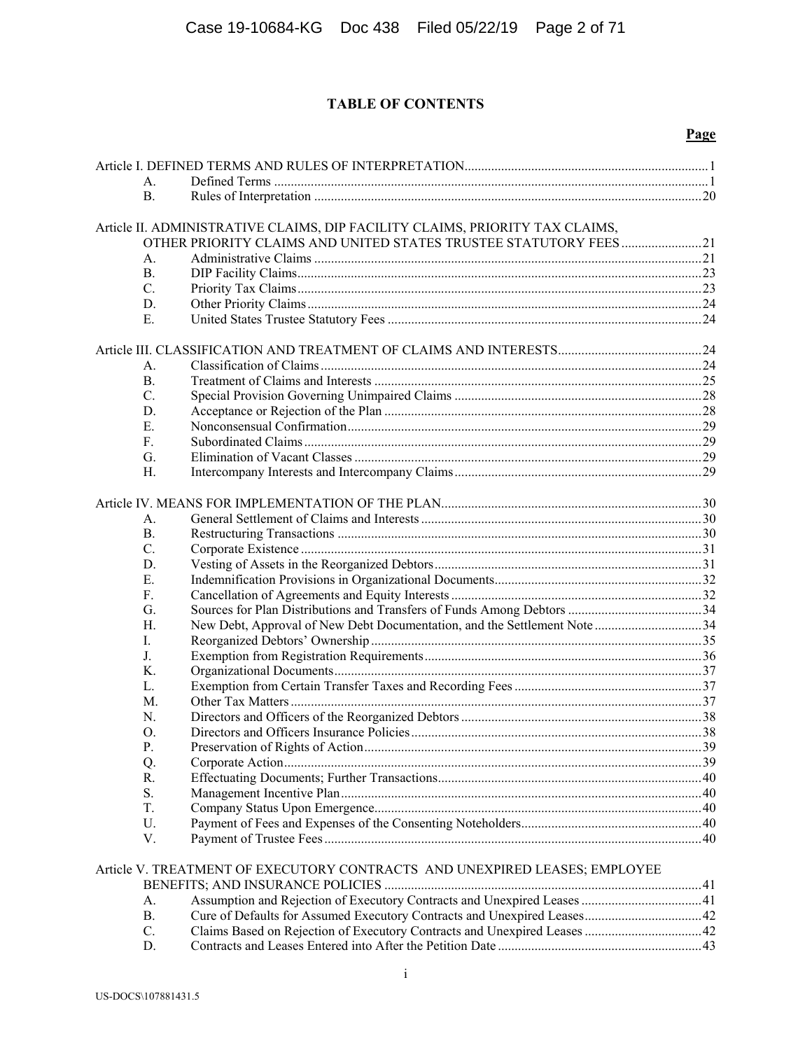# TABLE OF CONTENTS

| | | Page |
|---|---|---|
| Article I. DEFINED TERMS AND RULES OF INTERPRETATION | | 1 |
| A. | Defined Terms | 1 |
| B. | Rules of Interpretation | 20 |
| Article II. ADMINISTRATIVE CLAIMS, DIP FACILITY CLAIMS, PRIORITY TAX CLAIMS, OTHER PRIORITY CLAIMS AND UNITED STATES TRUSTEE STATUTORY FEES | | 21 |
| A. | Administrative Claims | 21 |
| B. | DIP Facility Claims | 23 |
| C. | Priority Tax Claims | 23 |
| D. | Other Priority Claims | 24 |
| E. | United States Trustee Statutory Fees | 24 |
| Article III. CLASSIFICATION AND TREATMENT OF CLAIMS AND INTERESTS | | 24 |
| A. | Classification of Claims | 24 |
| B. | Treatment of Claims and Interests | 25 |
| C. | Special Provision Governing Unimpaired Claims | 28 |
| D. | Acceptance or Rejection of the Plan | 28 |
| E. | Nonconsensual Confirmation | 29 |
| F. | Subordinated Claims | 29 |
| G. | Elimination of Vacant Classes | 29 |
| H. | Intercompany Interests and Intercompany Claims | 29 |
| Article IV. MEANS FOR IMPLEMENTATION OF THE PLAN | | 30 |
| A. | General Settlement of Claims and Interests | 30 |
| B. | Restructuring Transactions | 30 |
| C. | Corporate Existence | 31 |
| D. | Vesting of Assets in the Reorganized Debtors | 31 |
| E. | Indemnification Provisions in Organizational Documents | 32 |
| F. | Cancellation of Agreements and Equity Interests | 32 |
| G. | Sources for Plan Distributions and Transfers of Funds Among Debtors | 34 |
| H. | New Debt, Approval of New Debt Documentation, and the Settlement Note | 34 |
| I. | Reorganized Debtors' Ownership | 35 |
| J. | Exemption from Registration Requirements | 36 |
| K. | Organizational Documents | 37 |
| L. | Exemption from Certain Transfer Taxes and Recording Fees | 37 |
| M. | Other Tax Matters | 37 |
| N. | Directors and Officers of the Reorganized Debtors | 38 |
| O. | Directors and Officers Insurance Policies | 38 |
| P. | Preservation of Rights of Action | 39 |
| Q. | Corporate Action | 39 |
| R. | Effectuating Documents; Further Transactions | 40 |
| S. | Management Incentive Plan | 40 |
| T. | Company Status Upon Emergence | 40 |
| U. | Payment of Fees and Expenses of the Consenting Noteholders | 40 |
| V. | Payment of Trustee Fees | 40 |
| Article V. TREATMENT OF EXECUTORY CONTRACTS AND UNEXPIRED LEASES; EMPLOYEE BENEFITS; AND INSURANCE POLICIES | | 41 |
| A. | Assumption and Rejection of Executory Contracts and Unexpired Leases | 41 |
| B. | Cure of Defaults for Assumed Executory Contracts and Unexpired Leases | 42 |
| C. | Claims Based on Rejection of Executory Contracts and Unexpired Leases | 42 |
| D. | Contracts and Leases Entered into After the Petition Date | 43 |

US-DOCS\107881431.5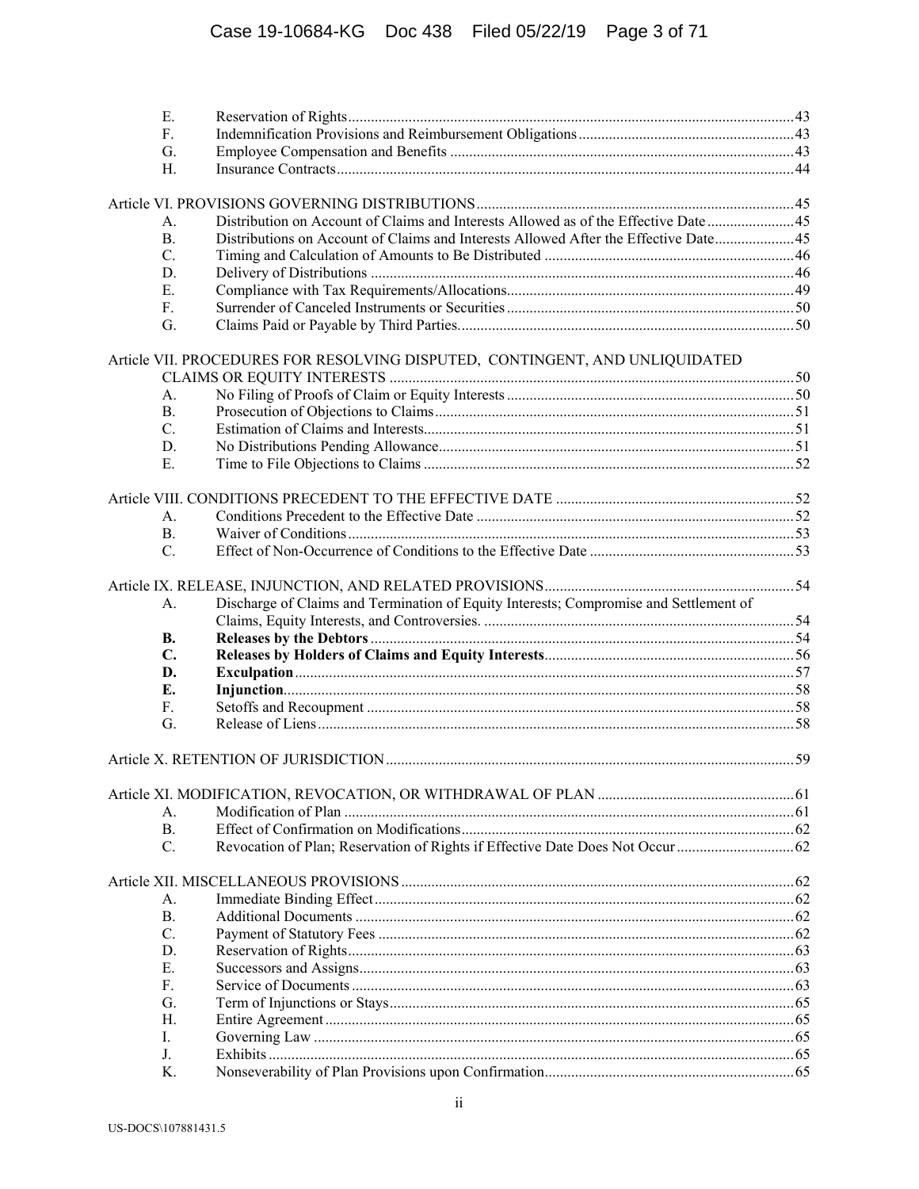| | | |
|---|---|---|
| E. | Reservation of Rights | 43 |
| F. | Indemnification Provisions and Reimbursement Obligations | 43 |
| G. | Employee Compensation and Benefits | 43 |
| H. | Insurance Contracts | 44 |

Article VI. PROVISIONS GOVERNING DISTRIBUTIONS ..... 45

| | | |
|---|---|---|
| A. | Distribution on Account of Claims and Interests Allowed as of the Effective Date | 45 |
| B. | Distributions on Account of Claims and Interests Allowed After the Effective Date | 45 |
| C. | Timing and Calculation of Amounts to Be Distributed | 46 |
| D. | Delivery of Distributions | 46 |
| E. | Compliance with Tax Requirements/Allocations | 49 |
| F. | Surrender of Canceled Instruments or Securities | 50 |
| G. | Claims Paid or Payable by Third Parties. | 50 |

Article VII. PROCEDURES FOR RESOLVING DISPUTED, CONTINGENT, AND UNLIQUIDATED CLAIMS OR EQUITY INTERESTS ..... 50

| | | |
|---|---|---|
| A. | No Filing of Proofs of Claim or Equity Interests | 50 |
| B. | Prosecution of Objections to Claims | 51 |
| C. | Estimation of Claims and Interests | 51 |
| D. | No Distributions Pending Allowance | 51 |
| E. | Time to File Objections to Claims | 52 |

Article VIII. CONDITIONS PRECEDENT TO THE EFFECTIVE DATE ..... 52

| | | |
|---|---|---|
| A. | Conditions Precedent to the Effective Date | 52 |
| B. | Waiver of Conditions | 53 |
| C. | Effect of Non-Occurrence of Conditions to the Effective Date | 53 |

Article IX. RELEASE, INJUNCTION, AND RELATED PROVISIONS ..... 54

| | | |
|---|---|---|
| A. | Discharge of Claims and Termination of Equity Interests; Compromise and Settlement of Claims, Equity Interests, and Controversies. | 54 |
| **B.** | **Releases by the Debtors** | 54 |
| **C.** | **Releases by Holders of Claims and Equity Interests** | 56 |
| **D.** | **Exculpation** | 57 |
| **E.** | **Injunction** | 58 |
| F. | Setoffs and Recoupment | 58 |
| G. | Release of Liens | 58 |

Article X. RETENTION OF JURISDICTION ..... 59

Article XI. MODIFICATION, REVOCATION, OR WITHDRAWAL OF PLAN ..... 61

| | | |
|---|---|---|
| A. | Modification of Plan | 61 |
| B. | Effect of Confirmation on Modifications | 62 |
| C. | Revocation of Plan; Reservation of Rights if Effective Date Does Not Occur | 62 |

Article XII. MISCELLANEOUS PROVISIONS ..... 62

| | | |
|---|---|---|
| A. | Immediate Binding Effect | 62 |
| B. | Additional Documents | 62 |
| C. | Payment of Statutory Fees | 62 |
| D. | Reservation of Rights | 63 |
| E. | Successors and Assigns | 63 |
| F. | Service of Documents | 63 |
| G. | Term of Injunctions or Stays | 65 |
| H. | Entire Agreement | 65 |
| I. | Governing Law | 65 |
| J. | Exhibits | 65 |
| K. | Nonseverability of Plan Provisions upon Confirmation | 65 |

US-DOCS\107881431.5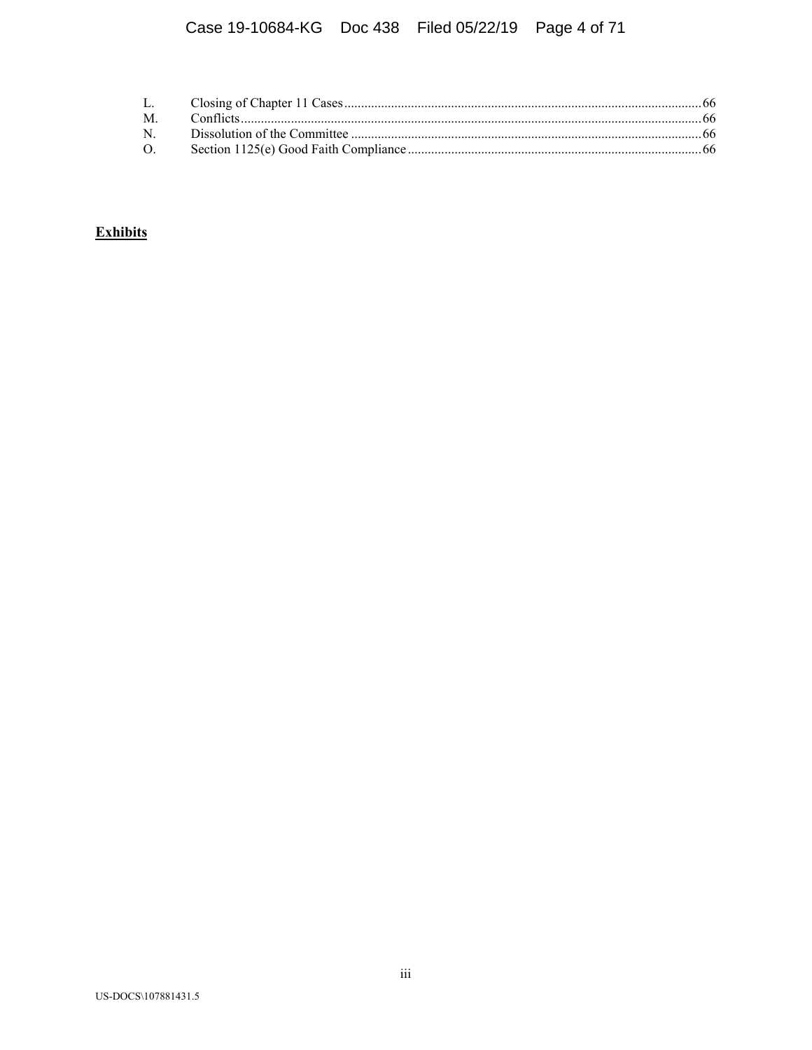| | | |
|---|---|---|
| L. | Closing of Chapter 11 Cases | 66 |
| M. | Conflicts | 66 |
| N. | Dissolution of the Committee | 66 |
| O. | Section 1125(e) Good Faith Compliance | 66 |

**Exhibits**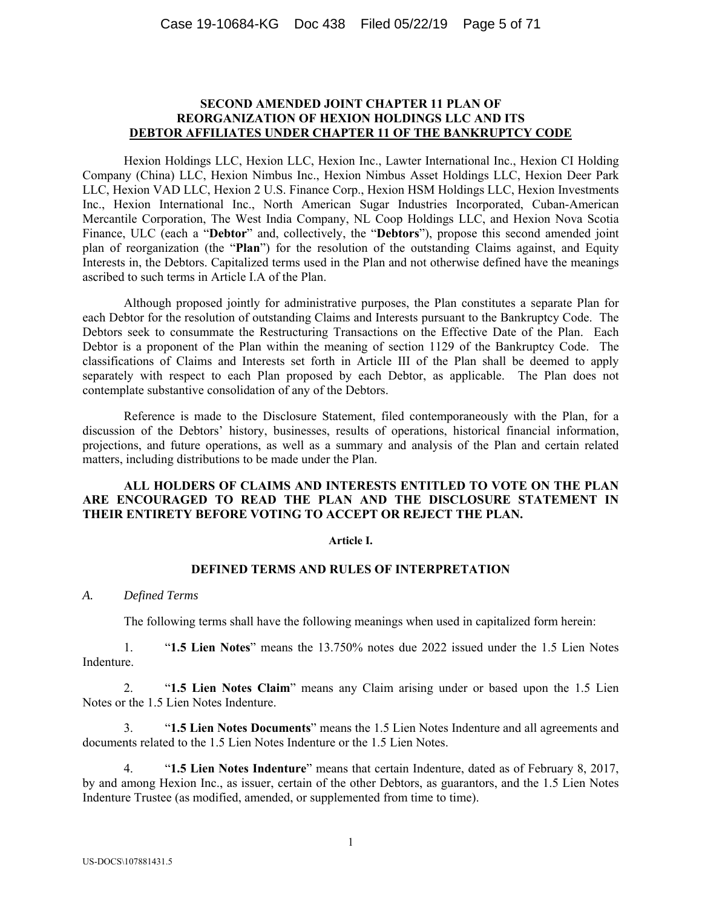# SECOND AMENDED JOINT CHAPTER 11 PLAN OF REORGANIZATION OF HEXION HOLDINGS LLC AND ITS DEBTOR AFFILIATES UNDER CHAPTER 11 OF THE BANKRUPTCY CODE

Hexion Holdings LLC, Hexion LLC, Hexion Inc., Lawter International Inc., Hexion CI Holding Company (China) LLC, Hexion Nimbus Inc., Hexion Nimbus Asset Holdings LLC, Hexion Deer Park LLC, Hexion VAD LLC, Hexion 2 U.S. Finance Corp., Hexion HSM Holdings LLC, Hexion Investments Inc., Hexion International Inc., North American Sugar Industries Incorporated, Cuban-American Mercantile Corporation, The West India Company, NL Coop Holdings LLC, and Hexion Nova Scotia Finance, ULC (each a "**Debtor**" and, collectively, the "**Debtors**"), propose this second amended joint plan of reorganization (the "**Plan**") for the resolution of the outstanding Claims against, and Equity Interests in, the Debtors. Capitalized terms used in the Plan and not otherwise defined have the meanings ascribed to such terms in Article I.A of the Plan.

Although proposed jointly for administrative purposes, the Plan constitutes a separate Plan for each Debtor for the resolution of outstanding Claims and Interests pursuant to the Bankruptcy Code. The Debtors seek to consummate the Restructuring Transactions on the Effective Date of the Plan. Each Debtor is a proponent of the Plan within the meaning of section 1129 of the Bankruptcy Code. The classifications of Claims and Interests set forth in Article III of the Plan shall be deemed to apply separately with respect to each Plan proposed by each Debtor, as applicable. The Plan does not contemplate substantive consolidation of any of the Debtors.

Reference is made to the Disclosure Statement, filed contemporaneously with the Plan, for a discussion of the Debtors' history, businesses, results of operations, historical financial information, projections, and future operations, as well as a summary and analysis of the Plan and certain related matters, including distributions to be made under the Plan.

**ALL HOLDERS OF CLAIMS AND INTERESTS ENTITLED TO VOTE ON THE PLAN ARE ENCOURAGED TO READ THE PLAN AND THE DISCLOSURE STATEMENT IN THEIR ENTIRETY BEFORE VOTING TO ACCEPT OR REJECT THE PLAN.**

## Article I.

## DEFINED TERMS AND RULES OF INTERPRETATION

### *A. Defined Terms*

The following terms shall have the following meanings when used in capitalized form herein:

1. "**1.5 Lien Notes**" means the 13.750% notes due 2022 issued under the 1.5 Lien Notes Indenture.

2. "**1.5 Lien Notes Claim**" means any Claim arising under or based upon the 1.5 Lien Notes or the 1.5 Lien Notes Indenture.

3. "**1.5 Lien Notes Documents**" means the 1.5 Lien Notes Indenture and all agreements and documents related to the 1.5 Lien Notes Indenture or the 1.5 Lien Notes.

4. "**1.5 Lien Notes Indenture**" means that certain Indenture, dated as of February 8, 2017, by and among Hexion Inc., as issuer, certain of the other Debtors, as guarantors, and the 1.5 Lien Notes Indenture Trustee (as modified, amended, or supplemented from time to time).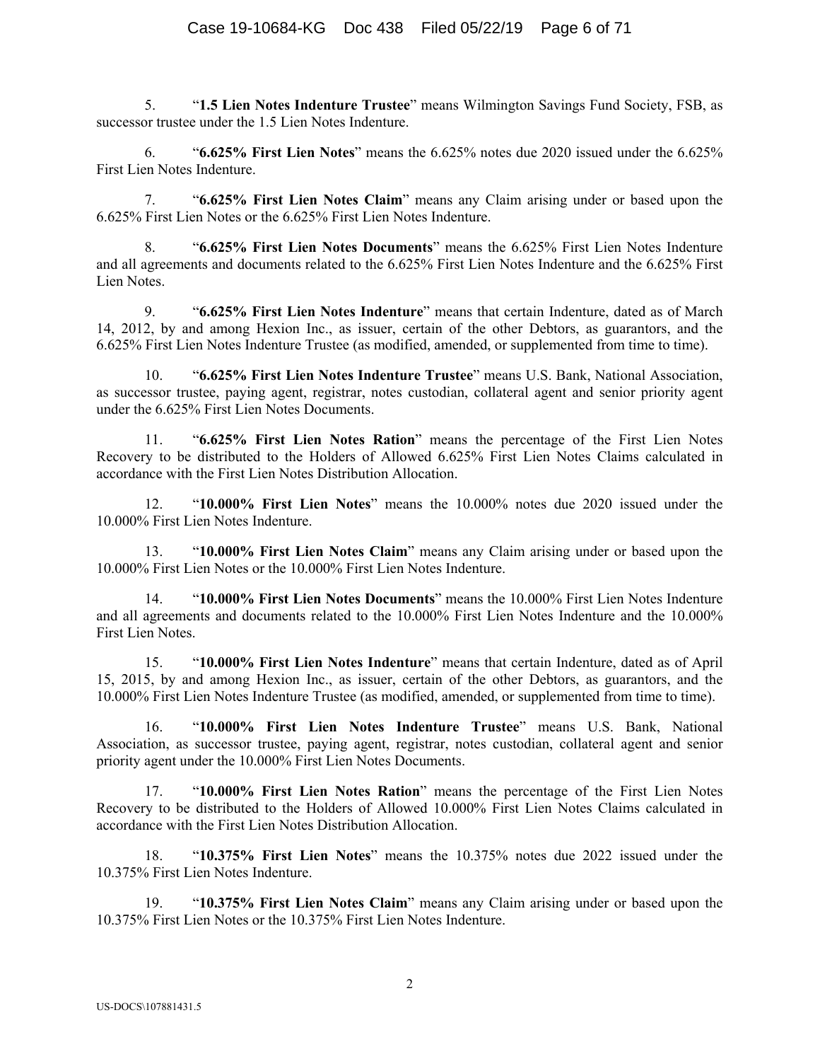5. "**1.5 Lien Notes Indenture Trustee**" means Wilmington Savings Fund Society, FSB, as successor trustee under the 1.5 Lien Notes Indenture.

6. "**6.625% First Lien Notes**" means the 6.625% notes due 2020 issued under the 6.625% First Lien Notes Indenture.

7. "**6.625% First Lien Notes Claim**" means any Claim arising under or based upon the 6.625% First Lien Notes or the 6.625% First Lien Notes Indenture.

8. "**6.625% First Lien Notes Documents**" means the 6.625% First Lien Notes Indenture and all agreements and documents related to the 6.625% First Lien Notes Indenture and the 6.625% First Lien Notes.

9. "**6.625% First Lien Notes Indenture**" means that certain Indenture, dated as of March 14, 2012, by and among Hexion Inc., as issuer, certain of the other Debtors, as guarantors, and the 6.625% First Lien Notes Indenture Trustee (as modified, amended, or supplemented from time to time).

10. "**6.625% First Lien Notes Indenture Trustee**" means U.S. Bank, National Association, as successor trustee, paying agent, registrar, notes custodian, collateral agent and senior priority agent under the 6.625% First Lien Notes Documents.

11. "**6.625% First Lien Notes Ration**" means the percentage of the First Lien Notes Recovery to be distributed to the Holders of Allowed 6.625% First Lien Notes Claims calculated in accordance with the First Lien Notes Distribution Allocation.

12. "**10.000% First Lien Notes**" means the 10.000% notes due 2020 issued under the 10.000% First Lien Notes Indenture.

13. "**10.000% First Lien Notes Claim**" means any Claim arising under or based upon the 10.000% First Lien Notes or the 10.000% First Lien Notes Indenture.

14. "**10.000% First Lien Notes Documents**" means the 10.000% First Lien Notes Indenture and all agreements and documents related to the 10.000% First Lien Notes Indenture and the 10.000% First Lien Notes.

15. "**10.000% First Lien Notes Indenture**" means that certain Indenture, dated as of April 15, 2015, by and among Hexion Inc., as issuer, certain of the other Debtors, as guarantors, and the 10.000% First Lien Notes Indenture Trustee (as modified, amended, or supplemented from time to time).

16. "**10.000% First Lien Notes Indenture Trustee**" means U.S. Bank, National Association, as successor trustee, paying agent, registrar, notes custodian, collateral agent and senior priority agent under the 10.000% First Lien Notes Documents.

17. "**10.000% First Lien Notes Ration**" means the percentage of the First Lien Notes Recovery to be distributed to the Holders of Allowed 10.000% First Lien Notes Claims calculated in accordance with the First Lien Notes Distribution Allocation.

18. "**10.375% First Lien Notes**" means the 10.375% notes due 2022 issued under the 10.375% First Lien Notes Indenture.

19. "**10.375% First Lien Notes Claim**" means any Claim arising under or based upon the 10.375% First Lien Notes or the 10.375% First Lien Notes Indenture.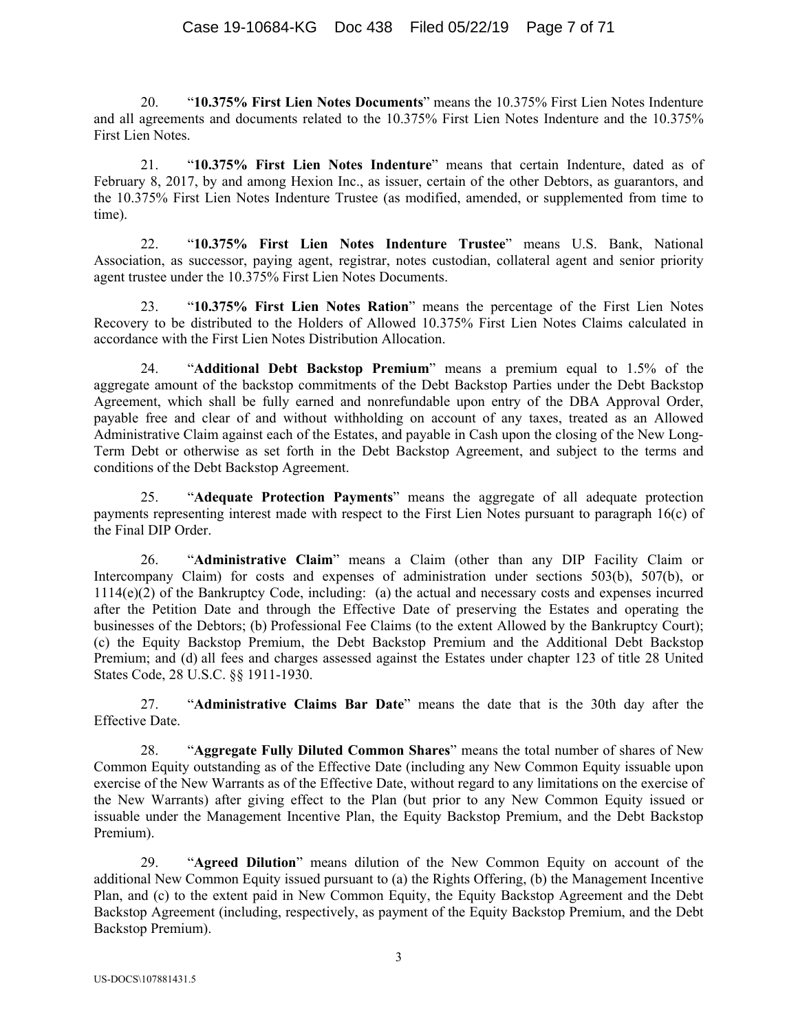20. "**10.375% First Lien Notes Documents**" means the 10.375% First Lien Notes Indenture and all agreements and documents related to the 10.375% First Lien Notes Indenture and the 10.375% First Lien Notes.

21. "**10.375% First Lien Notes Indenture**" means that certain Indenture, dated as of February 8, 2017, by and among Hexion Inc., as issuer, certain of the other Debtors, as guarantors, and the 10.375% First Lien Notes Indenture Trustee (as modified, amended, or supplemented from time to time).

22. "**10.375% First Lien Notes Indenture Trustee**" means U.S. Bank, National Association, as successor, paying agent, registrar, notes custodian, collateral agent and senior priority agent trustee under the 10.375% First Lien Notes Documents.

23. "**10.375% First Lien Notes Ration**" means the percentage of the First Lien Notes Recovery to be distributed to the Holders of Allowed 10.375% First Lien Notes Claims calculated in accordance with the First Lien Notes Distribution Allocation.

24. "**Additional Debt Backstop Premium**" means a premium equal to 1.5% of the aggregate amount of the backstop commitments of the Debt Backstop Parties under the Debt Backstop Agreement, which shall be fully earned and nonrefundable upon entry of the DBA Approval Order, payable free and clear of and without withholding on account of any taxes, treated as an Allowed Administrative Claim against each of the Estates, and payable in Cash upon the closing of the New Long-Term Debt or otherwise as set forth in the Debt Backstop Agreement, and subject to the terms and conditions of the Debt Backstop Agreement.

25. "**Adequate Protection Payments**" means the aggregate of all adequate protection payments representing interest made with respect to the First Lien Notes pursuant to paragraph 16(c) of the Final DIP Order.

26. "**Administrative Claim**" means a Claim (other than any DIP Facility Claim or Intercompany Claim) for costs and expenses of administration under sections 503(b), 507(b), or 1114(e)(2) of the Bankruptcy Code, including: (a) the actual and necessary costs and expenses incurred after the Petition Date and through the Effective Date of preserving the Estates and operating the businesses of the Debtors; (b) Professional Fee Claims (to the extent Allowed by the Bankruptcy Court); (c) the Equity Backstop Premium, the Debt Backstop Premium and the Additional Debt Backstop Premium; and (d) all fees and charges assessed against the Estates under chapter 123 of title 28 United States Code, 28 U.S.C. §§ 1911-1930.

27. "**Administrative Claims Bar Date**" means the date that is the 30th day after the Effective Date.

28. "**Aggregate Fully Diluted Common Shares**" means the total number of shares of New Common Equity outstanding as of the Effective Date (including any New Common Equity issuable upon exercise of the New Warrants as of the Effective Date, without regard to any limitations on the exercise of the New Warrants) after giving effect to the Plan (but prior to any New Common Equity issued or issuable under the Management Incentive Plan, the Equity Backstop Premium, and the Debt Backstop Premium).

29. "**Agreed Dilution**" means dilution of the New Common Equity on account of the additional New Common Equity issued pursuant to (a) the Rights Offering, (b) the Management Incentive Plan, and (c) to the extent paid in New Common Equity, the Equity Backstop Agreement and the Debt Backstop Agreement (including, respectively, as payment of the Equity Backstop Premium, and the Debt Backstop Premium).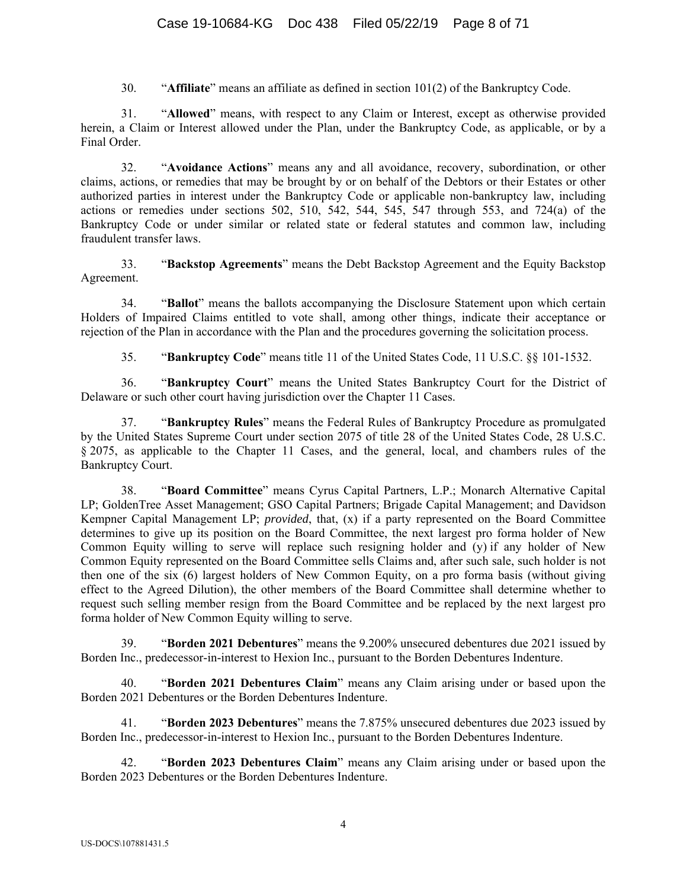30. "**Affiliate**" means an affiliate as defined in section 101(2) of the Bankruptcy Code.

31. "**Allowed**" means, with respect to any Claim or Interest, except as otherwise provided herein, a Claim or Interest allowed under the Plan, under the Bankruptcy Code, as applicable, or by a Final Order.

32. "**Avoidance Actions**" means any and all avoidance, recovery, subordination, or other claims, actions, or remedies that may be brought by or on behalf of the Debtors or their Estates or other authorized parties in interest under the Bankruptcy Code or applicable non-bankruptcy law, including actions or remedies under sections 502, 510, 542, 544, 545, 547 through 553, and 724(a) of the Bankruptcy Code or under similar or related state or federal statutes and common law, including fraudulent transfer laws.

33. "**Backstop Agreements**" means the Debt Backstop Agreement and the Equity Backstop Agreement.

34. "**Ballot**" means the ballots accompanying the Disclosure Statement upon which certain Holders of Impaired Claims entitled to vote shall, among other things, indicate their acceptance or rejection of the Plan in accordance with the Plan and the procedures governing the solicitation process.

35. "**Bankruptcy Code**" means title 11 of the United States Code, 11 U.S.C. §§ 101-1532.

36. "**Bankruptcy Court**" means the United States Bankruptcy Court for the District of Delaware or such other court having jurisdiction over the Chapter 11 Cases.

37. "**Bankruptcy Rules**" means the Federal Rules of Bankruptcy Procedure as promulgated by the United States Supreme Court under section 2075 of title 28 of the United States Code, 28 U.S.C. § 2075, as applicable to the Chapter 11 Cases, and the general, local, and chambers rules of the Bankruptcy Court.

38. "**Board Committee**" means Cyrus Capital Partners, L.P.; Monarch Alternative Capital LP; GoldenTree Asset Management; GSO Capital Partners; Brigade Capital Management; and Davidson Kempner Capital Management LP; *provided*, that, (x) if a party represented on the Board Committee determines to give up its position on the Board Committee, the next largest pro forma holder of New Common Equity willing to serve will replace such resigning holder and (y) if any holder of New Common Equity represented on the Board Committee sells Claims and, after such sale, such holder is not then one of the six (6) largest holders of New Common Equity, on a pro forma basis (without giving effect to the Agreed Dilution), the other members of the Board Committee shall determine whether to request such selling member resign from the Board Committee and be replaced by the next largest pro forma holder of New Common Equity willing to serve.

39. "**Borden 2021 Debentures**" means the 9.200% unsecured debentures due 2021 issued by Borden Inc., predecessor-in-interest to Hexion Inc., pursuant to the Borden Debentures Indenture.

40. "**Borden 2021 Debentures Claim**" means any Claim arising under or based upon the Borden 2021 Debentures or the Borden Debentures Indenture.

41. "**Borden 2023 Debentures**" means the 7.875% unsecured debentures due 2023 issued by Borden Inc., predecessor-in-interest to Hexion Inc., pursuant to the Borden Debentures Indenture.

42. "**Borden 2023 Debentures Claim**" means any Claim arising under or based upon the Borden 2023 Debentures or the Borden Debentures Indenture.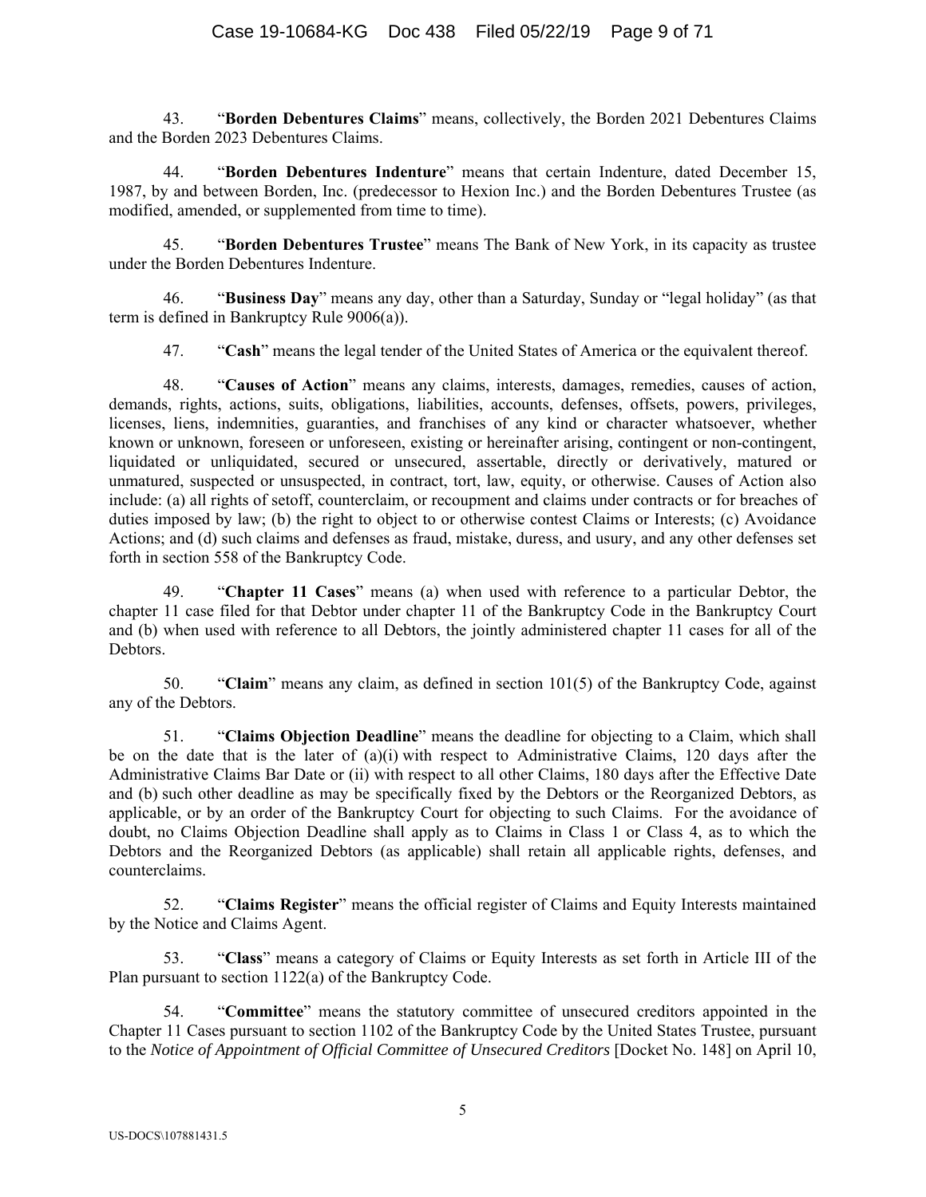43. "**Borden Debentures Claims**" means, collectively, the Borden 2021 Debentures Claims and the Borden 2023 Debentures Claims.

44. "**Borden Debentures Indenture**" means that certain Indenture, dated December 15, 1987, by and between Borden, Inc. (predecessor to Hexion Inc.) and the Borden Debentures Trustee (as modified, amended, or supplemented from time to time).

45. "**Borden Debentures Trustee**" means The Bank of New York, in its capacity as trustee under the Borden Debentures Indenture.

46. "**Business Day**" means any day, other than a Saturday, Sunday or "legal holiday" (as that term is defined in Bankruptcy Rule 9006(a)).

47. "**Cash**" means the legal tender of the United States of America or the equivalent thereof.

48. "**Causes of Action**" means any claims, interests, damages, remedies, causes of action, demands, rights, actions, suits, obligations, liabilities, accounts, defenses, offsets, powers, privileges, licenses, liens, indemnities, guaranties, and franchises of any kind or character whatsoever, whether known or unknown, foreseen or unforeseen, existing or hereinafter arising, contingent or non-contingent, liquidated or unliquidated, secured or unsecured, assertable, directly or derivatively, matured or unmatured, suspected or unsuspected, in contract, tort, law, equity, or otherwise. Causes of Action also include: (a) all rights of setoff, counterclaim, or recoupment and claims under contracts or for breaches of duties imposed by law; (b) the right to object to or otherwise contest Claims or Interests; (c) Avoidance Actions; and (d) such claims and defenses as fraud, mistake, duress, and usury, and any other defenses set forth in section 558 of the Bankruptcy Code.

49. "**Chapter 11 Cases**" means (a) when used with reference to a particular Debtor, the chapter 11 case filed for that Debtor under chapter 11 of the Bankruptcy Code in the Bankruptcy Court and (b) when used with reference to all Debtors, the jointly administered chapter 11 cases for all of the Debtors.

50. "**Claim**" means any claim, as defined in section 101(5) of the Bankruptcy Code, against any of the Debtors.

51. "**Claims Objection Deadline**" means the deadline for objecting to a Claim, which shall be on the date that is the later of (a)(i) with respect to Administrative Claims, 120 days after the Administrative Claims Bar Date or (ii) with respect to all other Claims, 180 days after the Effective Date and (b) such other deadline as may be specifically fixed by the Debtors or the Reorganized Debtors, as applicable, or by an order of the Bankruptcy Court for objecting to such Claims. For the avoidance of doubt, no Claims Objection Deadline shall apply as to Claims in Class 1 or Class 4, as to which the Debtors and the Reorganized Debtors (as applicable) shall retain all applicable rights, defenses, and counterclaims.

52. "**Claims Register**" means the official register of Claims and Equity Interests maintained by the Notice and Claims Agent.

53. "**Class**" means a category of Claims or Equity Interests as set forth in Article III of the Plan pursuant to section 1122(a) of the Bankruptcy Code.

54. "**Committee**" means the statutory committee of unsecured creditors appointed in the Chapter 11 Cases pursuant to section 1102 of the Bankruptcy Code by the United States Trustee, pursuant to the *Notice of Appointment of Official Committee of Unsecured Creditors* [Docket No. 148] on April 10,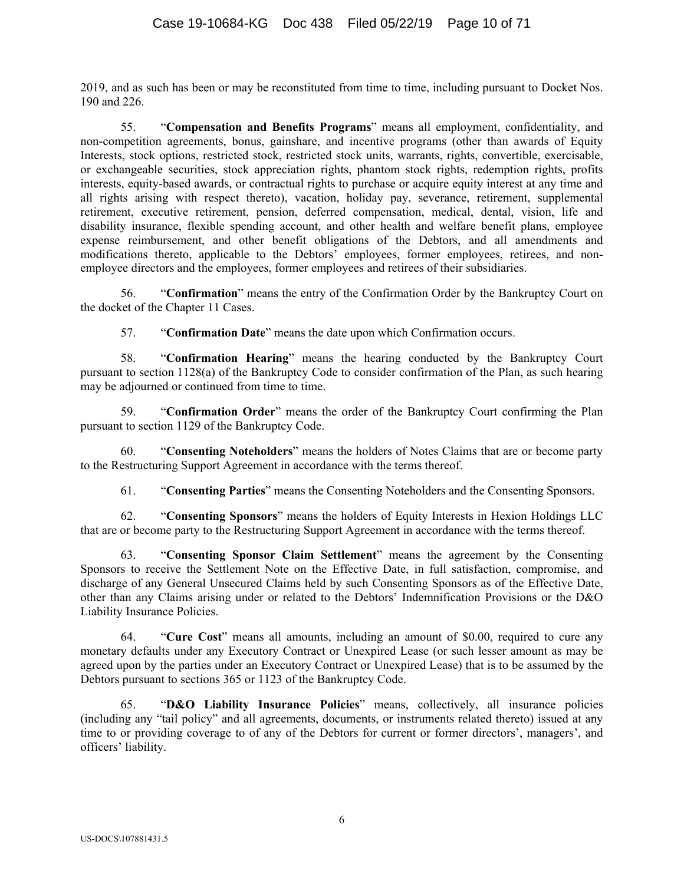2019, and as such has been or may be reconstituted from time to time, including pursuant to Docket Nos. 190 and 226.

55. "**Compensation and Benefits Programs**" means all employment, confidentiality, and non-competition agreements, bonus, gainshare, and incentive programs (other than awards of Equity Interests, stock options, restricted stock, restricted stock units, warrants, rights, convertible, exercisable, or exchangeable securities, stock appreciation rights, phantom stock rights, redemption rights, profits interests, equity-based awards, or contractual rights to purchase or acquire equity interest at any time and all rights arising with respect thereto), vacation, holiday pay, severance, retirement, supplemental retirement, executive retirement, pension, deferred compensation, medical, dental, vision, life and disability insurance, flexible spending account, and other health and welfare benefit plans, employee expense reimbursement, and other benefit obligations of the Debtors, and all amendments and modifications thereto, applicable to the Debtors' employees, former employees, retirees, and non-employee directors and the employees, former employees and retirees of their subsidiaries.

56. "**Confirmation**" means the entry of the Confirmation Order by the Bankruptcy Court on the docket of the Chapter 11 Cases.

57. "**Confirmation Date**" means the date upon which Confirmation occurs.

58. "**Confirmation Hearing**" means the hearing conducted by the Bankruptcy Court pursuant to section 1128(a) of the Bankruptcy Code to consider confirmation of the Plan, as such hearing may be adjourned or continued from time to time.

59. "**Confirmation Order**" means the order of the Bankruptcy Court confirming the Plan pursuant to section 1129 of the Bankruptcy Code.

60. "**Consenting Noteholders**" means the holders of Notes Claims that are or become party to the Restructuring Support Agreement in accordance with the terms thereof.

61. "**Consenting Parties**" means the Consenting Noteholders and the Consenting Sponsors.

62. "**Consenting Sponsors**" means the holders of Equity Interests in Hexion Holdings LLC that are or become party to the Restructuring Support Agreement in accordance with the terms thereof.

63. "**Consenting Sponsor Claim Settlement**" means the agreement by the Consenting Sponsors to receive the Settlement Note on the Effective Date, in full satisfaction, compromise, and discharge of any General Unsecured Claims held by such Consenting Sponsors as of the Effective Date, other than any Claims arising under or related to the Debtors' Indemnification Provisions or the D&O Liability Insurance Policies.

64. "**Cure Cost**" means all amounts, including an amount of $0.00, required to cure any monetary defaults under any Executory Contract or Unexpired Lease (or such lesser amount as may be agreed upon by the parties under an Executory Contract or Unexpired Lease) that is to be assumed by the Debtors pursuant to sections 365 or 1123 of the Bankruptcy Code.

65. "**D&O Liability Insurance Policies**" means, collectively, all insurance policies (including any "tail policy" and all agreements, documents, or instruments related thereto) issued at any time to or providing coverage to of any of the Debtors for current or former directors', managers', and officers' liability.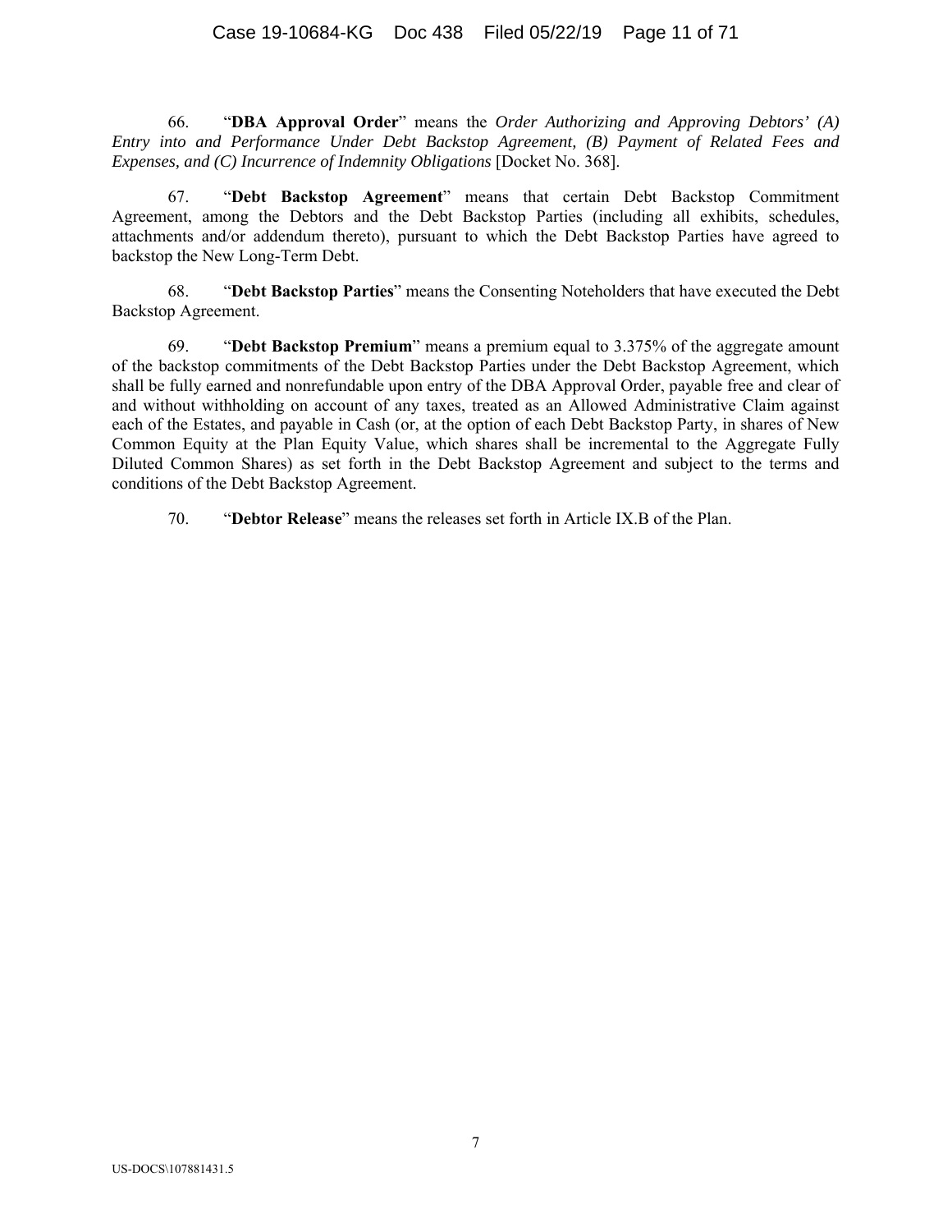66. "**DBA Approval Order**" means the *Order Authorizing and Approving Debtors' (A) Entry into and Performance Under Debt Backstop Agreement, (B) Payment of Related Fees and Expenses, and (C) Incurrence of Indemnity Obligations* [Docket No. 368].

67. "**Debt Backstop Agreement**" means that certain Debt Backstop Commitment Agreement, among the Debtors and the Debt Backstop Parties (including all exhibits, schedules, attachments and/or addendum thereto), pursuant to which the Debt Backstop Parties have agreed to backstop the New Long-Term Debt.

68. "**Debt Backstop Parties**" means the Consenting Noteholders that have executed the Debt Backstop Agreement.

69. "**Debt Backstop Premium**" means a premium equal to 3.375% of the aggregate amount of the backstop commitments of the Debt Backstop Parties under the Debt Backstop Agreement, which shall be fully earned and nonrefundable upon entry of the DBA Approval Order, payable free and clear of and without withholding on account of any taxes, treated as an Allowed Administrative Claim against each of the Estates, and payable in Cash (or, at the option of each Debt Backstop Party, in shares of New Common Equity at the Plan Equity Value, which shares shall be incremental to the Aggregate Fully Diluted Common Shares) as set forth in the Debt Backstop Agreement and subject to the terms and conditions of the Debt Backstop Agreement.

70. "**Debtor Release**" means the releases set forth in Article IX.B of the Plan.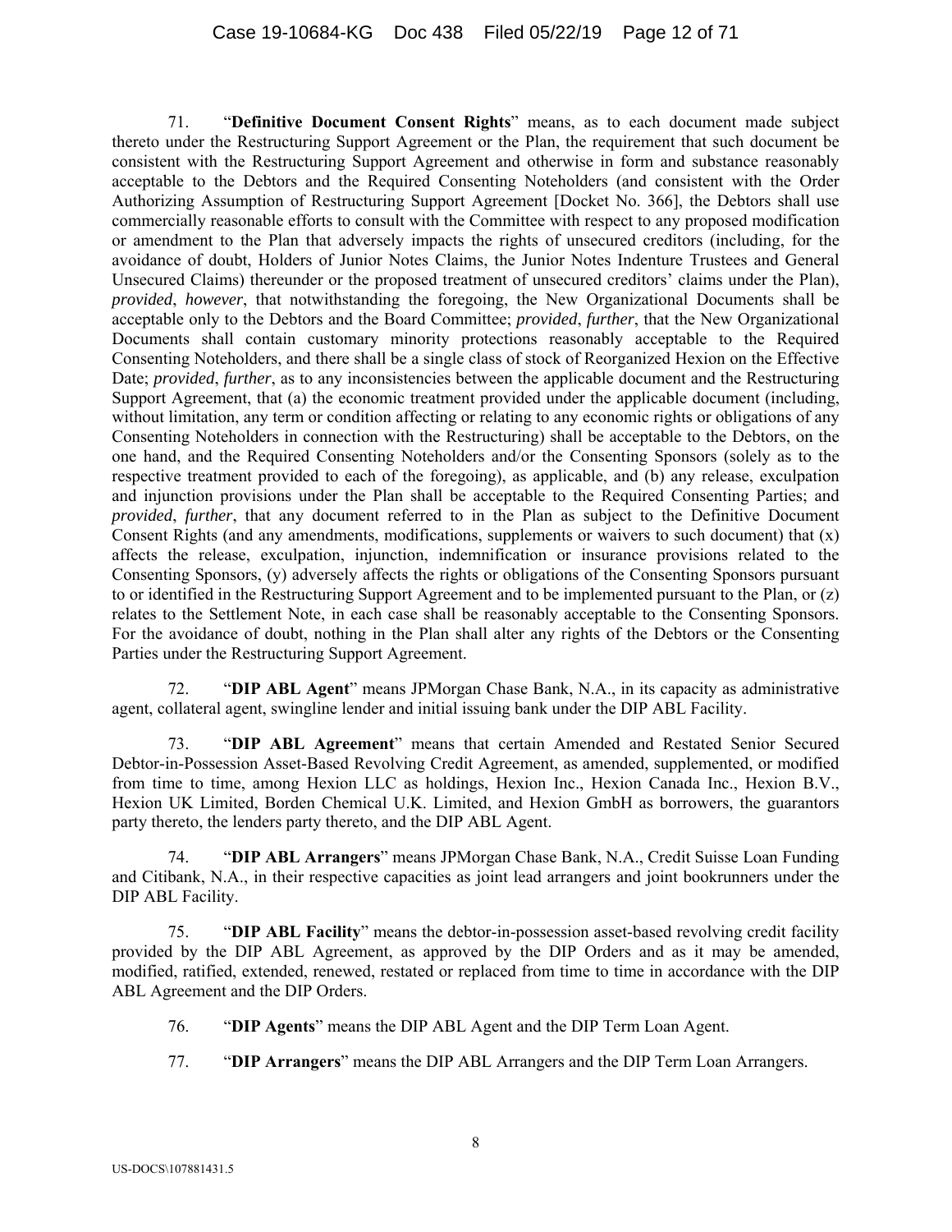71. "**Definitive Document Consent Rights**" means, as to each document made subject thereto under the Restructuring Support Agreement or the Plan, the requirement that such document be consistent with the Restructuring Support Agreement and otherwise in form and substance reasonably acceptable to the Debtors and the Required Consenting Noteholders (and consistent with the Order Authorizing Assumption of Restructuring Support Agreement [Docket No. 366], the Debtors shall use commercially reasonable efforts to consult with the Committee with respect to any proposed modification or amendment to the Plan that adversely impacts the rights of unsecured creditors (including, for the avoidance of doubt, Holders of Junior Notes Claims, the Junior Notes Indenture Trustees and General Unsecured Claims) thereunder or the proposed treatment of unsecured creditors' claims under the Plan), *provided*, *however*, that notwithstanding the foregoing, the New Organizational Documents shall be acceptable only to the Debtors and the Board Committee; *provided*, *further*, that the New Organizational Documents shall contain customary minority protections reasonably acceptable to the Required Consenting Noteholders, and there shall be a single class of stock of Reorganized Hexion on the Effective Date; *provided*, *further*, as to any inconsistencies between the applicable document and the Restructuring Support Agreement, that (a) the economic treatment provided under the applicable document (including, without limitation, any term or condition affecting or relating to any economic rights or obligations of any Consenting Noteholders in connection with the Restructuring) shall be acceptable to the Debtors, on the one hand, and the Required Consenting Noteholders and/or the Consenting Sponsors (solely as to the respective treatment provided to each of the foregoing), as applicable, and (b) any release, exculpation and injunction provisions under the Plan shall be acceptable to the Required Consenting Parties; and *provided*, *further*, that any document referred to in the Plan as subject to the Definitive Document Consent Rights (and any amendments, modifications, supplements or waivers to such document) that (x) affects the release, exculpation, injunction, indemnification or insurance provisions related to the Consenting Sponsors, (y) adversely affects the rights or obligations of the Consenting Sponsors pursuant to or identified in the Restructuring Support Agreement and to be implemented pursuant to the Plan, or (z) relates to the Settlement Note, in each case shall be reasonably acceptable to the Consenting Sponsors. For the avoidance of doubt, nothing in the Plan shall alter any rights of the Debtors or the Consenting Parties under the Restructuring Support Agreement.

72. "**DIP ABL Agent**" means JPMorgan Chase Bank, N.A., in its capacity as administrative agent, collateral agent, swingline lender and initial issuing bank under the DIP ABL Facility.

73. "**DIP ABL Agreement**" means that certain Amended and Restated Senior Secured Debtor-in-Possession Asset-Based Revolving Credit Agreement, as amended, supplemented, or modified from time to time, among Hexion LLC as holdings, Hexion Inc., Hexion Canada Inc., Hexion B.V., Hexion UK Limited, Borden Chemical U.K. Limited, and Hexion GmbH as borrowers, the guarantors party thereto, the lenders party thereto, and the DIP ABL Agent.

74. "**DIP ABL Arrangers**" means JPMorgan Chase Bank, N.A., Credit Suisse Loan Funding and Citibank, N.A., in their respective capacities as joint lead arrangers and joint bookrunners under the DIP ABL Facility.

75. "**DIP ABL Facility**" means the debtor-in-possession asset-based revolving credit facility provided by the DIP ABL Agreement, as approved by the DIP Orders and as it may be amended, modified, ratified, extended, renewed, restated or replaced from time to time in accordance with the DIP ABL Agreement and the DIP Orders.

76. "**DIP Agents**" means the DIP ABL Agent and the DIP Term Loan Agent.

77. "**DIP Arrangers**" means the DIP ABL Arrangers and the DIP Term Loan Arrangers.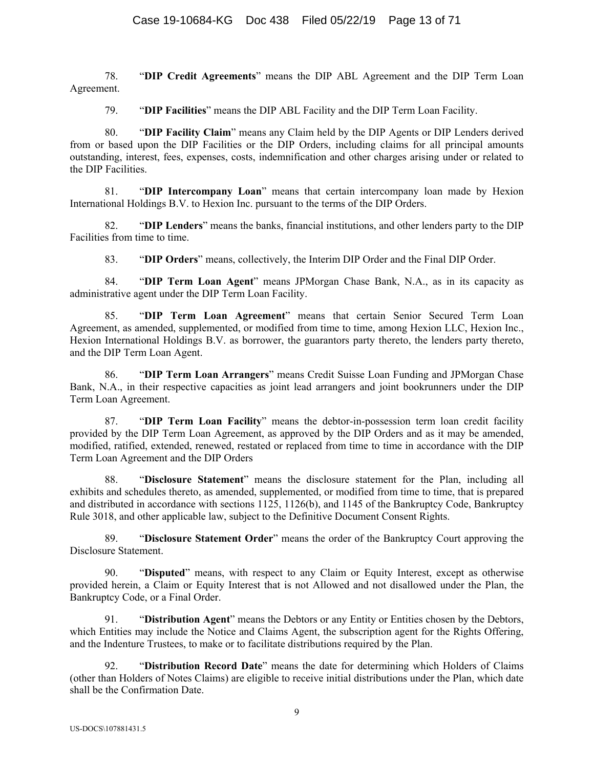78. "**DIP Credit Agreements**" means the DIP ABL Agreement and the DIP Term Loan Agreement.

79. "**DIP Facilities**" means the DIP ABL Facility and the DIP Term Loan Facility.

80. "**DIP Facility Claim**" means any Claim held by the DIP Agents or DIP Lenders derived from or based upon the DIP Facilities or the DIP Orders, including claims for all principal amounts outstanding, interest, fees, expenses, costs, indemnification and other charges arising under or related to the DIP Facilities.

81. "**DIP Intercompany Loan**" means that certain intercompany loan made by Hexion International Holdings B.V. to Hexion Inc. pursuant to the terms of the DIP Orders.

82. "**DIP Lenders**" means the banks, financial institutions, and other lenders party to the DIP Facilities from time to time.

83. "**DIP Orders**" means, collectively, the Interim DIP Order and the Final DIP Order.

84. "**DIP Term Loan Agent**" means JPMorgan Chase Bank, N.A., as in its capacity as administrative agent under the DIP Term Loan Facility.

85. "**DIP Term Loan Agreement**" means that certain Senior Secured Term Loan Agreement, as amended, supplemented, or modified from time to time, among Hexion LLC, Hexion Inc., Hexion International Holdings B.V. as borrower, the guarantors party thereto, the lenders party thereto, and the DIP Term Loan Agent.

86. "**DIP Term Loan Arrangers**" means Credit Suisse Loan Funding and JPMorgan Chase Bank, N.A., in their respective capacities as joint lead arrangers and joint bookrunners under the DIP Term Loan Agreement.

87. "**DIP Term Loan Facility**" means the debtor-in-possession term loan credit facility provided by the DIP Term Loan Agreement, as approved by the DIP Orders and as it may be amended, modified, ratified, extended, renewed, restated or replaced from time to time in accordance with the DIP Term Loan Agreement and the DIP Orders

88. "**Disclosure Statement**" means the disclosure statement for the Plan, including all exhibits and schedules thereto, as amended, supplemented, or modified from time to time, that is prepared and distributed in accordance with sections 1125, 1126(b), and 1145 of the Bankruptcy Code, Bankruptcy Rule 3018, and other applicable law, subject to the Definitive Document Consent Rights.

89. "**Disclosure Statement Order**" means the order of the Bankruptcy Court approving the Disclosure Statement.

90. "**Disputed**" means, with respect to any Claim or Equity Interest, except as otherwise provided herein, a Claim or Equity Interest that is not Allowed and not disallowed under the Plan, the Bankruptcy Code, or a Final Order.

91. "**Distribution Agent**" means the Debtors or any Entity or Entities chosen by the Debtors, which Entities may include the Notice and Claims Agent, the subscription agent for the Rights Offering, and the Indenture Trustees, to make or to facilitate distributions required by the Plan.

92. "**Distribution Record Date**" means the date for determining which Holders of Claims (other than Holders of Notes Claims) are eligible to receive initial distributions under the Plan, which date shall be the Confirmation Date.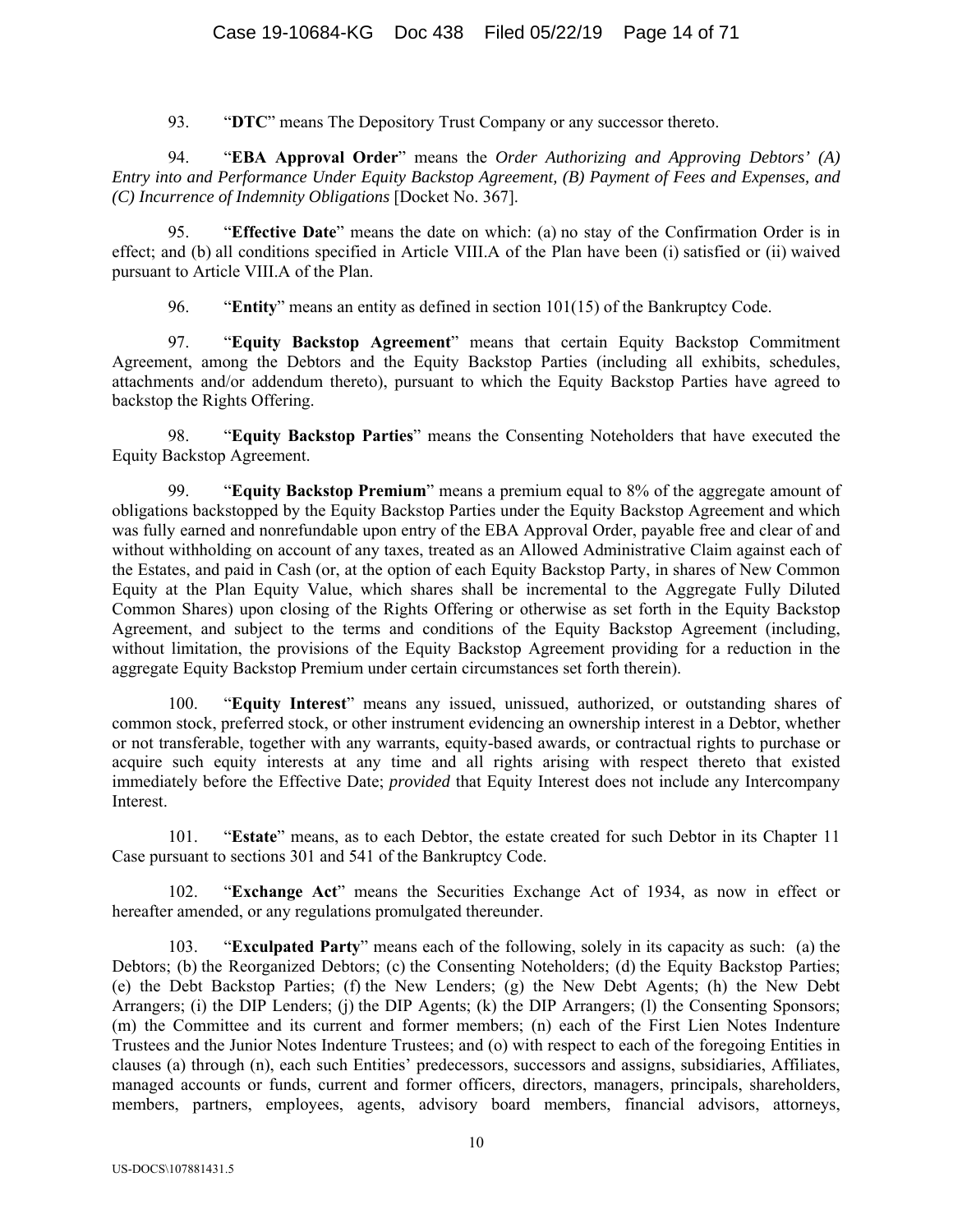93. "**DTC**" means The Depository Trust Company or any successor thereto.

94. "**EBA Approval Order**" means the *Order Authorizing and Approving Debtors' (A) Entry into and Performance Under Equity Backstop Agreement, (B) Payment of Fees and Expenses, and (C) Incurrence of Indemnity Obligations* [Docket No. 367].

95. "**Effective Date**" means the date on which: (a) no stay of the Confirmation Order is in effect; and (b) all conditions specified in Article VIII.A of the Plan have been (i) satisfied or (ii) waived pursuant to Article VIII.A of the Plan.

96. "**Entity**" means an entity as defined in section 101(15) of the Bankruptcy Code.

97. "**Equity Backstop Agreement**" means that certain Equity Backstop Commitment Agreement, among the Debtors and the Equity Backstop Parties (including all exhibits, schedules, attachments and/or addendum thereto), pursuant to which the Equity Backstop Parties have agreed to backstop the Rights Offering.

98. "**Equity Backstop Parties**" means the Consenting Noteholders that have executed the Equity Backstop Agreement.

99. "**Equity Backstop Premium**" means a premium equal to 8% of the aggregate amount of obligations backstopped by the Equity Backstop Parties under the Equity Backstop Agreement and which was fully earned and nonrefundable upon entry of the EBA Approval Order, payable free and clear of and without withholding on account of any taxes, treated as an Allowed Administrative Claim against each of the Estates, and paid in Cash (or, at the option of each Equity Backstop Party, in shares of New Common Equity at the Plan Equity Value, which shares shall be incremental to the Aggregate Fully Diluted Common Shares) upon closing of the Rights Offering or otherwise as set forth in the Equity Backstop Agreement, and subject to the terms and conditions of the Equity Backstop Agreement (including, without limitation, the provisions of the Equity Backstop Agreement providing for a reduction in the aggregate Equity Backstop Premium under certain circumstances set forth therein).

100. "**Equity Interest**" means any issued, unissued, authorized, or outstanding shares of common stock, preferred stock, or other instrument evidencing an ownership interest in a Debtor, whether or not transferable, together with any warrants, equity-based awards, or contractual rights to purchase or acquire such equity interests at any time and all rights arising with respect thereto that existed immediately before the Effective Date; *provided* that Equity Interest does not include any Intercompany Interest.

101. "**Estate**" means, as to each Debtor, the estate created for such Debtor in its Chapter 11 Case pursuant to sections 301 and 541 of the Bankruptcy Code.

102. "**Exchange Act**" means the Securities Exchange Act of 1934, as now in effect or hereafter amended, or any regulations promulgated thereunder.

103. "**Exculpated Party**" means each of the following, solely in its capacity as such: (a) the Debtors; (b) the Reorganized Debtors; (c) the Consenting Noteholders; (d) the Equity Backstop Parties; (e) the Debt Backstop Parties; (f) the New Lenders; (g) the New Debt Agents; (h) the New Debt Arrangers; (i) the DIP Lenders; (j) the DIP Agents; (k) the DIP Arrangers; (l) the Consenting Sponsors; (m) the Committee and its current and former members; (n) each of the First Lien Notes Indenture Trustees and the Junior Notes Indenture Trustees; and (o) with respect to each of the foregoing Entities in clauses (a) through (n), each such Entities' predecessors, successors and assigns, subsidiaries, Affiliates, managed accounts or funds, current and former officers, directors, managers, principals, shareholders, members, partners, employees, agents, advisory board members, financial advisors, attorneys,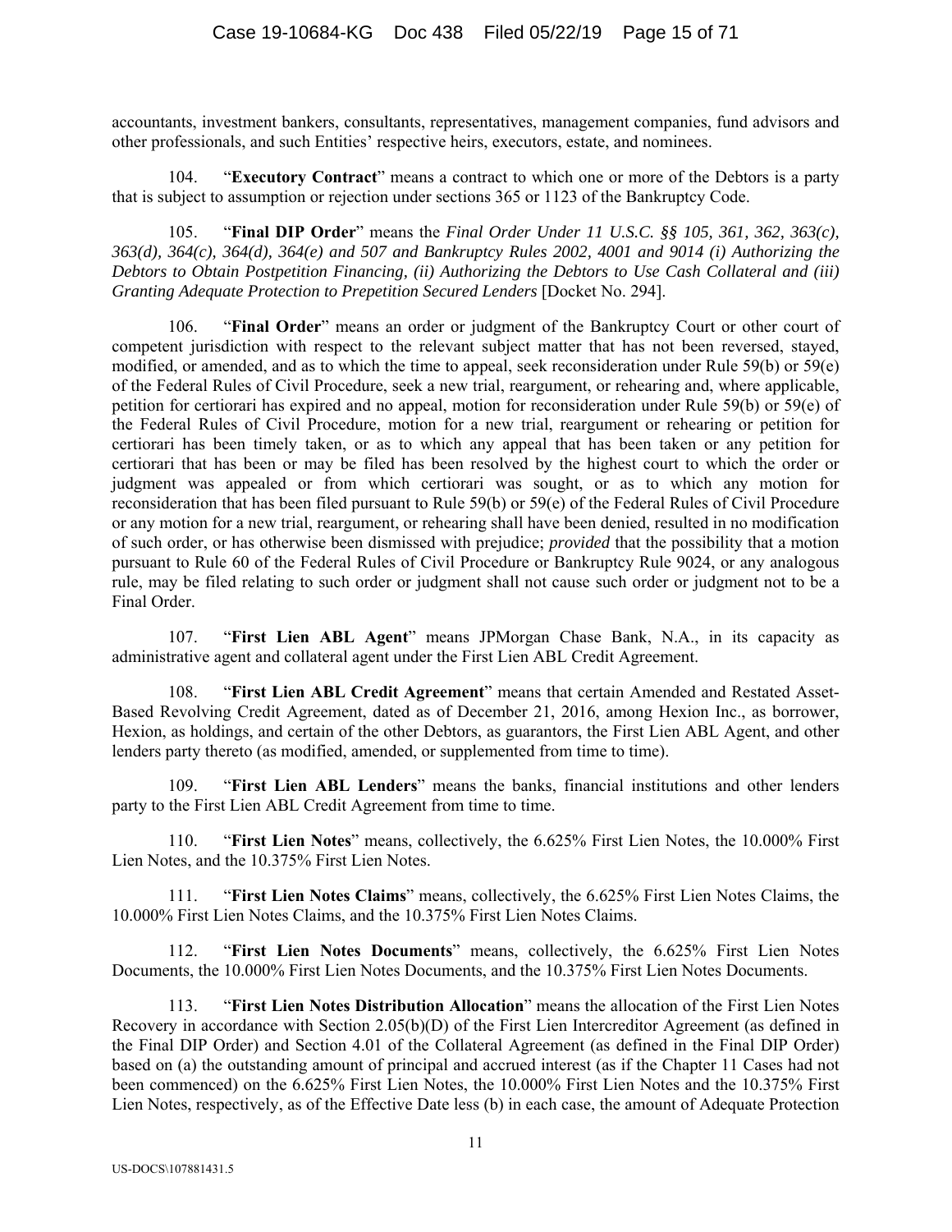accountants, investment bankers, consultants, representatives, management companies, fund advisors and other professionals, and such Entities' respective heirs, executors, estate, and nominees.

104. "**Executory Contract**" means a contract to which one or more of the Debtors is a party that is subject to assumption or rejection under sections 365 or 1123 of the Bankruptcy Code.

105. "**Final DIP Order**" means the *Final Order Under 11 U.S.C. §§ 105, 361, 362, 363(c), 363(d), 364(c), 364(d), 364(e) and 507 and Bankruptcy Rules 2002, 4001 and 9014 (i) Authorizing the Debtors to Obtain Postpetition Financing, (ii) Authorizing the Debtors to Use Cash Collateral and (iii) Granting Adequate Protection to Prepetition Secured Lenders* [Docket No. 294].

106. "**Final Order**" means an order or judgment of the Bankruptcy Court or other court of competent jurisdiction with respect to the relevant subject matter that has not been reversed, stayed, modified, or amended, and as to which the time to appeal, seek reconsideration under Rule 59(b) or 59(e) of the Federal Rules of Civil Procedure, seek a new trial, reargument, or rehearing and, where applicable, petition for certiorari has expired and no appeal, motion for reconsideration under Rule 59(b) or 59(e) of the Federal Rules of Civil Procedure, motion for a new trial, reargument or rehearing or petition for certiorari has been timely taken, or as to which any appeal that has been taken or any petition for certiorari that has been or may be filed has been resolved by the highest court to which the order or judgment was appealed or from which certiorari was sought, or as to which any motion for reconsideration that has been filed pursuant to Rule 59(b) or 59(e) of the Federal Rules of Civil Procedure or any motion for a new trial, reargument, or rehearing shall have been denied, resulted in no modification of such order, or has otherwise been dismissed with prejudice; *provided* that the possibility that a motion pursuant to Rule 60 of the Federal Rules of Civil Procedure or Bankruptcy Rule 9024, or any analogous rule, may be filed relating to such order or judgment shall not cause such order or judgment not to be a Final Order.

107. "**First Lien ABL Agent**" means JPMorgan Chase Bank, N.A., in its capacity as administrative agent and collateral agent under the First Lien ABL Credit Agreement.

108. "**First Lien ABL Credit Agreement**" means that certain Amended and Restated Asset-Based Revolving Credit Agreement, dated as of December 21, 2016, among Hexion Inc., as borrower, Hexion, as holdings, and certain of the other Debtors, as guarantors, the First Lien ABL Agent, and other lenders party thereto (as modified, amended, or supplemented from time to time).

109. "**First Lien ABL Lenders**" means the banks, financial institutions and other lenders party to the First Lien ABL Credit Agreement from time to time.

110. "**First Lien Notes**" means, collectively, the 6.625% First Lien Notes, the 10.000% First Lien Notes, and the 10.375% First Lien Notes.

111. "**First Lien Notes Claims**" means, collectively, the 6.625% First Lien Notes Claims, the 10.000% First Lien Notes Claims, and the 10.375% First Lien Notes Claims.

112. "**First Lien Notes Documents**" means, collectively, the 6.625% First Lien Notes Documents, the 10.000% First Lien Notes Documents, and the 10.375% First Lien Notes Documents.

113. "**First Lien Notes Distribution Allocation**" means the allocation of the First Lien Notes Recovery in accordance with Section 2.05(b)(D) of the First Lien Intercreditor Agreement (as defined in the Final DIP Order) and Section 4.01 of the Collateral Agreement (as defined in the Final DIP Order) based on (a) the outstanding amount of principal and accrued interest (as if the Chapter 11 Cases had not been commenced) on the 6.625% First Lien Notes, the 10.000% First Lien Notes and the 10.375% First Lien Notes, respectively, as of the Effective Date less (b) in each case, the amount of Adequate Protection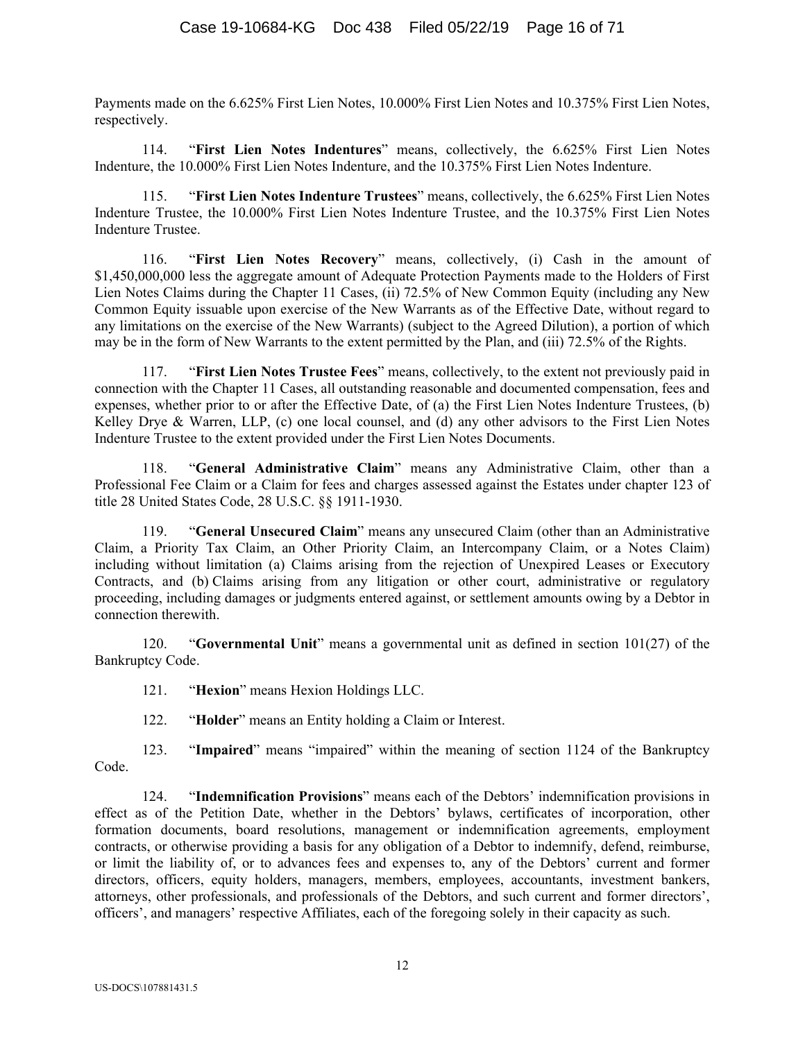Payments made on the 6.625% First Lien Notes, 10.000% First Lien Notes and 10.375% First Lien Notes, respectively.

114. "**First Lien Notes Indentures**" means, collectively, the 6.625% First Lien Notes Indenture, the 10.000% First Lien Notes Indenture, and the 10.375% First Lien Notes Indenture.

115. "**First Lien Notes Indenture Trustees**" means, collectively, the 6.625% First Lien Notes Indenture Trustee, the 10.000% First Lien Notes Indenture Trustee, and the 10.375% First Lien Notes Indenture Trustee.

116. "**First Lien Notes Recovery**" means, collectively, (i) Cash in the amount of $1,450,000,000 less the aggregate amount of Adequate Protection Payments made to the Holders of First Lien Notes Claims during the Chapter 11 Cases, (ii) 72.5% of New Common Equity (including any New Common Equity issuable upon exercise of the New Warrants as of the Effective Date, without regard to any limitations on the exercise of the New Warrants) (subject to the Agreed Dilution), a portion of which may be in the form of New Warrants to the extent permitted by the Plan, and (iii) 72.5% of the Rights.

117. "**First Lien Notes Trustee Fees**" means, collectively, to the extent not previously paid in connection with the Chapter 11 Cases, all outstanding reasonable and documented compensation, fees and expenses, whether prior to or after the Effective Date, of (a) the First Lien Notes Indenture Trustees, (b) Kelley Drye & Warren, LLP, (c) one local counsel, and (d) any other advisors to the First Lien Notes Indenture Trustee to the extent provided under the First Lien Notes Documents.

118. "**General Administrative Claim**" means any Administrative Claim, other than a Professional Fee Claim or a Claim for fees and charges assessed against the Estates under chapter 123 of title 28 United States Code, 28 U.S.C. §§ 1911-1930.

119. "**General Unsecured Claim**" means any unsecured Claim (other than an Administrative Claim, a Priority Tax Claim, an Other Priority Claim, an Intercompany Claim, or a Notes Claim) including without limitation (a) Claims arising from the rejection of Unexpired Leases or Executory Contracts, and (b) Claims arising from any litigation or other court, administrative or regulatory proceeding, including damages or judgments entered against, or settlement amounts owing by a Debtor in connection therewith.

120. "**Governmental Unit**" means a governmental unit as defined in section 101(27) of the Bankruptcy Code.

121. "**Hexion**" means Hexion Holdings LLC.

122. "**Holder**" means an Entity holding a Claim or Interest.

123. "**Impaired**" means "impaired" within the meaning of section 1124 of the Bankruptcy Code.

124. "**Indemnification Provisions**" means each of the Debtors' indemnification provisions in effect as of the Petition Date, whether in the Debtors' bylaws, certificates of incorporation, other formation documents, board resolutions, management or indemnification agreements, employment contracts, or otherwise providing a basis for any obligation of a Debtor to indemnify, defend, reimburse, or limit the liability of, or to advances fees and expenses to, any of the Debtors' current and former directors, officers, equity holders, managers, members, employees, accountants, investment bankers, attorneys, other professionals, and professionals of the Debtors, and such current and former directors', officers', and managers' respective Affiliates, each of the foregoing solely in their capacity as such.

US-DOCS\107881431.5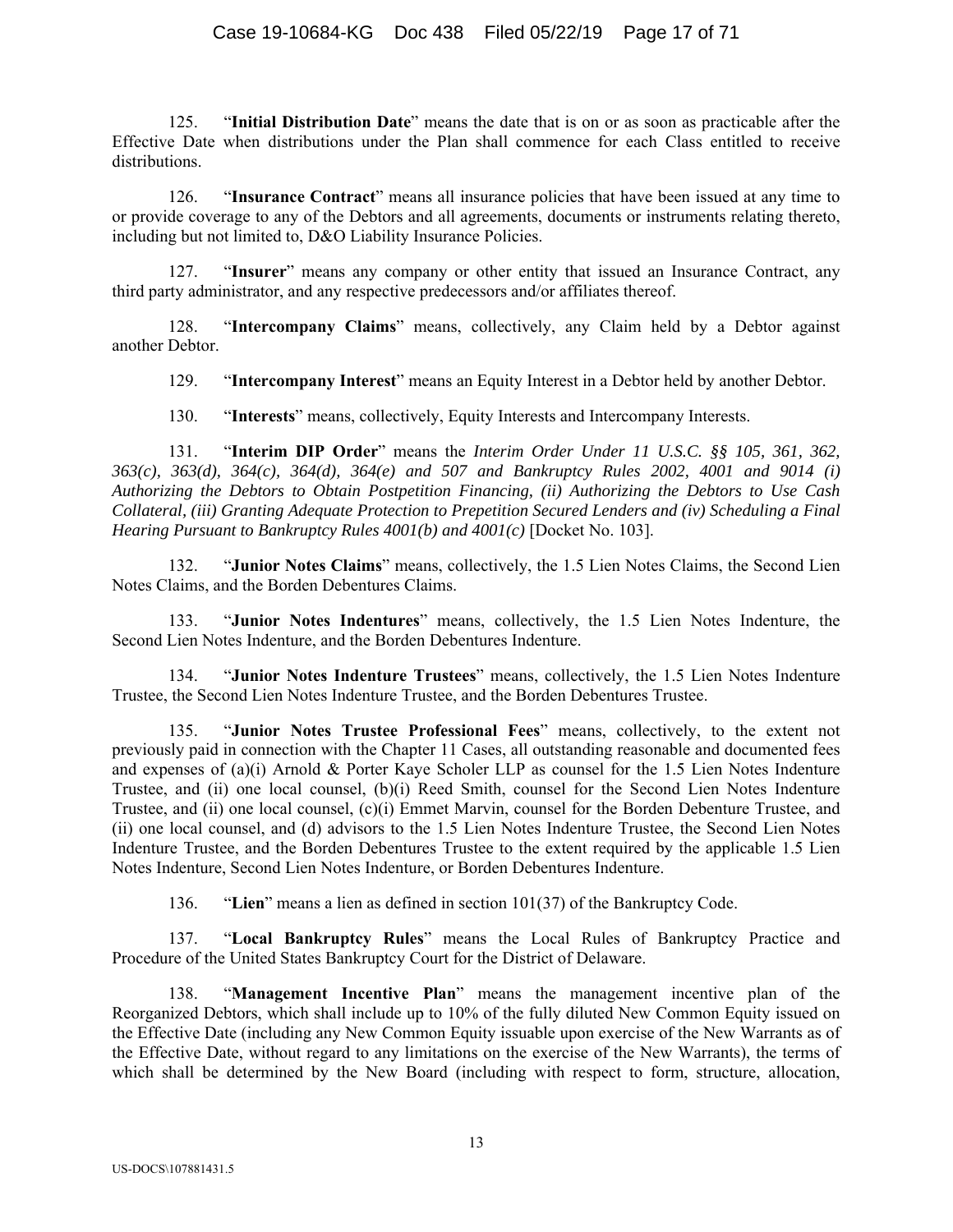125. "**Initial Distribution Date**" means the date that is on or as soon as practicable after the Effective Date when distributions under the Plan shall commence for each Class entitled to receive distributions.

126. "**Insurance Contract**" means all insurance policies that have been issued at any time to or provide coverage to any of the Debtors and all agreements, documents or instruments relating thereto, including but not limited to, D&O Liability Insurance Policies.

127. "**Insurer**" means any company or other entity that issued an Insurance Contract, any third party administrator, and any respective predecessors and/or affiliates thereof.

128. "**Intercompany Claims**" means, collectively, any Claim held by a Debtor against another Debtor.

129. "**Intercompany Interest**" means an Equity Interest in a Debtor held by another Debtor.

130. "**Interests**" means, collectively, Equity Interests and Intercompany Interests.

131. "**Interim DIP Order**" means the *Interim Order Under 11 U.S.C. §§ 105, 361, 362, 363(c), 363(d), 364(c), 364(d), 364(e) and 507 and Bankruptcy Rules 2002, 4001 and 9014 (i) Authorizing the Debtors to Obtain Postpetition Financing, (ii) Authorizing the Debtors to Use Cash Collateral, (iii) Granting Adequate Protection to Prepetition Secured Lenders and (iv) Scheduling a Final Hearing Pursuant to Bankruptcy Rules 4001(b) and 4001(c)* [Docket No. 103].

132. "**Junior Notes Claims**" means, collectively, the 1.5 Lien Notes Claims, the Second Lien Notes Claims, and the Borden Debentures Claims.

133. "**Junior Notes Indentures**" means, collectively, the 1.5 Lien Notes Indenture, the Second Lien Notes Indenture, and the Borden Debentures Indenture.

134. "**Junior Notes Indenture Trustees**" means, collectively, the 1.5 Lien Notes Indenture Trustee, the Second Lien Notes Indenture Trustee, and the Borden Debentures Trustee.

135. "**Junior Notes Trustee Professional Fees**" means, collectively, to the extent not previously paid in connection with the Chapter 11 Cases, all outstanding reasonable and documented fees and expenses of (a)(i) Arnold & Porter Kaye Scholer LLP as counsel for the 1.5 Lien Notes Indenture Trustee, and (ii) one local counsel, (b)(i) Reed Smith, counsel for the Second Lien Notes Indenture Trustee, and (ii) one local counsel, (c)(i) Emmet Marvin, counsel for the Borden Debenture Trustee, and (ii) one local counsel, and (d) advisors to the 1.5 Lien Notes Indenture Trustee, the Second Lien Notes Indenture Trustee, and the Borden Debentures Trustee to the extent required by the applicable 1.5 Lien Notes Indenture, Second Lien Notes Indenture, or Borden Debentures Indenture.

136. "**Lien**" means a lien as defined in section 101(37) of the Bankruptcy Code.

137. "**Local Bankruptcy Rules**" means the Local Rules of Bankruptcy Practice and Procedure of the United States Bankruptcy Court for the District of Delaware.

138. "**Management Incentive Plan**" means the management incentive plan of the Reorganized Debtors, which shall include up to 10% of the fully diluted New Common Equity issued on the Effective Date (including any New Common Equity issuable upon exercise of the New Warrants as of the Effective Date, without regard to any limitations on the exercise of the New Warrants), the terms of which shall be determined by the New Board (including with respect to form, structure, allocation,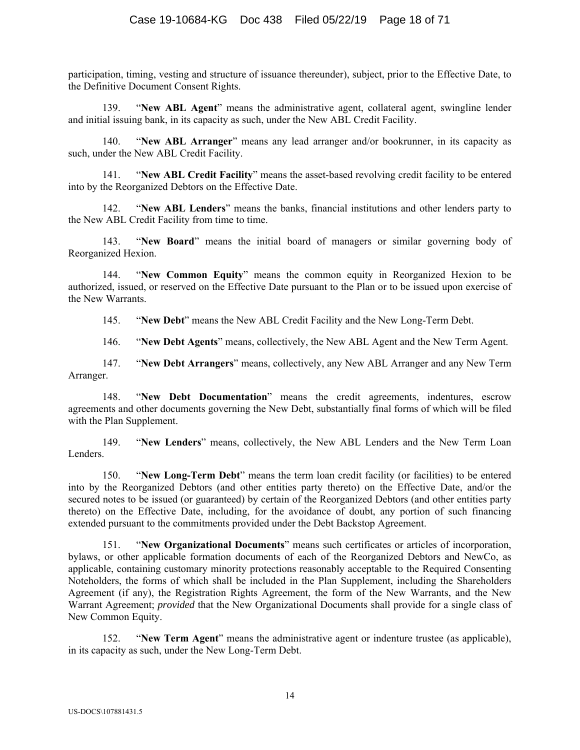participation, timing, vesting and structure of issuance thereunder), subject, prior to the Effective Date, to the Definitive Document Consent Rights.

139. "**New ABL Agent**" means the administrative agent, collateral agent, swingline lender and initial issuing bank, in its capacity as such, under the New ABL Credit Facility.

140. "**New ABL Arranger**" means any lead arranger and/or bookrunner, in its capacity as such, under the New ABL Credit Facility.

141. "**New ABL Credit Facility**" means the asset-based revolving credit facility to be entered into by the Reorganized Debtors on the Effective Date.

142. "**New ABL Lenders**" means the banks, financial institutions and other lenders party to the New ABL Credit Facility from time to time.

143. "**New Board**" means the initial board of managers or similar governing body of Reorganized Hexion.

144. "**New Common Equity**" means the common equity in Reorganized Hexion to be authorized, issued, or reserved on the Effective Date pursuant to the Plan or to be issued upon exercise of the New Warrants.

145. "**New Debt**" means the New ABL Credit Facility and the New Long-Term Debt.

146. "**New Debt Agents**" means, collectively, the New ABL Agent and the New Term Agent.

147. "**New Debt Arrangers**" means, collectively, any New ABL Arranger and any New Term Arranger.

148. "**New Debt Documentation**" means the credit agreements, indentures, escrow agreements and other documents governing the New Debt, substantially final forms of which will be filed with the Plan Supplement.

149. "**New Lenders**" means, collectively, the New ABL Lenders and the New Term Loan Lenders.

150. "**New Long-Term Debt**" means the term loan credit facility (or facilities) to be entered into by the Reorganized Debtors (and other entities party thereto) on the Effective Date, and/or the secured notes to be issued (or guaranteed) by certain of the Reorganized Debtors (and other entities party thereto) on the Effective Date, including, for the avoidance of doubt, any portion of such financing extended pursuant to the commitments provided under the Debt Backstop Agreement.

151. "**New Organizational Documents**" means such certificates or articles of incorporation, bylaws, or other applicable formation documents of each of the Reorganized Debtors and NewCo, as applicable, containing customary minority protections reasonably acceptable to the Required Consenting Noteholders, the forms of which shall be included in the Plan Supplement, including the Shareholders Agreement (if any), the Registration Rights Agreement, the form of the New Warrants, and the New Warrant Agreement; *provided* that the New Organizational Documents shall provide for a single class of New Common Equity.

152. "**New Term Agent**" means the administrative agent or indenture trustee (as applicable), in its capacity as such, under the New Long-Term Debt.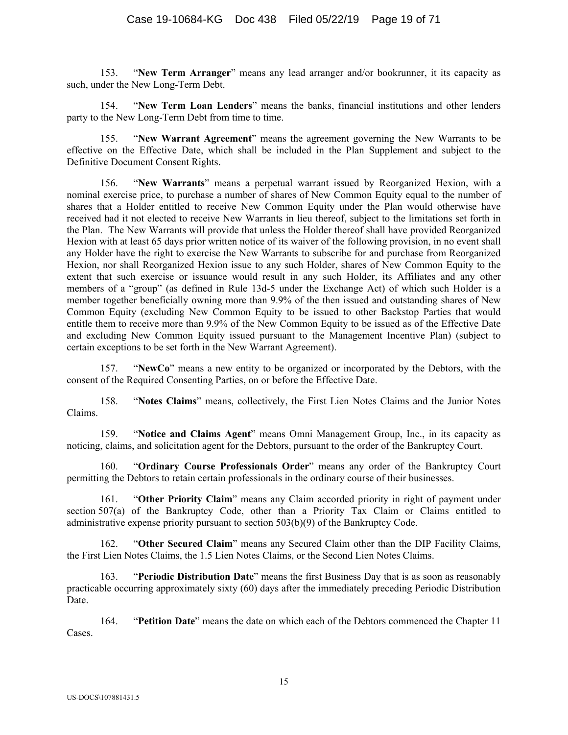153. "**New Term Arranger**" means any lead arranger and/or bookrunner, it its capacity as such, under the New Long-Term Debt.

154. "**New Term Loan Lenders**" means the banks, financial institutions and other lenders party to the New Long-Term Debt from time to time.

155. "**New Warrant Agreement**" means the agreement governing the New Warrants to be effective on the Effective Date, which shall be included in the Plan Supplement and subject to the Definitive Document Consent Rights.

156. "**New Warrants**" means a perpetual warrant issued by Reorganized Hexion, with a nominal exercise price, to purchase a number of shares of New Common Equity equal to the number of shares that a Holder entitled to receive New Common Equity under the Plan would otherwise have received had it not elected to receive New Warrants in lieu thereof, subject to the limitations set forth in the Plan. The New Warrants will provide that unless the Holder thereof shall have provided Reorganized Hexion with at least 65 days prior written notice of its waiver of the following provision, in no event shall any Holder have the right to exercise the New Warrants to subscribe for and purchase from Reorganized Hexion, nor shall Reorganized Hexion issue to any such Holder, shares of New Common Equity to the extent that such exercise or issuance would result in any such Holder, its Affiliates and any other members of a "group" (as defined in Rule 13d-5 under the Exchange Act) of which such Holder is a member together beneficially owning more than 9.9% of the then issued and outstanding shares of New Common Equity (excluding New Common Equity to be issued to other Backstop Parties that would entitle them to receive more than 9.9% of the New Common Equity to be issued as of the Effective Date and excluding New Common Equity issued pursuant to the Management Incentive Plan) (subject to certain exceptions to be set forth in the New Warrant Agreement).

157. "**NewCo**" means a new entity to be organized or incorporated by the Debtors, with the consent of the Required Consenting Parties, on or before the Effective Date.

158. "**Notes Claims**" means, collectively, the First Lien Notes Claims and the Junior Notes Claims.

159. "**Notice and Claims Agent**" means Omni Management Group, Inc., in its capacity as noticing, claims, and solicitation agent for the Debtors, pursuant to the order of the Bankruptcy Court.

160. "**Ordinary Course Professionals Order**" means any order of the Bankruptcy Court permitting the Debtors to retain certain professionals in the ordinary course of their businesses.

161. "**Other Priority Claim**" means any Claim accorded priority in right of payment under section 507(a) of the Bankruptcy Code, other than a Priority Tax Claim or Claims entitled to administrative expense priority pursuant to section 503(b)(9) of the Bankruptcy Code.

162. "**Other Secured Claim**" means any Secured Claim other than the DIP Facility Claims, the First Lien Notes Claims, the 1.5 Lien Notes Claims, or the Second Lien Notes Claims.

163. "**Periodic Distribution Date**" means the first Business Day that is as soon as reasonably practicable occurring approximately sixty (60) days after the immediately preceding Periodic Distribution Date.

164. "**Petition Date**" means the date on which each of the Debtors commenced the Chapter 11 Cases.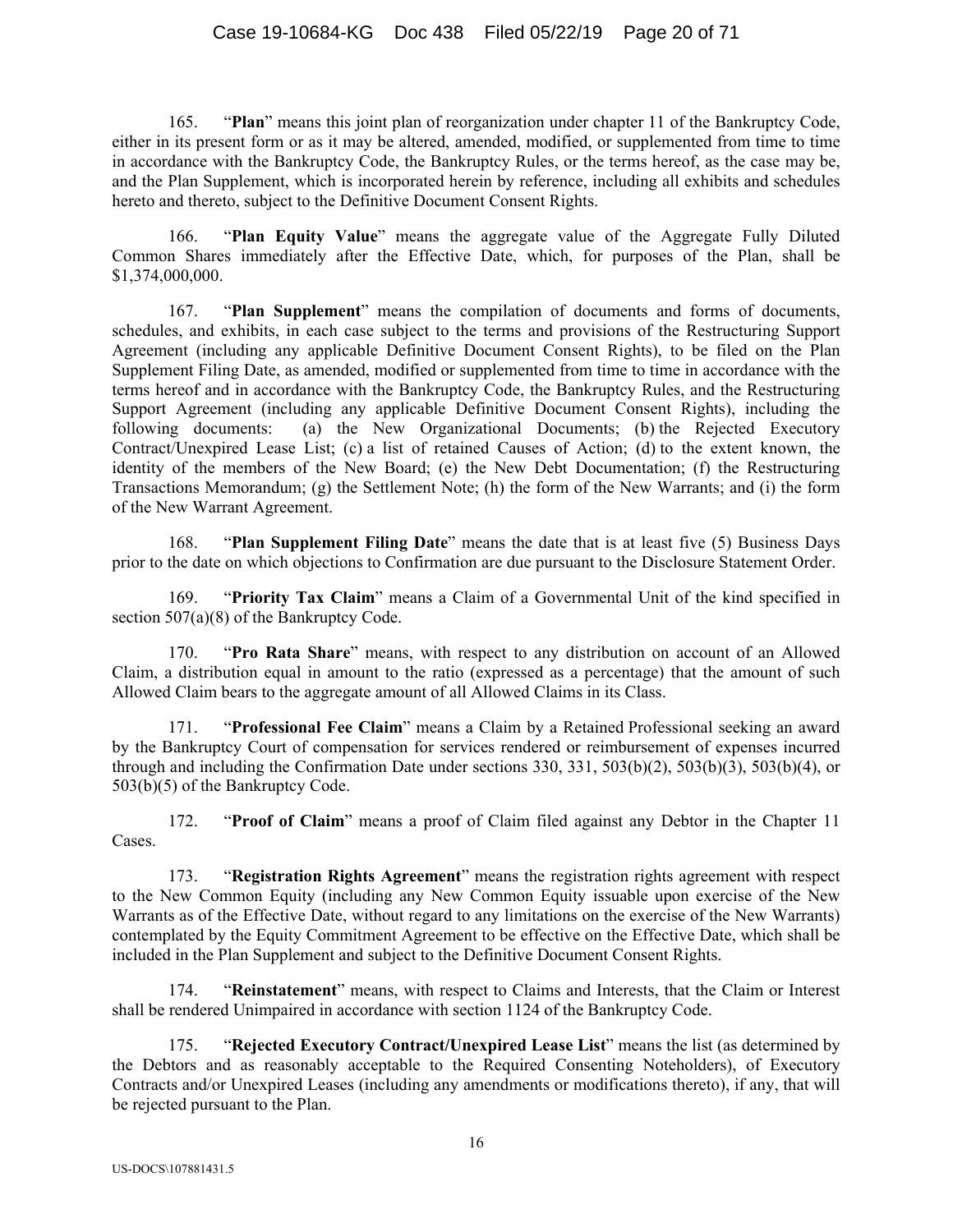165. "**Plan**" means this joint plan of reorganization under chapter 11 of the Bankruptcy Code, either in its present form or as it may be altered, amended, modified, or supplemented from time to time in accordance with the Bankruptcy Code, the Bankruptcy Rules, or the terms hereof, as the case may be, and the Plan Supplement, which is incorporated herein by reference, including all exhibits and schedules hereto and thereto, subject to the Definitive Document Consent Rights.

166. "**Plan Equity Value**" means the aggregate value of the Aggregate Fully Diluted Common Shares immediately after the Effective Date, which, for purposes of the Plan, shall be $1,374,000,000.

167. "**Plan Supplement**" means the compilation of documents and forms of documents, schedules, and exhibits, in each case subject to the terms and provisions of the Restructuring Support Agreement (including any applicable Definitive Document Consent Rights), to be filed on the Plan Supplement Filing Date, as amended, modified or supplemented from time to time in accordance with the terms hereof and in accordance with the Bankruptcy Code, the Bankruptcy Rules, and the Restructuring Support Agreement (including any applicable Definitive Document Consent Rights), including the following documents: (a) the New Organizational Documents; (b) the Rejected Executory Contract/Unexpired Lease List; (c) a list of retained Causes of Action; (d) to the extent known, the identity of the members of the New Board; (e) the New Debt Documentation; (f) the Restructuring Transactions Memorandum; (g) the Settlement Note; (h) the form of the New Warrants; and (i) the form of the New Warrant Agreement.

168. "**Plan Supplement Filing Date**" means the date that is at least five (5) Business Days prior to the date on which objections to Confirmation are due pursuant to the Disclosure Statement Order.

169. "**Priority Tax Claim**" means a Claim of a Governmental Unit of the kind specified in section 507(a)(8) of the Bankruptcy Code.

170. "**Pro Rata Share**" means, with respect to any distribution on account of an Allowed Claim, a distribution equal in amount to the ratio (expressed as a percentage) that the amount of such Allowed Claim bears to the aggregate amount of all Allowed Claims in its Class.

171. "**Professional Fee Claim**" means a Claim by a Retained Professional seeking an award by the Bankruptcy Court of compensation for services rendered or reimbursement of expenses incurred through and including the Confirmation Date under sections 330, 331, 503(b)(2), 503(b)(3), 503(b)(4), or 503(b)(5) of the Bankruptcy Code.

172. "**Proof of Claim**" means a proof of Claim filed against any Debtor in the Chapter 11 Cases.

173. "**Registration Rights Agreement**" means the registration rights agreement with respect to the New Common Equity (including any New Common Equity issuable upon exercise of the New Warrants as of the Effective Date, without regard to any limitations on the exercise of the New Warrants) contemplated by the Equity Commitment Agreement to be effective on the Effective Date, which shall be included in the Plan Supplement and subject to the Definitive Document Consent Rights.

174. "**Reinstatement**" means, with respect to Claims and Interests, that the Claim or Interest shall be rendered Unimpaired in accordance with section 1124 of the Bankruptcy Code.

175. "**Rejected Executory Contract/Unexpired Lease List**" means the list (as determined by the Debtors and as reasonably acceptable to the Required Consenting Noteholders), of Executory Contracts and/or Unexpired Leases (including any amendments or modifications thereto), if any, that will be rejected pursuant to the Plan.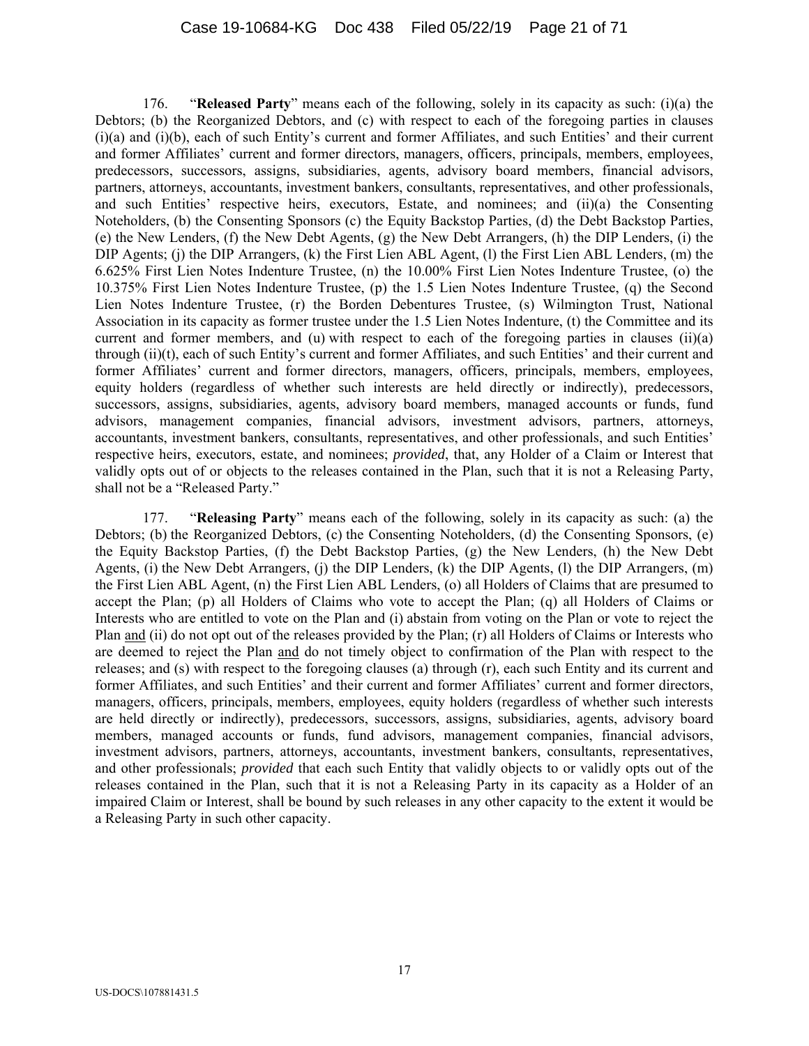176. "**Released Party**" means each of the following, solely in its capacity as such: (i)(a) the Debtors; (b) the Reorganized Debtors, and (c) with respect to each of the foregoing parties in clauses (i)(a) and (i)(b), each of such Entity's current and former Affiliates, and such Entities' and their current and former Affiliates' current and former directors, managers, officers, principals, members, employees, predecessors, successors, assigns, subsidiaries, agents, advisory board members, financial advisors, partners, attorneys, accountants, investment bankers, consultants, representatives, and other professionals, and such Entities' respective heirs, executors, Estate, and nominees; and (ii)(a) the Consenting Noteholders, (b) the Consenting Sponsors (c) the Equity Backstop Parties, (d) the Debt Backstop Parties, (e) the New Lenders, (f) the New Debt Agents, (g) the New Debt Arrangers, (h) the DIP Lenders, (i) the DIP Agents; (j) the DIP Arrangers, (k) the First Lien ABL Agent, (l) the First Lien ABL Lenders, (m) the 6.625% First Lien Notes Indenture Trustee, (n) the 10.00% First Lien Notes Indenture Trustee, (o) the 10.375% First Lien Notes Indenture Trustee, (p) the 1.5 Lien Notes Indenture Trustee, (q) the Second Lien Notes Indenture Trustee, (r) the Borden Debentures Trustee, (s) Wilmington Trust, National Association in its capacity as former trustee under the 1.5 Lien Notes Indenture, (t) the Committee and its current and former members, and (u) with respect to each of the foregoing parties in clauses (ii)(a) through (ii)(t), each of such Entity's current and former Affiliates, and such Entities' and their current and former Affiliates' current and former directors, managers, officers, principals, members, employees, equity holders (regardless of whether such interests are held directly or indirectly), predecessors, successors, assigns, subsidiaries, agents, advisory board members, managed accounts or funds, fund advisors, management companies, financial advisors, investment advisors, partners, attorneys, accountants, investment bankers, consultants, representatives, and other professionals, and such Entities' respective heirs, executors, estate, and nominees; *provided*, that, any Holder of a Claim or Interest that validly opts out of or objects to the releases contained in the Plan, such that it is not a Releasing Party, shall not be a "Released Party."

177. "**Releasing Party**" means each of the following, solely in its capacity as such: (a) the Debtors; (b) the Reorganized Debtors, (c) the Consenting Noteholders, (d) the Consenting Sponsors, (e) the Equity Backstop Parties, (f) the Debt Backstop Parties, (g) the New Lenders, (h) the New Debt Agents, (i) the New Debt Arrangers, (j) the DIP Lenders, (k) the DIP Agents, (l) the DIP Arrangers, (m) the First Lien ABL Agent, (n) the First Lien ABL Lenders, (o) all Holders of Claims that are presumed to accept the Plan; (p) all Holders of Claims who vote to accept the Plan; (q) all Holders of Claims or Interests who are entitled to vote on the Plan and (i) abstain from voting on the Plan or vote to reject the Plan <u>and</u> (ii) do not opt out of the releases provided by the Plan; (r) all Holders of Claims or Interests who are deemed to reject the Plan <u>and</u> do not timely object to confirmation of the Plan with respect to the releases; and (s) with respect to the foregoing clauses (a) through (r), each such Entity and its current and former Affiliates, and such Entities' and their current and former Affiliates' current and former directors, managers, officers, principals, members, employees, equity holders (regardless of whether such interests are held directly or indirectly), predecessors, successors, assigns, subsidiaries, agents, advisory board members, managed accounts or funds, fund advisors, management companies, financial advisors, investment advisors, partners, attorneys, accountants, investment bankers, consultants, representatives, and other professionals; *provided* that each such Entity that validly objects to or validly opts out of the releases contained in the Plan, such that it is not a Releasing Party in its capacity as a Holder of an impaired Claim or Interest, shall be bound by such releases in any other capacity to the extent it would be a Releasing Party in such other capacity.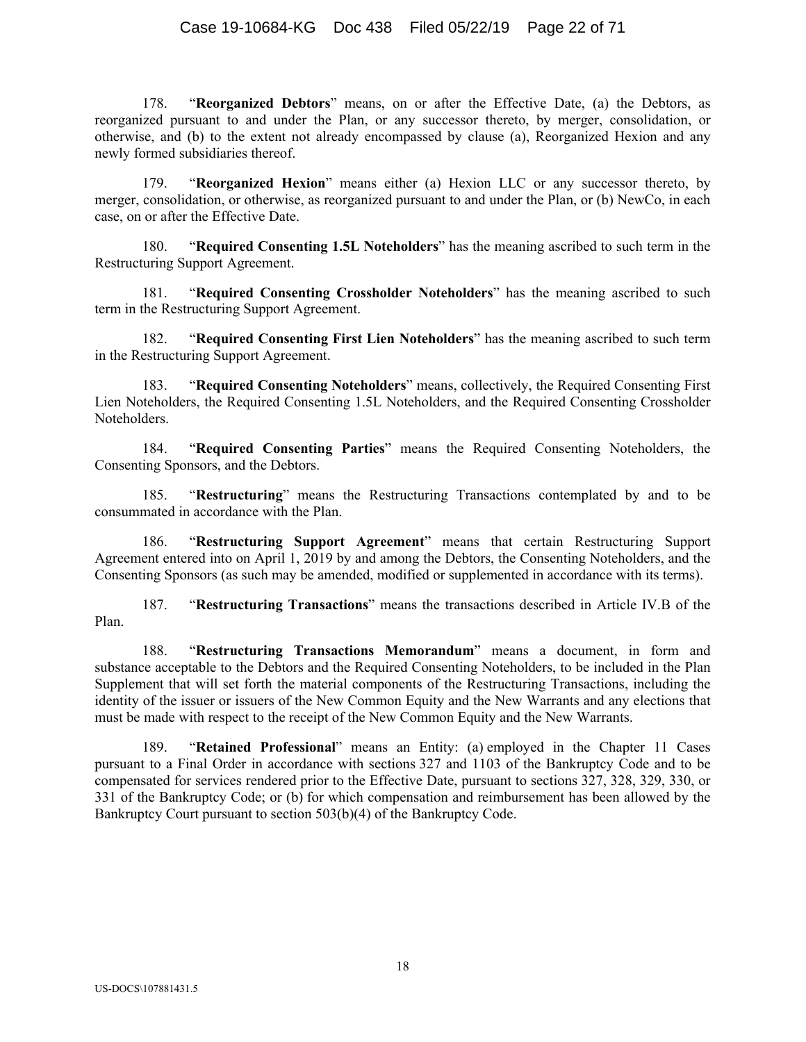178. "**Reorganized Debtors**" means, on or after the Effective Date, (a) the Debtors, as reorganized pursuant to and under the Plan, or any successor thereto, by merger, consolidation, or otherwise, and (b) to the extent not already encompassed by clause (a), Reorganized Hexion and any newly formed subsidiaries thereof.

179. "**Reorganized Hexion**" means either (a) Hexion LLC or any successor thereto, by merger, consolidation, or otherwise, as reorganized pursuant to and under the Plan, or (b) NewCo, in each case, on or after the Effective Date.

180. "**Required Consenting 1.5L Noteholders**" has the meaning ascribed to such term in the Restructuring Support Agreement.

181. "**Required Consenting Crossholder Noteholders**" has the meaning ascribed to such term in the Restructuring Support Agreement.

182. "**Required Consenting First Lien Noteholders**" has the meaning ascribed to such term in the Restructuring Support Agreement.

183. "**Required Consenting Noteholders**" means, collectively, the Required Consenting First Lien Noteholders, the Required Consenting 1.5L Noteholders, and the Required Consenting Crossholder Noteholders.

184. "**Required Consenting Parties**" means the Required Consenting Noteholders, the Consenting Sponsors, and the Debtors.

185. "**Restructuring**" means the Restructuring Transactions contemplated by and to be consummated in accordance with the Plan.

186. "**Restructuring Support Agreement**" means that certain Restructuring Support Agreement entered into on April 1, 2019 by and among the Debtors, the Consenting Noteholders, and the Consenting Sponsors (as such may be amended, modified or supplemented in accordance with its terms).

187. "**Restructuring Transactions**" means the transactions described in Article IV.B of the Plan.

188. "**Restructuring Transactions Memorandum**" means a document, in form and substance acceptable to the Debtors and the Required Consenting Noteholders, to be included in the Plan Supplement that will set forth the material components of the Restructuring Transactions, including the identity of the issuer or issuers of the New Common Equity and the New Warrants and any elections that must be made with respect to the receipt of the New Common Equity and the New Warrants.

189. "**Retained Professional**" means an Entity: (a) employed in the Chapter 11 Cases pursuant to a Final Order in accordance with sections 327 and 1103 of the Bankruptcy Code and to be compensated for services rendered prior to the Effective Date, pursuant to sections 327, 328, 329, 330, or 331 of the Bankruptcy Code; or (b) for which compensation and reimbursement has been allowed by the Bankruptcy Court pursuant to section 503(b)(4) of the Bankruptcy Code.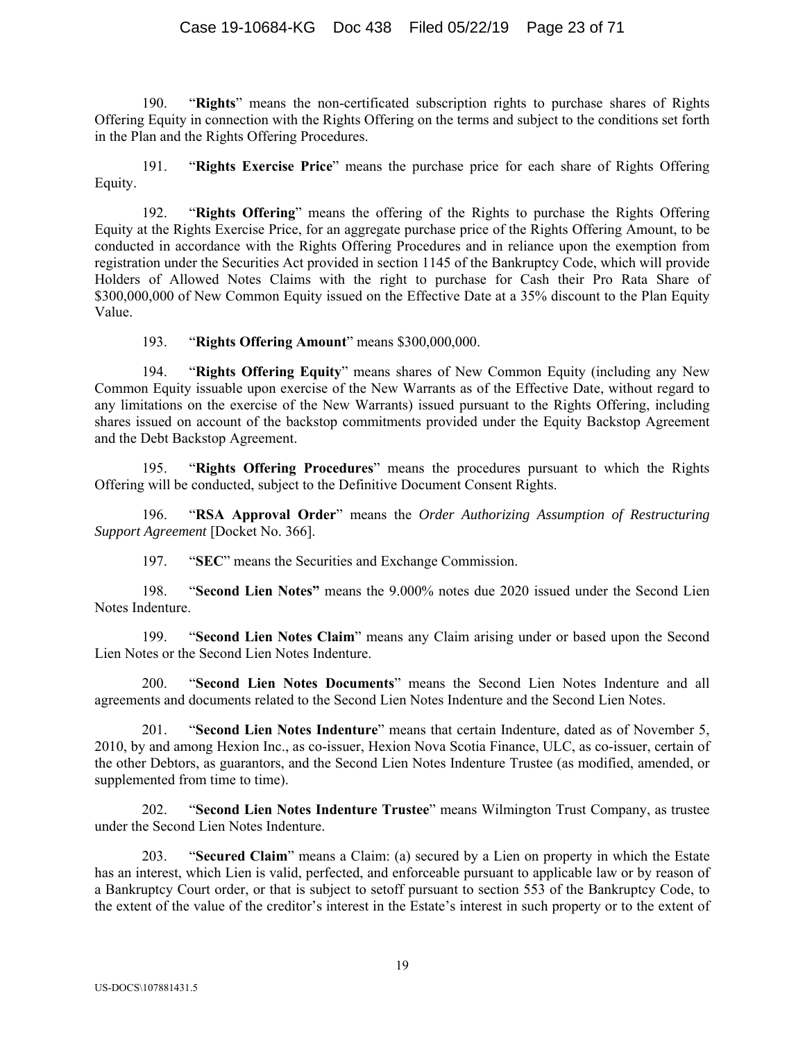190. "**Rights**" means the non-certificated subscription rights to purchase shares of Rights Offering Equity in connection with the Rights Offering on the terms and subject to the conditions set forth in the Plan and the Rights Offering Procedures.

191. "**Rights Exercise Price**" means the purchase price for each share of Rights Offering Equity.

192. "**Rights Offering**" means the offering of the Rights to purchase the Rights Offering Equity at the Rights Exercise Price, for an aggregate purchase price of the Rights Offering Amount, to be conducted in accordance with the Rights Offering Procedures and in reliance upon the exemption from registration under the Securities Act provided in section 1145 of the Bankruptcy Code, which will provide Holders of Allowed Notes Claims with the right to purchase for Cash their Pro Rata Share of $300,000,000 of New Common Equity issued on the Effective Date at a 35% discount to the Plan Equity Value.

193. "**Rights Offering Amount**" means $300,000,000.

194. "**Rights Offering Equity**" means shares of New Common Equity (including any New Common Equity issuable upon exercise of the New Warrants as of the Effective Date, without regard to any limitations on the exercise of the New Warrants) issued pursuant to the Rights Offering, including shares issued on account of the backstop commitments provided under the Equity Backstop Agreement and the Debt Backstop Agreement.

195. "**Rights Offering Procedures**" means the procedures pursuant to which the Rights Offering will be conducted, subject to the Definitive Document Consent Rights.

196. "**RSA Approval Order**" means the *Order Authorizing Assumption of Restructuring Support Agreement* [Docket No. 366].

197. "**SEC**" means the Securities and Exchange Commission.

198. "**Second Lien Notes**" means the 9.000% notes due 2020 issued under the Second Lien Notes Indenture.

199. "**Second Lien Notes Claim**" means any Claim arising under or based upon the Second Lien Notes or the Second Lien Notes Indenture.

200. "**Second Lien Notes Documents**" means the Second Lien Notes Indenture and all agreements and documents related to the Second Lien Notes Indenture and the Second Lien Notes.

201. "**Second Lien Notes Indenture**" means that certain Indenture, dated as of November 5, 2010, by and among Hexion Inc., as co-issuer, Hexion Nova Scotia Finance, ULC, as co-issuer, certain of the other Debtors, as guarantors, and the Second Lien Notes Indenture Trustee (as modified, amended, or supplemented from time to time).

202. "**Second Lien Notes Indenture Trustee**" means Wilmington Trust Company, as trustee under the Second Lien Notes Indenture.

203. "**Secured Claim**" means a Claim: (a) secured by a Lien on property in which the Estate has an interest, which Lien is valid, perfected, and enforceable pursuant to applicable law or by reason of a Bankruptcy Court order, or that is subject to setoff pursuant to section 553 of the Bankruptcy Code, to the extent of the value of the creditor's interest in the Estate's interest in such property or to the extent of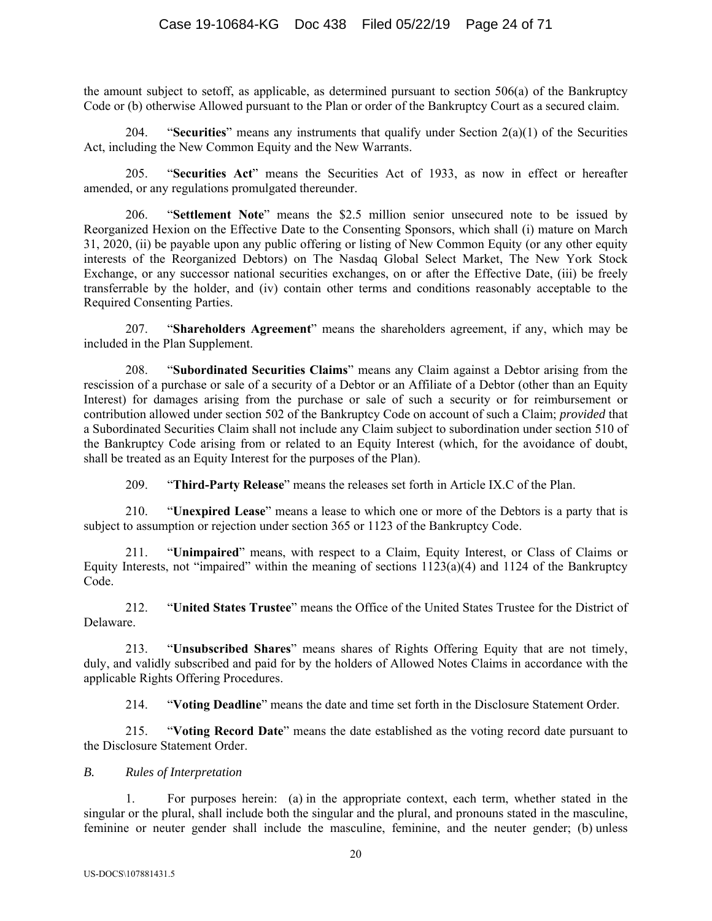the amount subject to setoff, as applicable, as determined pursuant to section 506(a) of the Bankruptcy Code or (b) otherwise Allowed pursuant to the Plan or order of the Bankruptcy Court as a secured claim.

204. "**Securities**" means any instruments that qualify under Section 2(a)(1) of the Securities Act, including the New Common Equity and the New Warrants.

205. "**Securities Act**" means the Securities Act of 1933, as now in effect or hereafter amended, or any regulations promulgated thereunder.

206. "**Settlement Note**" means the $2.5 million senior unsecured note to be issued by Reorganized Hexion on the Effective Date to the Consenting Sponsors, which shall (i) mature on March 31, 2020, (ii) be payable upon any public offering or listing of New Common Equity (or any other equity interests of the Reorganized Debtors) on The Nasdaq Global Select Market, The New York Stock Exchange, or any successor national securities exchanges, on or after the Effective Date, (iii) be freely transferrable by the holder, and (iv) contain other terms and conditions reasonably acceptable to the Required Consenting Parties.

207. "**Shareholders Agreement**" means the shareholders agreement, if any, which may be included in the Plan Supplement.

208. "**Subordinated Securities Claims**" means any Claim against a Debtor arising from the rescission of a purchase or sale of a security of a Debtor or an Affiliate of a Debtor (other than an Equity Interest) for damages arising from the purchase or sale of such a security or for reimbursement or contribution allowed under section 502 of the Bankruptcy Code on account of such a Claim; *provided* that a Subordinated Securities Claim shall not include any Claim subject to subordination under section 510 of the Bankruptcy Code arising from or related to an Equity Interest (which, for the avoidance of doubt, shall be treated as an Equity Interest for the purposes of the Plan).

209. "**Third-Party Release**" means the releases set forth in Article IX.C of the Plan.

210. "**Unexpired Lease**" means a lease to which one or more of the Debtors is a party that is subject to assumption or rejection under section 365 or 1123 of the Bankruptcy Code.

211. "**Unimpaired**" means, with respect to a Claim, Equity Interest, or Class of Claims or Equity Interests, not "impaired" within the meaning of sections 1123(a)(4) and 1124 of the Bankruptcy Code.

212. "**United States Trustee**" means the Office of the United States Trustee for the District of Delaware.

213. "**Unsubscribed Shares**" means shares of Rights Offering Equity that are not timely, duly, and validly subscribed and paid for by the holders of Allowed Notes Claims in accordance with the applicable Rights Offering Procedures.

214. "**Voting Deadline**" means the date and time set forth in the Disclosure Statement Order.

215. "**Voting Record Date**" means the date established as the voting record date pursuant to the Disclosure Statement Order.

*B. Rules of Interpretation*

1. For purposes herein: (a) in the appropriate context, each term, whether stated in the singular or the plural, shall include both the singular and the plural, and pronouns stated in the masculine, feminine or neuter gender shall include the masculine, feminine, and the neuter gender; (b) unless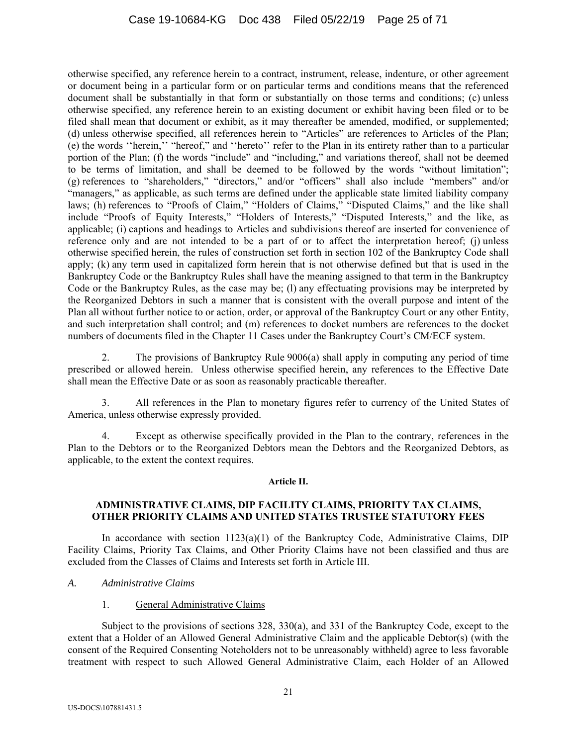otherwise specified, any reference herein to a contract, instrument, release, indenture, or other agreement or document being in a particular form or on particular terms and conditions means that the referenced document shall be substantially in that form or substantially on those terms and conditions; (c) unless otherwise specified, any reference herein to an existing document or exhibit having been filed or to be filed shall mean that document or exhibit, as it may thereafter be amended, modified, or supplemented; (d) unless otherwise specified, all references herein to "Articles" are references to Articles of the Plan; (e) the words ''herein,'' "hereof," and ''hereto'' refer to the Plan in its entirety rather than to a particular portion of the Plan; (f) the words "include" and "including," and variations thereof, shall not be deemed to be terms of limitation, and shall be deemed to be followed by the words "without limitation"; (g) references to "shareholders," "directors," and/or "officers" shall also include "members" and/or "managers," as applicable, as such terms are defined under the applicable state limited liability company laws; (h) references to "Proofs of Claim," "Holders of Claims," "Disputed Claims," and the like shall include "Proofs of Equity Interests," "Holders of Interests," "Disputed Interests," and the like, as applicable; (i) captions and headings to Articles and subdivisions thereof are inserted for convenience of reference only and are not intended to be a part of or to affect the interpretation hereof; (j) unless otherwise specified herein, the rules of construction set forth in section 102 of the Bankruptcy Code shall apply; (k) any term used in capitalized form herein that is not otherwise defined but that is used in the Bankruptcy Code or the Bankruptcy Rules shall have the meaning assigned to that term in the Bankruptcy Code or the Bankruptcy Rules, as the case may be; (l) any effectuating provisions may be interpreted by the Reorganized Debtors in such a manner that is consistent with the overall purpose and intent of the Plan all without further notice to or action, order, or approval of the Bankruptcy Court or any other Entity, and such interpretation shall control; and (m) references to docket numbers are references to the docket numbers of documents filed in the Chapter 11 Cases under the Bankruptcy Court's CM/ECF system.

2. The provisions of Bankruptcy Rule 9006(a) shall apply in computing any period of time prescribed or allowed herein. Unless otherwise specified herein, any references to the Effective Date shall mean the Effective Date or as soon as reasonably practicable thereafter.

3. All references in the Plan to monetary figures refer to currency of the United States of America, unless otherwise expressly provided.

4. Except as otherwise specifically provided in the Plan to the contrary, references in the Plan to the Debtors or to the Reorganized Debtors mean the Debtors and the Reorganized Debtors, as applicable, to the extent the context requires.

# Article II.

# ADMINISTRATIVE CLAIMS, DIP FACILITY CLAIMS, PRIORITY TAX CLAIMS, OTHER PRIORITY CLAIMS AND UNITED STATES TRUSTEE STATUTORY FEES

In accordance with section 1123(a)(1) of the Bankruptcy Code, Administrative Claims, DIP Facility Claims, Priority Tax Claims, and Other Priority Claims have not been classified and thus are excluded from the Classes of Claims and Interests set forth in Article III.

## *A. Administrative Claims*

### 1. General Administrative Claims

Subject to the provisions of sections 328, 330(a), and 331 of the Bankruptcy Code, except to the extent that a Holder of an Allowed General Administrative Claim and the applicable Debtor(s) (with the consent of the Required Consenting Noteholders not to be unreasonably withheld) agree to less favorable treatment with respect to such Allowed General Administrative Claim, each Holder of an Allowed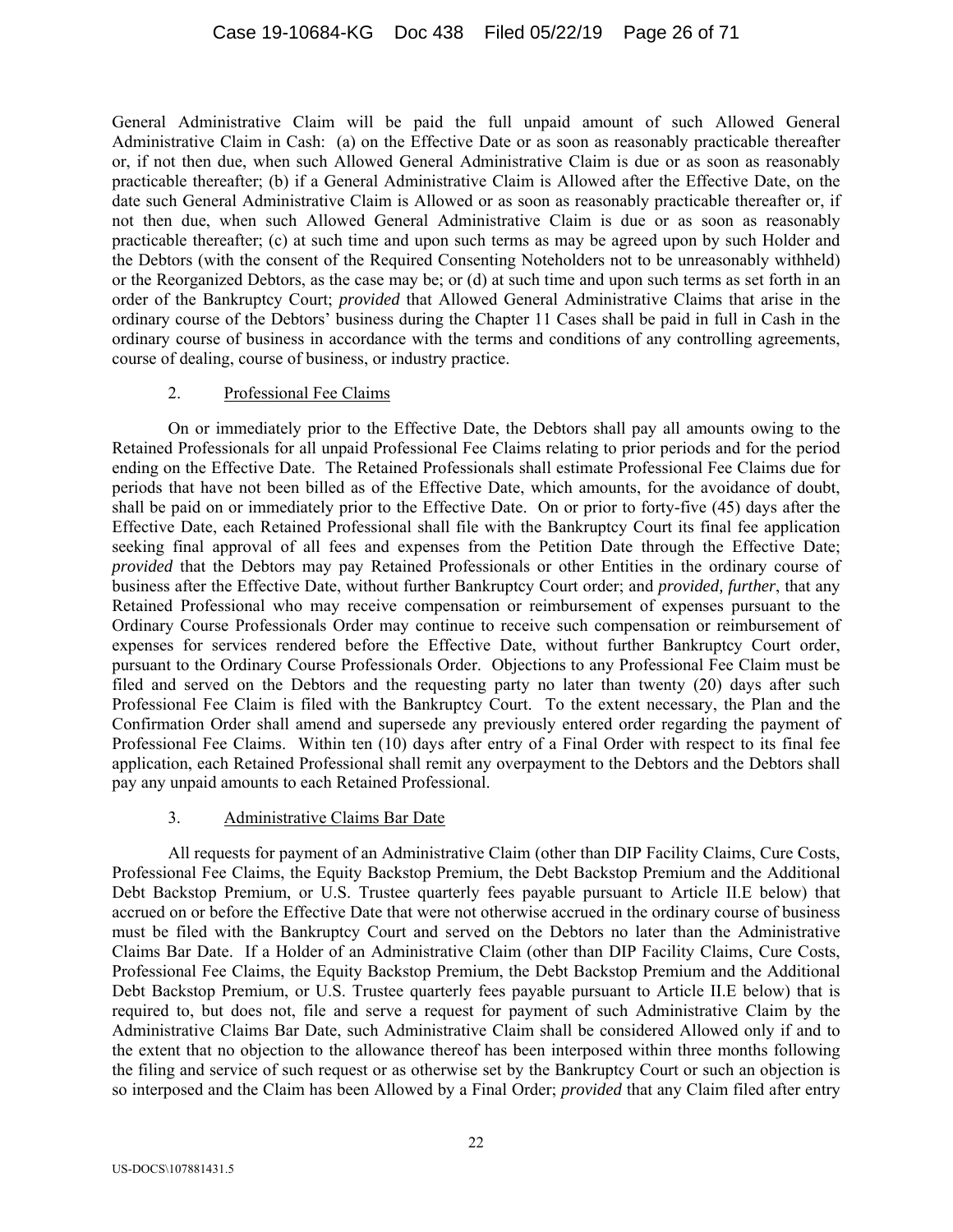General Administrative Claim will be paid the full unpaid amount of such Allowed General Administrative Claim in Cash: (a) on the Effective Date or as soon as reasonably practicable thereafter or, if not then due, when such Allowed General Administrative Claim is due or as soon as reasonably practicable thereafter; (b) if a General Administrative Claim is Allowed after the Effective Date, on the date such General Administrative Claim is Allowed or as soon as reasonably practicable thereafter or, if not then due, when such Allowed General Administrative Claim is due or as soon as reasonably practicable thereafter; (c) at such time and upon such terms as may be agreed upon by such Holder and the Debtors (with the consent of the Required Consenting Noteholders not to be unreasonably withheld) or the Reorganized Debtors, as the case may be; or (d) at such time and upon such terms as set forth in an order of the Bankruptcy Court; *provided* that Allowed General Administrative Claims that arise in the ordinary course of the Debtors' business during the Chapter 11 Cases shall be paid in full in Cash in the ordinary course of business in accordance with the terms and conditions of any controlling agreements, course of dealing, course of business, or industry practice.

2. Professional Fee Claims

On or immediately prior to the Effective Date, the Debtors shall pay all amounts owing to the Retained Professionals for all unpaid Professional Fee Claims relating to prior periods and for the period ending on the Effective Date. The Retained Professionals shall estimate Professional Fee Claims due for periods that have not been billed as of the Effective Date, which amounts, for the avoidance of doubt, shall be paid on or immediately prior to the Effective Date. On or prior to forty-five (45) days after the Effective Date, each Retained Professional shall file with the Bankruptcy Court its final fee application seeking final approval of all fees and expenses from the Petition Date through the Effective Date; *provided* that the Debtors may pay Retained Professionals or other Entities in the ordinary course of business after the Effective Date, without further Bankruptcy Court order; and *provided, further*, that any Retained Professional who may receive compensation or reimbursement of expenses pursuant to the Ordinary Course Professionals Order may continue to receive such compensation or reimbursement of expenses for services rendered before the Effective Date, without further Bankruptcy Court order, pursuant to the Ordinary Course Professionals Order. Objections to any Professional Fee Claim must be filed and served on the Debtors and the requesting party no later than twenty (20) days after such Professional Fee Claim is filed with the Bankruptcy Court. To the extent necessary, the Plan and the Confirmation Order shall amend and supersede any previously entered order regarding the payment of Professional Fee Claims. Within ten (10) days after entry of a Final Order with respect to its final fee application, each Retained Professional shall remit any overpayment to the Debtors and the Debtors shall pay any unpaid amounts to each Retained Professional.

3. Administrative Claims Bar Date

All requests for payment of an Administrative Claim (other than DIP Facility Claims, Cure Costs, Professional Fee Claims, the Equity Backstop Premium, the Debt Backstop Premium and the Additional Debt Backstop Premium, or U.S. Trustee quarterly fees payable pursuant to Article II.E below) that accrued on or before the Effective Date that were not otherwise accrued in the ordinary course of business must be filed with the Bankruptcy Court and served on the Debtors no later than the Administrative Claims Bar Date. If a Holder of an Administrative Claim (other than DIP Facility Claims, Cure Costs, Professional Fee Claims, the Equity Backstop Premium, the Debt Backstop Premium and the Additional Debt Backstop Premium, or U.S. Trustee quarterly fees payable pursuant to Article II.E below) that is required to, but does not, file and serve a request for payment of such Administrative Claim by the Administrative Claims Bar Date, such Administrative Claim shall be considered Allowed only if and to the extent that no objection to the allowance thereof has been interposed within three months following the filing and service of such request or as otherwise set by the Bankruptcy Court or such an objection is so interposed and the Claim has been Allowed by a Final Order; *provided* that any Claim filed after entry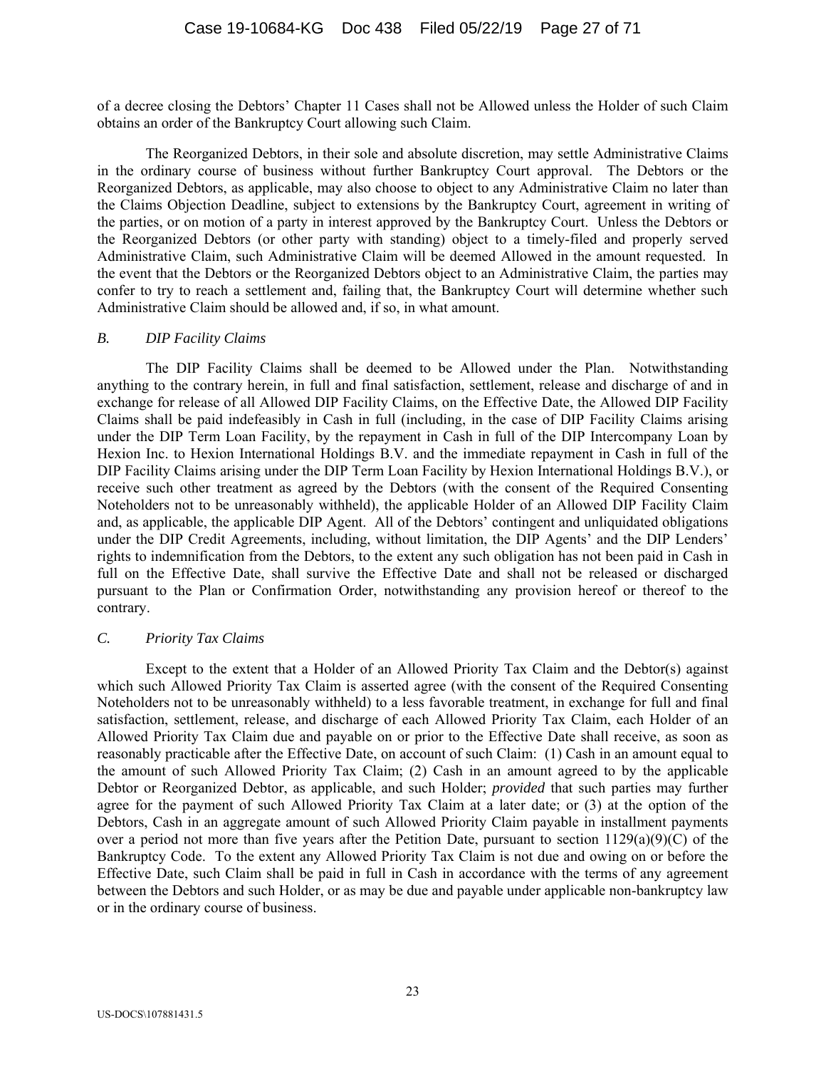of a decree closing the Debtors' Chapter 11 Cases shall not be Allowed unless the Holder of such Claim obtains an order of the Bankruptcy Court allowing such Claim.

The Reorganized Debtors, in their sole and absolute discretion, may settle Administrative Claims in the ordinary course of business without further Bankruptcy Court approval. The Debtors or the Reorganized Debtors, as applicable, may also choose to object to any Administrative Claim no later than the Claims Objection Deadline, subject to extensions by the Bankruptcy Court, agreement in writing of the parties, or on motion of a party in interest approved by the Bankruptcy Court. Unless the Debtors or the Reorganized Debtors (or other party with standing) object to a timely-filed and properly served Administrative Claim, such Administrative Claim will be deemed Allowed in the amount requested. In the event that the Debtors or the Reorganized Debtors object to an Administrative Claim, the parties may confer to try to reach a settlement and, failing that, the Bankruptcy Court will determine whether such Administrative Claim should be allowed and, if so, in what amount.

### *B. DIP Facility Claims*

The DIP Facility Claims shall be deemed to be Allowed under the Plan. Notwithstanding anything to the contrary herein, in full and final satisfaction, settlement, release and discharge of and in exchange for release of all Allowed DIP Facility Claims, on the Effective Date, the Allowed DIP Facility Claims shall be paid indefeasibly in Cash in full (including, in the case of DIP Facility Claims arising under the DIP Term Loan Facility, by the repayment in Cash in full of the DIP Intercompany Loan by Hexion Inc. to Hexion International Holdings B.V. and the immediate repayment in Cash in full of the DIP Facility Claims arising under the DIP Term Loan Facility by Hexion International Holdings B.V.), or receive such other treatment as agreed by the Debtors (with the consent of the Required Consenting Noteholders not to be unreasonably withheld), the applicable Holder of an Allowed DIP Facility Claim and, as applicable, the applicable DIP Agent. All of the Debtors' contingent and unliquidated obligations under the DIP Credit Agreements, including, without limitation, the DIP Agents' and the DIP Lenders' rights to indemnification from the Debtors, to the extent any such obligation has not been paid in Cash in full on the Effective Date, shall survive the Effective Date and shall not be released or discharged pursuant to the Plan or Confirmation Order, notwithstanding any provision hereof or thereof to the contrary.

### *C. Priority Tax Claims*

Except to the extent that a Holder of an Allowed Priority Tax Claim and the Debtor(s) against which such Allowed Priority Tax Claim is asserted agree (with the consent of the Required Consenting Noteholders not to be unreasonably withheld) to a less favorable treatment, in exchange for full and final satisfaction, settlement, release, and discharge of each Allowed Priority Tax Claim, each Holder of an Allowed Priority Tax Claim due and payable on or prior to the Effective Date shall receive, as soon as reasonably practicable after the Effective Date, on account of such Claim: (1) Cash in an amount equal to the amount of such Allowed Priority Tax Claim; (2) Cash in an amount agreed to by the applicable Debtor or Reorganized Debtor, as applicable, and such Holder; *provided* that such parties may further agree for the payment of such Allowed Priority Tax Claim at a later date; or (3) at the option of the Debtors, Cash in an aggregate amount of such Allowed Priority Claim payable in installment payments over a period not more than five years after the Petition Date, pursuant to section 1129(a)(9)(C) of the Bankruptcy Code. To the extent any Allowed Priority Tax Claim is not due and owing on or before the Effective Date, such Claim shall be paid in full in Cash in accordance with the terms of any agreement between the Debtors and such Holder, or as may be due and payable under applicable non-bankruptcy law or in the ordinary course of business.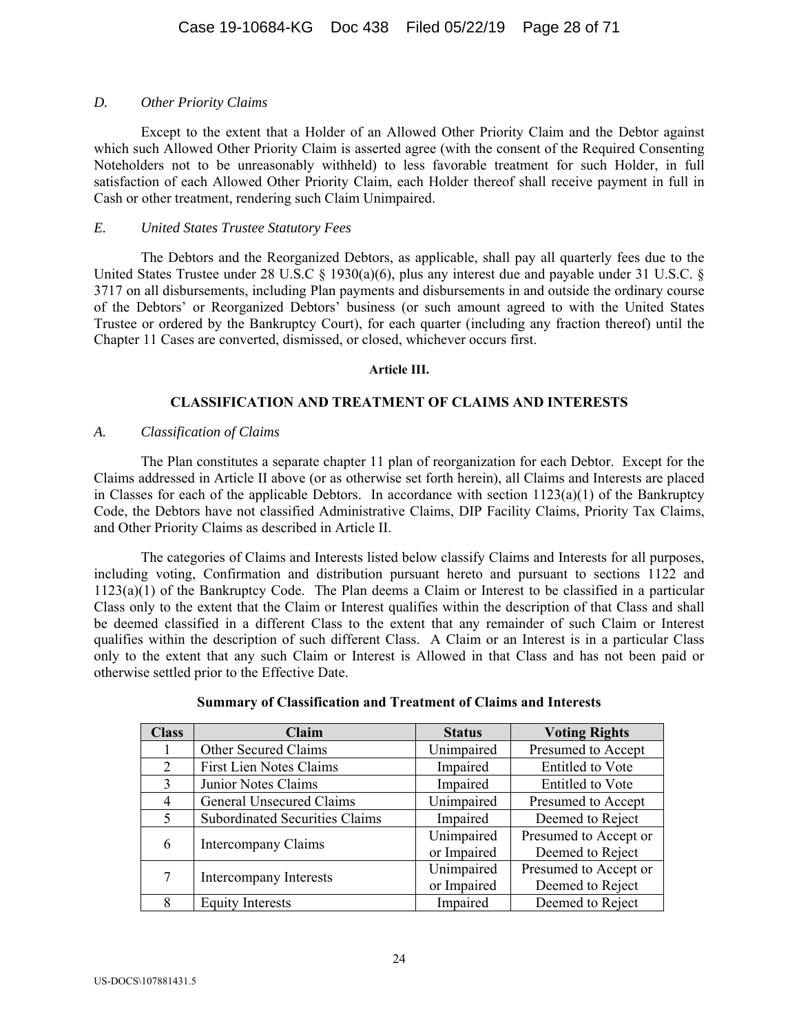*D. Other Priority Claims*

Except to the extent that a Holder of an Allowed Other Priority Claim and the Debtor against which such Allowed Other Priority Claim is asserted agree (with the consent of the Required Consenting Noteholders not to be unreasonably withheld) to less favorable treatment for such Holder, in full satisfaction of each Allowed Other Priority Claim, each Holder thereof shall receive payment in full in Cash or other treatment, rendering such Claim Unimpaired.

*E. United States Trustee Statutory Fees*

The Debtors and the Reorganized Debtors, as applicable, shall pay all quarterly fees due to the United States Trustee under 28 U.S.C § 1930(a)(6), plus any interest due and payable under 31 U.S.C. § 3717 on all disbursements, including Plan payments and disbursements in and outside the ordinary course of the Debtors' or Reorganized Debtors' business (or such amount agreed to with the United States Trustee or ordered by the Bankruptcy Court), for each quarter (including any fraction thereof) until the Chapter 11 Cases are converted, dismissed, or closed, whichever occurs first.

**Article III.**

**CLASSIFICATION AND TREATMENT OF CLAIMS AND INTERESTS**

*A. Classification of Claims*

The Plan constitutes a separate chapter 11 plan of reorganization for each Debtor. Except for the Claims addressed in Article II above (or as otherwise set forth herein), all Claims and Interests are placed in Classes for each of the applicable Debtors. In accordance with section 1123(a)(1) of the Bankruptcy Code, the Debtors have not classified Administrative Claims, DIP Facility Claims, Priority Tax Claims, and Other Priority Claims as described in Article II.

The categories of Claims and Interests listed below classify Claims and Interests for all purposes, including voting, Confirmation and distribution pursuant hereto and pursuant to sections 1122 and 1123(a)(1) of the Bankruptcy Code. The Plan deems a Claim or Interest to be classified in a particular Class only to the extent that the Claim or Interest qualifies within the description of that Class and shall be deemed classified in a different Class to the extent that any remainder of such Claim or Interest qualifies within the description of such different Class. A Claim or an Interest is in a particular Class only to the extent that any such Claim or Interest is Allowed in that Class and has not been paid or otherwise settled prior to the Effective Date.

**Summary of Classification and Treatment of Claims and Interests**

| Class | Claim | Status | Voting Rights |
|---|---|---|---|
| 1 | Other Secured Claims | Unimpaired | Presumed to Accept |
| 2 | First Lien Notes Claims | Impaired | Entitled to Vote |
| 3 | Junior Notes Claims | Impaired | Entitled to Vote |
| 4 | General Unsecured Claims | Unimpaired | Presumed to Accept |
| 5 | Subordinated Securities Claims | Impaired | Deemed to Reject |
| 6 | Intercompany Claims | Unimpaired or Impaired | Presumed to Accept or Deemed to Reject |
| 7 | Intercompany Interests | Unimpaired or Impaired | Presumed to Accept or Deemed to Reject |
| 8 | Equity Interests | Impaired | Deemed to Reject |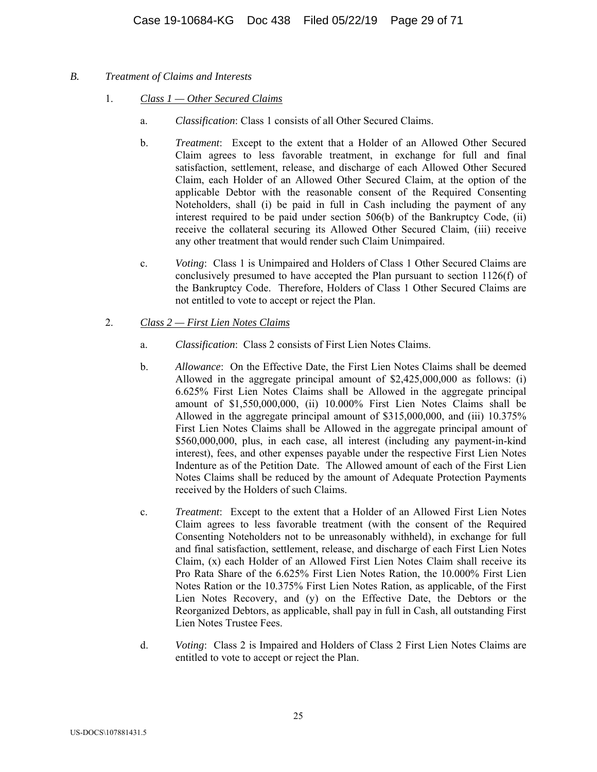## *B. Treatment of Claims and Interests*

1. ***Class 1 — Other Secured Claims***

   a. *Classification*: Class 1 consists of all Other Secured Claims.

   b. *Treatment*: Except to the extent that a Holder of an Allowed Other Secured Claim agrees to less favorable treatment, in exchange for full and final satisfaction, settlement, release, and discharge of each Allowed Other Secured Claim, each Holder of an Allowed Other Secured Claim, at the option of the applicable Debtor with the reasonable consent of the Required Consenting Noteholders, shall (i) be paid in full in Cash including the payment of any interest required to be paid under section 506(b) of the Bankruptcy Code, (ii) receive the collateral securing its Allowed Other Secured Claim, (iii) receive any other treatment that would render such Claim Unimpaired.

   c. *Voting*: Class 1 is Unimpaired and Holders of Class 1 Other Secured Claims are conclusively presumed to have accepted the Plan pursuant to section 1126(f) of the Bankruptcy Code. Therefore, Holders of Class 1 Other Secured Claims are not entitled to vote to accept or reject the Plan.

2. ***Class 2 — First Lien Notes Claims***

   a. *Classification*: Class 2 consists of First Lien Notes Claims.

   b. *Allowance*: On the Effective Date, the First Lien Notes Claims shall be deemed Allowed in the aggregate principal amount of $2,425,000,000 as follows: (i) 6.625% First Lien Notes Claims shall be Allowed in the aggregate principal amount of $1,550,000,000, (ii) 10.000% First Lien Notes Claims shall be Allowed in the aggregate principal amount of $315,000,000, and (iii) 10.375% First Lien Notes Claims shall be Allowed in the aggregate principal amount of $560,000,000, plus, in each case, all interest (including any payment-in-kind interest), fees, and other expenses payable under the respective First Lien Notes Indenture as of the Petition Date. The Allowed amount of each of the First Lien Notes Claims shall be reduced by the amount of Adequate Protection Payments received by the Holders of such Claims.

   c. *Treatment*: Except to the extent that a Holder of an Allowed First Lien Notes Claim agrees to less favorable treatment (with the consent of the Required Consenting Noteholders not to be unreasonably withheld), in exchange for full and final satisfaction, settlement, release, and discharge of each First Lien Notes Claim, (x) each Holder of an Allowed First Lien Notes Claim shall receive its Pro Rata Share of the 6.625% First Lien Notes Ration, the 10.000% First Lien Notes Ration or the 10.375% First Lien Notes Ration, as applicable, of the First Lien Notes Recovery, and (y) on the Effective Date, the Debtors or the Reorganized Debtors, as applicable, shall pay in full in Cash, all outstanding First Lien Notes Trustee Fees.

   d. *Voting*: Class 2 is Impaired and Holders of Class 2 First Lien Notes Claims are entitled to vote to accept or reject the Plan.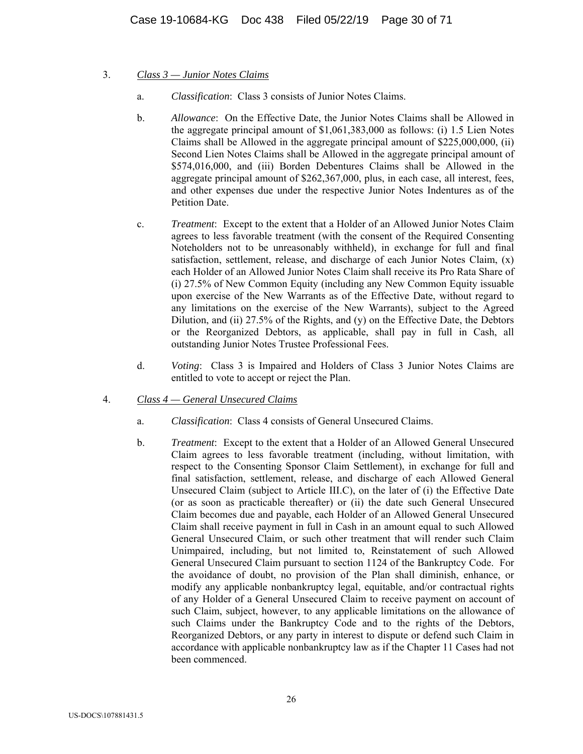3. *Class 3 — Junior Notes Claims*

   a. *Classification*: Class 3 consists of Junior Notes Claims.

   b. *Allowance*: On the Effective Date, the Junior Notes Claims shall be Allowed in the aggregate principal amount of $1,061,383,000 as follows: (i) 1.5 Lien Notes Claims shall be Allowed in the aggregate principal amount of $225,000,000, (ii) Second Lien Notes Claims shall be Allowed in the aggregate principal amount of $574,016,000, and (iii) Borden Debentures Claims shall be Allowed in the aggregate principal amount of $262,367,000, plus, in each case, all interest, fees, and other expenses due under the respective Junior Notes Indentures as of the Petition Date.

   c. *Treatment*: Except to the extent that a Holder of an Allowed Junior Notes Claim agrees to less favorable treatment (with the consent of the Required Consenting Noteholders not to be unreasonably withheld), in exchange for full and final satisfaction, settlement, release, and discharge of each Junior Notes Claim, (x) each Holder of an Allowed Junior Notes Claim shall receive its Pro Rata Share of (i) 27.5% of New Common Equity (including any New Common Equity issuable upon exercise of the New Warrants as of the Effective Date, without regard to any limitations on the exercise of the New Warrants), subject to the Agreed Dilution, and (ii) 27.5% of the Rights, and (y) on the Effective Date, the Debtors or the Reorganized Debtors, as applicable, shall pay in full in Cash, all outstanding Junior Notes Trustee Professional Fees.

   d. *Voting*: Class 3 is Impaired and Holders of Class 3 Junior Notes Claims are entitled to vote to accept or reject the Plan.

4. *Class 4 — General Unsecured Claims*

   a. *Classification*: Class 4 consists of General Unsecured Claims.

   b. *Treatment*: Except to the extent that a Holder of an Allowed General Unsecured Claim agrees to less favorable treatment (including, without limitation, with respect to the Consenting Sponsor Claim Settlement), in exchange for full and final satisfaction, settlement, release, and discharge of each Allowed General Unsecured Claim (subject to Article III.C), on the later of (i) the Effective Date (or as soon as practicable thereafter) or (ii) the date such General Unsecured Claim becomes due and payable, each Holder of an Allowed General Unsecured Claim shall receive payment in full in Cash in an amount equal to such Allowed General Unsecured Claim, or such other treatment that will render such Claim Unimpaired, including, but not limited to, Reinstatement of such Allowed General Unsecured Claim pursuant to section 1124 of the Bankruptcy Code. For the avoidance of doubt, no provision of the Plan shall diminish, enhance, or modify any applicable nonbankruptcy legal, equitable, and/or contractual rights of any Holder of a General Unsecured Claim to receive payment on account of such Claim, subject, however, to any applicable limitations on the allowance of such Claims under the Bankruptcy Code and to the rights of the Debtors, Reorganized Debtors, or any party in interest to dispute or defend such Claim in accordance with applicable nonbankruptcy law as if the Chapter 11 Cases had not been commenced.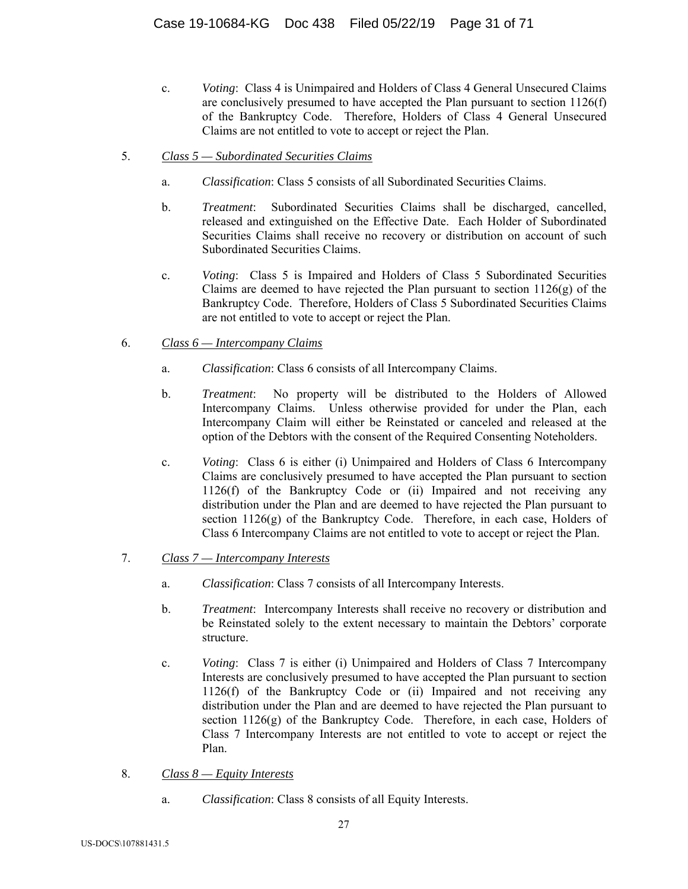c. *Voting*: Class 4 is Unimpaired and Holders of Class 4 General Unsecured Claims are conclusively presumed to have accepted the Plan pursuant to section 1126(f) of the Bankruptcy Code. Therefore, Holders of Class 4 General Unsecured Claims are not entitled to vote to accept or reject the Plan.

5. <u>*Class 5 — Subordinated Securities Claims*</u>

   a. *Classification*: Class 5 consists of all Subordinated Securities Claims.

   b. *Treatment*: Subordinated Securities Claims shall be discharged, cancelled, released and extinguished on the Effective Date. Each Holder of Subordinated Securities Claims shall receive no recovery or distribution on account of such Subordinated Securities Claims.

   c. *Voting*: Class 5 is Impaired and Holders of Class 5 Subordinated Securities Claims are deemed to have rejected the Plan pursuant to section 1126(g) of the Bankruptcy Code. Therefore, Holders of Class 5 Subordinated Securities Claims are not entitled to vote to accept or reject the Plan.

6. <u>*Class 6 — Intercompany Claims*</u>

   a. *Classification*: Class 6 consists of all Intercompany Claims.

   b. *Treatment*: No property will be distributed to the Holders of Allowed Intercompany Claims. Unless otherwise provided for under the Plan, each Intercompany Claim will either be Reinstated or canceled and released at the option of the Debtors with the consent of the Required Consenting Noteholders.

   c. *Voting*: Class 6 is either (i) Unimpaired and Holders of Class 6 Intercompany Claims are conclusively presumed to have accepted the Plan pursuant to section 1126(f) of the Bankruptcy Code or (ii) Impaired and not receiving any distribution under the Plan and are deemed to have rejected the Plan pursuant to section 1126(g) of the Bankruptcy Code. Therefore, in each case, Holders of Class 6 Intercompany Claims are not entitled to vote to accept or reject the Plan.

7. <u>*Class 7 — Intercompany Interests*</u>

   a. *Classification*: Class 7 consists of all Intercompany Interests.

   b. *Treatment*: Intercompany Interests shall receive no recovery or distribution and be Reinstated solely to the extent necessary to maintain the Debtors' corporate structure.

   c. *Voting*: Class 7 is either (i) Unimpaired and Holders of Class 7 Intercompany Interests are conclusively presumed to have accepted the Plan pursuant to section 1126(f) of the Bankruptcy Code or (ii) Impaired and not receiving any distribution under the Plan and are deemed to have rejected the Plan pursuant to section 1126(g) of the Bankruptcy Code. Therefore, in each case, Holders of Class 7 Intercompany Interests are not entitled to vote to accept or reject the Plan.

8. <u>*Class 8 — Equity Interests*</u>

   a. *Classification*: Class 8 consists of all Equity Interests.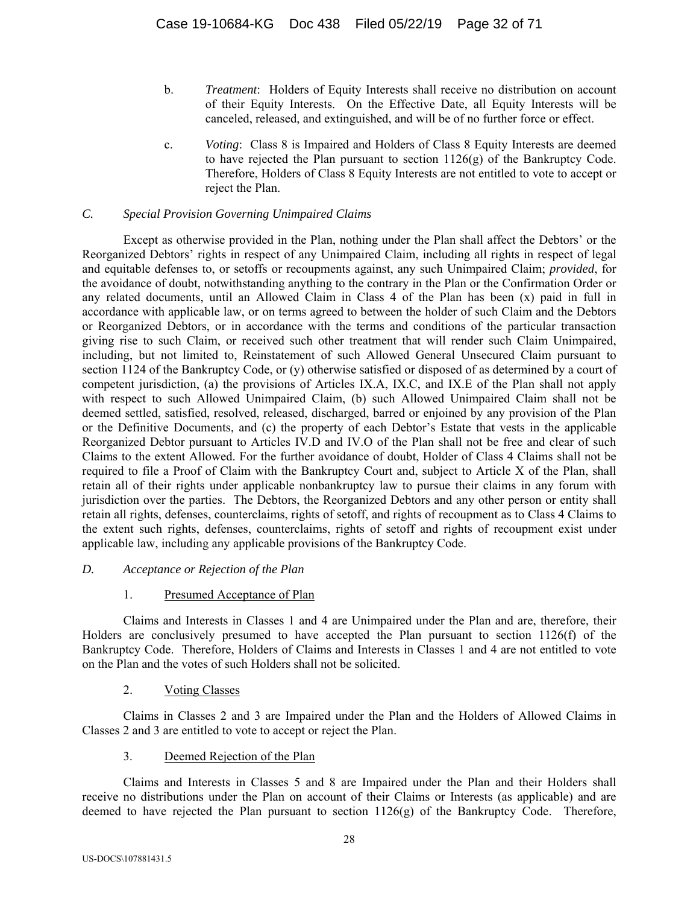b. *Treatment*: Holders of Equity Interests shall receive no distribution on account of their Equity Interests. On the Effective Date, all Equity Interests will be canceled, released, and extinguished, and will be of no further force or effect.

c. *Voting*: Class 8 is Impaired and Holders of Class 8 Equity Interests are deemed to have rejected the Plan pursuant to section 1126(g) of the Bankruptcy Code. Therefore, Holders of Class 8 Equity Interests are not entitled to vote to accept or reject the Plan.

### *C. Special Provision Governing Unimpaired Claims*

Except as otherwise provided in the Plan, nothing under the Plan shall affect the Debtors' or the Reorganized Debtors' rights in respect of any Unimpaired Claim, including all rights in respect of legal and equitable defenses to, or setoffs or recoupments against, any such Unimpaired Claim; *provided*, for the avoidance of doubt, notwithstanding anything to the contrary in the Plan or the Confirmation Order or any related documents, until an Allowed Claim in Class 4 of the Plan has been (x) paid in full in accordance with applicable law, or on terms agreed to between the holder of such Claim and the Debtors or Reorganized Debtors, or in accordance with the terms and conditions of the particular transaction giving rise to such Claim, or received such other treatment that will render such Claim Unimpaired, including, but not limited to, Reinstatement of such Allowed General Unsecured Claim pursuant to section 1124 of the Bankruptcy Code, or (y) otherwise satisfied or disposed of as determined by a court of competent jurisdiction, (a) the provisions of Articles IX.A, IX.C, and IX.E of the Plan shall not apply with respect to such Allowed Unimpaired Claim, (b) such Allowed Unimpaired Claim shall not be deemed settled, satisfied, resolved, released, discharged, barred or enjoined by any provision of the Plan or the Definitive Documents, and (c) the property of each Debtor's Estate that vests in the applicable Reorganized Debtor pursuant to Articles IV.D and IV.O of the Plan shall not be free and clear of such Claims to the extent Allowed. For the further avoidance of doubt, Holder of Class 4 Claims shall not be required to file a Proof of Claim with the Bankruptcy Court and, subject to Article X of the Plan, shall retain all of their rights under applicable nonbankruptcy law to pursue their claims in any forum with jurisdiction over the parties. The Debtors, the Reorganized Debtors and any other person or entity shall retain all rights, defenses, counterclaims, rights of setoff, and rights of recoupment as to Class 4 Claims to the extent such rights, defenses, counterclaims, rights of setoff and rights of recoupment exist under applicable law, including any applicable provisions of the Bankruptcy Code.

### *D. Acceptance or Rejection of the Plan*

#### 1. Presumed Acceptance of Plan

Claims and Interests in Classes 1 and 4 are Unimpaired under the Plan and are, therefore, their Holders are conclusively presumed to have accepted the Plan pursuant to section 1126(f) of the Bankruptcy Code. Therefore, Holders of Claims and Interests in Classes 1 and 4 are not entitled to vote on the Plan and the votes of such Holders shall not be solicited.

#### 2. Voting Classes

Claims in Classes 2 and 3 are Impaired under the Plan and the Holders of Allowed Claims in Classes 2 and 3 are entitled to vote to accept or reject the Plan.

#### 3. Deemed Rejection of the Plan

Claims and Interests in Classes 5 and 8 are Impaired under the Plan and their Holders shall receive no distributions under the Plan on account of their Claims or Interests (as applicable) and are deemed to have rejected the Plan pursuant to section 1126(g) of the Bankruptcy Code. Therefore,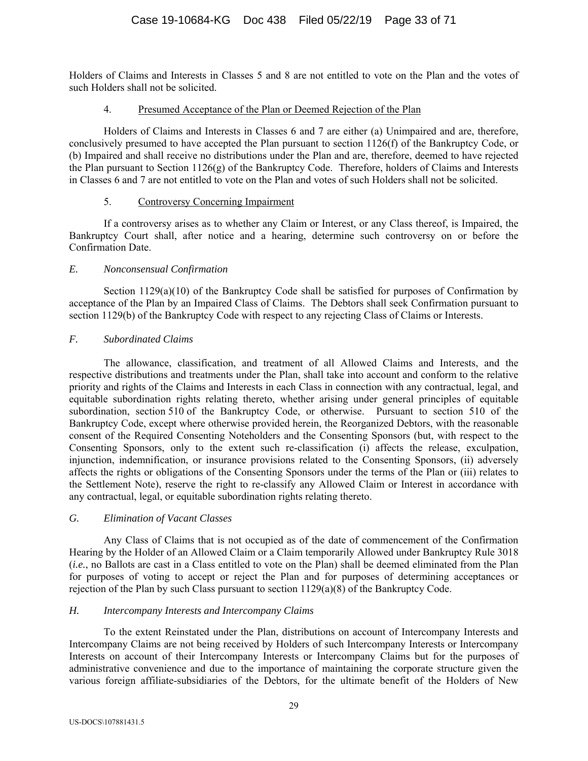Holders of Claims and Interests in Classes 5 and 8 are not entitled to vote on the Plan and the votes of such Holders shall not be solicited.

4. Presumed Acceptance of the Plan or Deemed Rejection of the Plan

Holders of Claims and Interests in Classes 6 and 7 are either (a) Unimpaired and are, therefore, conclusively presumed to have accepted the Plan pursuant to section 1126(f) of the Bankruptcy Code, or (b) Impaired and shall receive no distributions under the Plan and are, therefore, deemed to have rejected the Plan pursuant to Section 1126(g) of the Bankruptcy Code. Therefore, holders of Claims and Interests in Classes 6 and 7 are not entitled to vote on the Plan and votes of such Holders shall not be solicited.

5. Controversy Concerning Impairment

If a controversy arises as to whether any Claim or Interest, or any Class thereof, is Impaired, the Bankruptcy Court shall, after notice and a hearing, determine such controversy on or before the Confirmation Date.

*E. Nonconsensual Confirmation*

Section 1129(a)(10) of the Bankruptcy Code shall be satisfied for purposes of Confirmation by acceptance of the Plan by an Impaired Class of Claims. The Debtors shall seek Confirmation pursuant to section 1129(b) of the Bankruptcy Code with respect to any rejecting Class of Claims or Interests.

*F. Subordinated Claims*

The allowance, classification, and treatment of all Allowed Claims and Interests, and the respective distributions and treatments under the Plan, shall take into account and conform to the relative priority and rights of the Claims and Interests in each Class in connection with any contractual, legal, and equitable subordination rights relating thereto, whether arising under general principles of equitable subordination, section 510 of the Bankruptcy Code, or otherwise. Pursuant to section 510 of the Bankruptcy Code, except where otherwise provided herein, the Reorganized Debtors, with the reasonable consent of the Required Consenting Noteholders and the Consenting Sponsors (but, with respect to the Consenting Sponsors, only to the extent such re-classification (i) affects the release, exculpation, injunction, indemnification, or insurance provisions related to the Consenting Sponsors, (ii) adversely affects the rights or obligations of the Consenting Sponsors under the terms of the Plan or (iii) relates to the Settlement Note), reserve the right to re-classify any Allowed Claim or Interest in accordance with any contractual, legal, or equitable subordination rights relating thereto.

*G. Elimination of Vacant Classes*

Any Class of Claims that is not occupied as of the date of commencement of the Confirmation Hearing by the Holder of an Allowed Claim or a Claim temporarily Allowed under Bankruptcy Rule 3018 (*i.e.*, no Ballots are cast in a Class entitled to vote on the Plan) shall be deemed eliminated from the Plan for purposes of voting to accept or reject the Plan and for purposes of determining acceptances or rejection of the Plan by such Class pursuant to section 1129(a)(8) of the Bankruptcy Code.

*H. Intercompany Interests and Intercompany Claims*

To the extent Reinstated under the Plan, distributions on account of Intercompany Interests and Intercompany Claims are not being received by Holders of such Intercompany Interests or Intercompany Interests on account of their Intercompany Interests or Intercompany Claims but for the purposes of administrative convenience and due to the importance of maintaining the corporate structure given the various foreign affiliate-subsidiaries of the Debtors, for the ultimate benefit of the Holders of New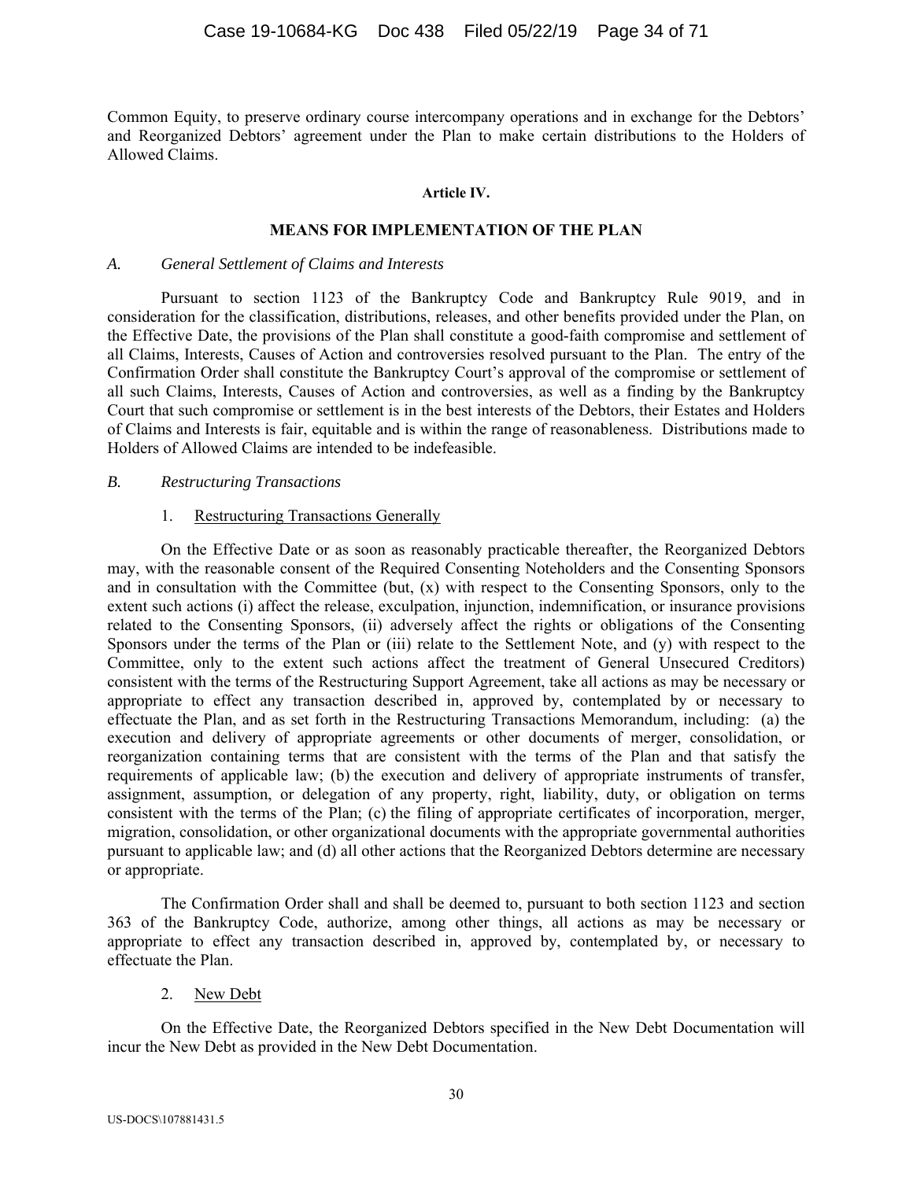Common Equity, to preserve ordinary course intercompany operations and in exchange for the Debtors' and Reorganized Debtors' agreement under the Plan to make certain distributions to the Holders of Allowed Claims.

## Article IV.

## MEANS FOR IMPLEMENTATION OF THE PLAN

### *A. General Settlement of Claims and Interests*

Pursuant to section 1123 of the Bankruptcy Code and Bankruptcy Rule 9019, and in consideration for the classification, distributions, releases, and other benefits provided under the Plan, on the Effective Date, the provisions of the Plan shall constitute a good-faith compromise and settlement of all Claims, Interests, Causes of Action and controversies resolved pursuant to the Plan. The entry of the Confirmation Order shall constitute the Bankruptcy Court's approval of the compromise or settlement of all such Claims, Interests, Causes of Action and controversies, as well as a finding by the Bankruptcy Court that such compromise or settlement is in the best interests of the Debtors, their Estates and Holders of Claims and Interests is fair, equitable and is within the range of reasonableness. Distributions made to Holders of Allowed Claims are intended to be indefeasible.

### *B. Restructuring Transactions*

#### 1. Restructuring Transactions Generally

On the Effective Date or as soon as reasonably practicable thereafter, the Reorganized Debtors may, with the reasonable consent of the Required Consenting Noteholders and the Consenting Sponsors and in consultation with the Committee (but, (x) with respect to the Consenting Sponsors, only to the extent such actions (i) affect the release, exculpation, injunction, indemnification, or insurance provisions related to the Consenting Sponsors, (ii) adversely affect the rights or obligations of the Consenting Sponsors under the terms of the Plan or (iii) relate to the Settlement Note, and (y) with respect to the Committee, only to the extent such actions affect the treatment of General Unsecured Creditors) consistent with the terms of the Restructuring Support Agreement, take all actions as may be necessary or appropriate to effect any transaction described in, approved by, contemplated by or necessary to effectuate the Plan, and as set forth in the Restructuring Transactions Memorandum, including: (a) the execution and delivery of appropriate agreements or other documents of merger, consolidation, or reorganization containing terms that are consistent with the terms of the Plan and that satisfy the requirements of applicable law; (b) the execution and delivery of appropriate instruments of transfer, assignment, assumption, or delegation of any property, right, liability, duty, or obligation on terms consistent with the terms of the Plan; (c) the filing of appropriate certificates of incorporation, merger, migration, consolidation, or other organizational documents with the appropriate governmental authorities pursuant to applicable law; and (d) all other actions that the Reorganized Debtors determine are necessary or appropriate.

The Confirmation Order shall and shall be deemed to, pursuant to both section 1123 and section 363 of the Bankruptcy Code, authorize, among other things, all actions as may be necessary or appropriate to effect any transaction described in, approved by, contemplated by, or necessary to effectuate the Plan.

#### 2. New Debt

On the Effective Date, the Reorganized Debtors specified in the New Debt Documentation will incur the New Debt as provided in the New Debt Documentation.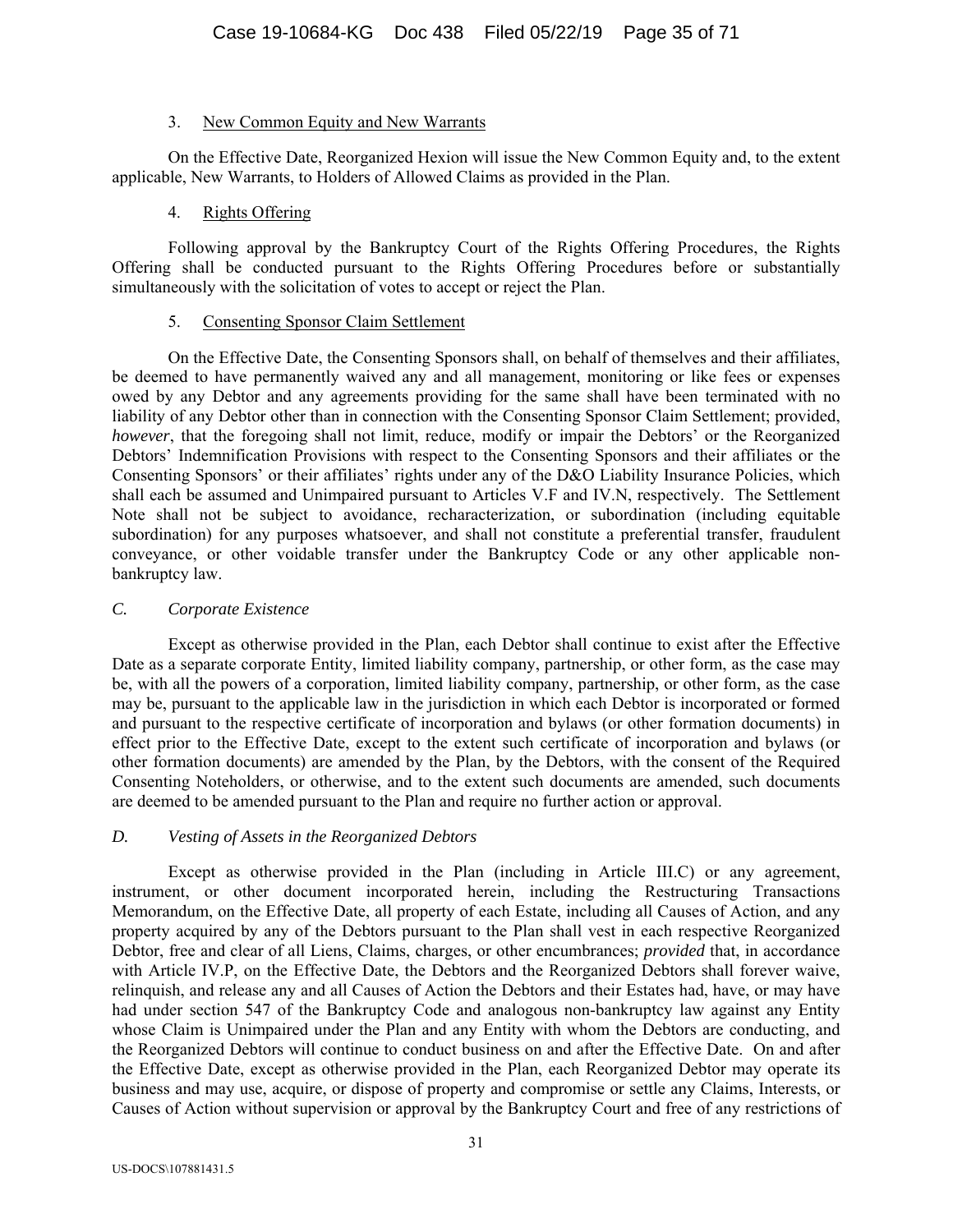3. New Common Equity and New Warrants

On the Effective Date, Reorganized Hexion will issue the New Common Equity and, to the extent applicable, New Warrants, to Holders of Allowed Claims as provided in the Plan.

4. Rights Offering

Following approval by the Bankruptcy Court of the Rights Offering Procedures, the Rights Offering shall be conducted pursuant to the Rights Offering Procedures before or substantially simultaneously with the solicitation of votes to accept or reject the Plan.

5. Consenting Sponsor Claim Settlement

On the Effective Date, the Consenting Sponsors shall, on behalf of themselves and their affiliates, be deemed to have permanently waived any and all management, monitoring or like fees or expenses owed by any Debtor and any agreements providing for the same shall have been terminated with no liability of any Debtor other than in connection with the Consenting Sponsor Claim Settlement; provided, *however*, that the foregoing shall not limit, reduce, modify or impair the Debtors' or the Reorganized Debtors' Indemnification Provisions with respect to the Consenting Sponsors and their affiliates or the Consenting Sponsors' or their affiliates' rights under any of the D&O Liability Insurance Policies, which shall each be assumed and Unimpaired pursuant to Articles V.F and IV.N, respectively. The Settlement Note shall not be subject to avoidance, recharacterization, or subordination (including equitable subordination) for any purposes whatsoever, and shall not constitute a preferential transfer, fraudulent conveyance, or other voidable transfer under the Bankruptcy Code or any other applicable non-bankruptcy law.

*C. Corporate Existence*

Except as otherwise provided in the Plan, each Debtor shall continue to exist after the Effective Date as a separate corporate Entity, limited liability company, partnership, or other form, as the case may be, with all the powers of a corporation, limited liability company, partnership, or other form, as the case may be, pursuant to the applicable law in the jurisdiction in which each Debtor is incorporated or formed and pursuant to the respective certificate of incorporation and bylaws (or other formation documents) in effect prior to the Effective Date, except to the extent such certificate of incorporation and bylaws (or other formation documents) are amended by the Plan, by the Debtors, with the consent of the Required Consenting Noteholders, or otherwise, and to the extent such documents are amended, such documents are deemed to be amended pursuant to the Plan and require no further action or approval.

*D. Vesting of Assets in the Reorganized Debtors*

Except as otherwise provided in the Plan (including in Article III.C) or any agreement, instrument, or other document incorporated herein, including the Restructuring Transactions Memorandum, on the Effective Date, all property of each Estate, including all Causes of Action, and any property acquired by any of the Debtors pursuant to the Plan shall vest in each respective Reorganized Debtor, free and clear of all Liens, Claims, charges, or other encumbrances; *provided* that, in accordance with Article IV.P, on the Effective Date, the Debtors and the Reorganized Debtors shall forever waive, relinquish, and release any and all Causes of Action the Debtors and their Estates had, have, or may have had under section 547 of the Bankruptcy Code and analogous non-bankruptcy law against any Entity whose Claim is Unimpaired under the Plan and any Entity with whom the Debtors are conducting, and the Reorganized Debtors will continue to conduct business on and after the Effective Date. On and after the Effective Date, except as otherwise provided in the Plan, each Reorganized Debtor may operate its business and may use, acquire, or dispose of property and compromise or settle any Claims, Interests, or Causes of Action without supervision or approval by the Bankruptcy Court and free of any restrictions of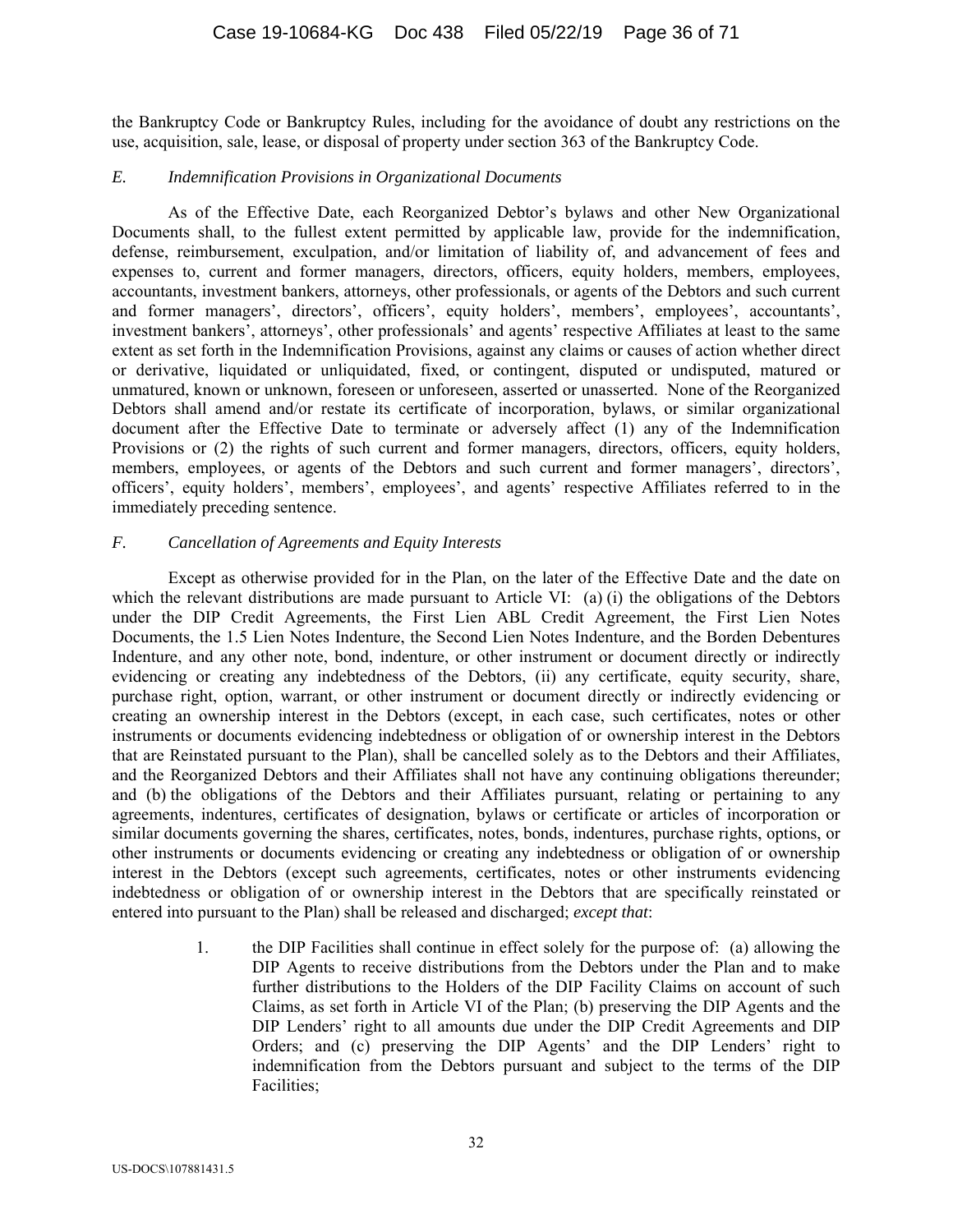the Bankruptcy Code or Bankruptcy Rules, including for the avoidance of doubt any restrictions on the use, acquisition, sale, lease, or disposal of property under section 363 of the Bankruptcy Code.

### *E. Indemnification Provisions in Organizational Documents*

As of the Effective Date, each Reorganized Debtor's bylaws and other New Organizational Documents shall, to the fullest extent permitted by applicable law, provide for the indemnification, defense, reimbursement, exculpation, and/or limitation of liability of, and advancement of fees and expenses to, current and former managers, directors, officers, equity holders, members, employees, accountants, investment bankers, attorneys, other professionals, or agents of the Debtors and such current and former managers', directors', officers', equity holders', members', employees', accountants', investment bankers', attorneys', other professionals' and agents' respective Affiliates at least to the same extent as set forth in the Indemnification Provisions, against any claims or causes of action whether direct or derivative, liquidated or unliquidated, fixed, or contingent, disputed or undisputed, matured or unmatured, known or unknown, foreseen or unforeseen, asserted or unasserted. None of the Reorganized Debtors shall amend and/or restate its certificate of incorporation, bylaws, or similar organizational document after the Effective Date to terminate or adversely affect (1) any of the Indemnification Provisions or (2) the rights of such current and former managers, directors, officers, equity holders, members, employees, or agents of the Debtors and such current and former managers', directors', officers', equity holders', members', employees', and agents' respective Affiliates referred to in the immediately preceding sentence.

### *F. Cancellation of Agreements and Equity Interests*

Except as otherwise provided for in the Plan, on the later of the Effective Date and the date on which the relevant distributions are made pursuant to Article VI: (a) (i) the obligations of the Debtors under the DIP Credit Agreements, the First Lien ABL Credit Agreement, the First Lien Notes Documents, the 1.5 Lien Notes Indenture, the Second Lien Notes Indenture, and the Borden Debentures Indenture, and any other note, bond, indenture, or other instrument or document directly or indirectly evidencing or creating any indebtedness of the Debtors, (ii) any certificate, equity security, share, purchase right, option, warrant, or other instrument or document directly or indirectly evidencing or creating an ownership interest in the Debtors (except, in each case, such certificates, notes or other instruments or documents evidencing indebtedness or obligation of or ownership interest in the Debtors that are Reinstated pursuant to the Plan), shall be cancelled solely as to the Debtors and their Affiliates, and the Reorganized Debtors and their Affiliates shall not have any continuing obligations thereunder; and (b) the obligations of the Debtors and their Affiliates pursuant, relating or pertaining to any agreements, indentures, certificates of designation, bylaws or certificate or articles of incorporation or similar documents governing the shares, certificates, notes, bonds, indentures, purchase rights, options, or other instruments or documents evidencing or creating any indebtedness or obligation of or ownership interest in the Debtors (except such agreements, certificates, notes or other instruments evidencing indebtedness or obligation of or ownership interest in the Debtors that are specifically reinstated or entered into pursuant to the Plan) shall be released and discharged; *except that*:

1. the DIP Facilities shall continue in effect solely for the purpose of: (a) allowing the DIP Agents to receive distributions from the Debtors under the Plan and to make further distributions to the Holders of the DIP Facility Claims on account of such Claims, as set forth in Article VI of the Plan; (b) preserving the DIP Agents and the DIP Lenders' right to all amounts due under the DIP Credit Agreements and DIP Orders; and (c) preserving the DIP Agents' and the DIP Lenders' right to indemnification from the Debtors pursuant and subject to the terms of the DIP Facilities;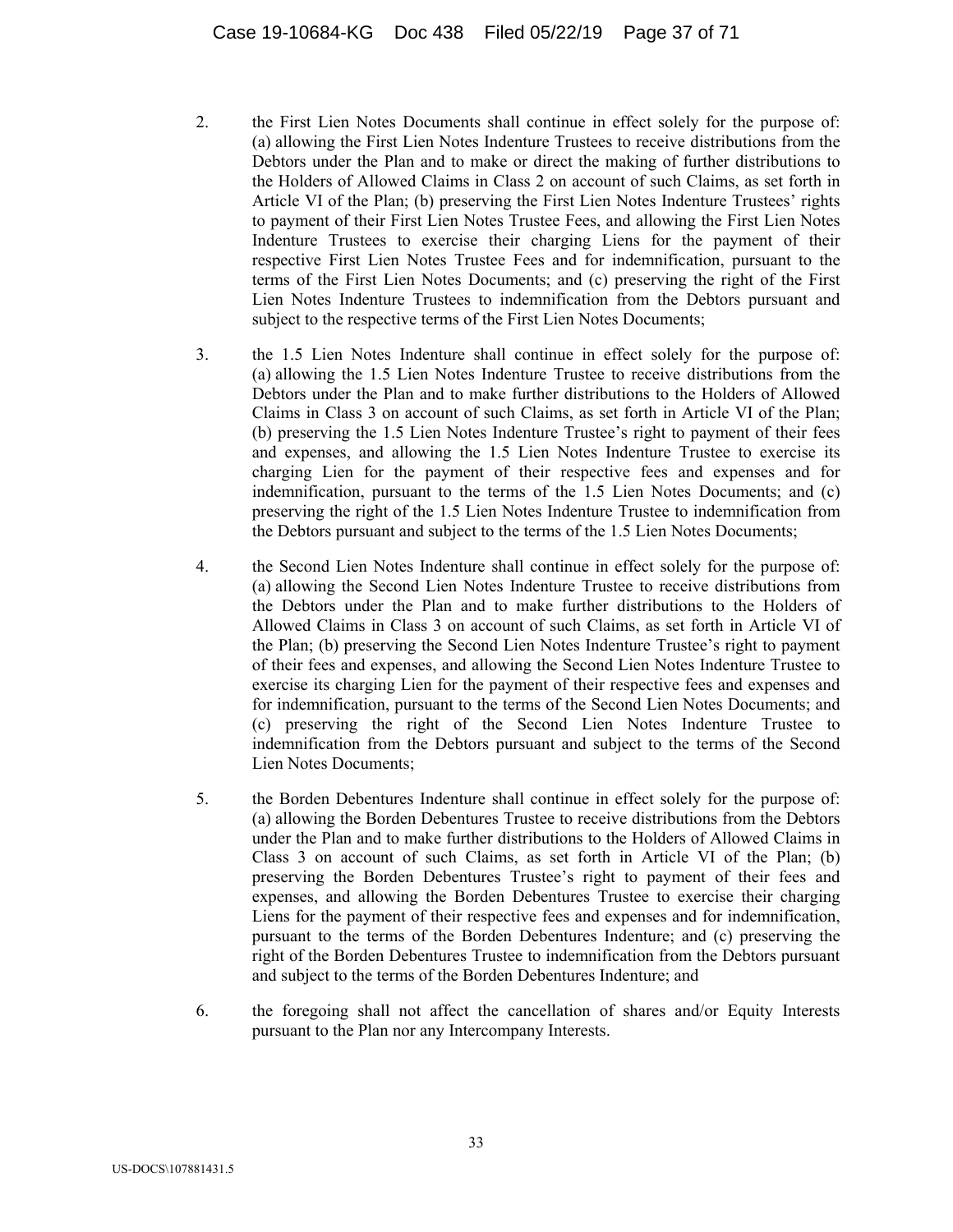2. the First Lien Notes Documents shall continue in effect solely for the purpose of: (a) allowing the First Lien Notes Indenture Trustees to receive distributions from the Debtors under the Plan and to make or direct the making of further distributions to the Holders of Allowed Claims in Class 2 on account of such Claims, as set forth in Article VI of the Plan; (b) preserving the First Lien Notes Indenture Trustees' rights to payment of their First Lien Notes Trustee Fees, and allowing the First Lien Notes Indenture Trustees to exercise their charging Liens for the payment of their respective First Lien Notes Trustee Fees and for indemnification, pursuant to the terms of the First Lien Notes Documents; and (c) preserving the right of the First Lien Notes Indenture Trustees to indemnification from the Debtors pursuant and subject to the respective terms of the First Lien Notes Documents;

3. the 1.5 Lien Notes Indenture shall continue in effect solely for the purpose of: (a) allowing the 1.5 Lien Notes Indenture Trustee to receive distributions from the Debtors under the Plan and to make further distributions to the Holders of Allowed Claims in Class 3 on account of such Claims, as set forth in Article VI of the Plan; (b) preserving the 1.5 Lien Notes Indenture Trustee's right to payment of their fees and expenses, and allowing the 1.5 Lien Notes Indenture Trustee to exercise its charging Lien for the payment of their respective fees and expenses and for indemnification, pursuant to the terms of the 1.5 Lien Notes Documents; and (c) preserving the right of the 1.5 Lien Notes Indenture Trustee to indemnification from the Debtors pursuant and subject to the terms of the 1.5 Lien Notes Documents;

4. the Second Lien Notes Indenture shall continue in effect solely for the purpose of: (a) allowing the Second Lien Notes Indenture Trustee to receive distributions from the Debtors under the Plan and to make further distributions to the Holders of Allowed Claims in Class 3 on account of such Claims, as set forth in Article VI of the Plan; (b) preserving the Second Lien Notes Indenture Trustee's right to payment of their fees and expenses, and allowing the Second Lien Notes Indenture Trustee to exercise its charging Lien for the payment of their respective fees and expenses and for indemnification, pursuant to the terms of the Second Lien Notes Documents; and (c) preserving the right of the Second Lien Notes Indenture Trustee to indemnification from the Debtors pursuant and subject to the terms of the Second Lien Notes Documents;

5. the Borden Debentures Indenture shall continue in effect solely for the purpose of: (a) allowing the Borden Debentures Trustee to receive distributions from the Debtors under the Plan and to make further distributions to the Holders of Allowed Claims in Class 3 on account of such Claims, as set forth in Article VI of the Plan; (b) preserving the Borden Debentures Trustee's right to payment of their fees and expenses, and allowing the Borden Debentures Trustee to exercise their charging Liens for the payment of their respective fees and expenses and for indemnification, pursuant to the terms of the Borden Debentures Indenture; and (c) preserving the right of the Borden Debentures Trustee to indemnification from the Debtors pursuant and subject to the terms of the Borden Debentures Indenture; and

6. the foregoing shall not affect the cancellation of shares and/or Equity Interests pursuant to the Plan nor any Intercompany Interests.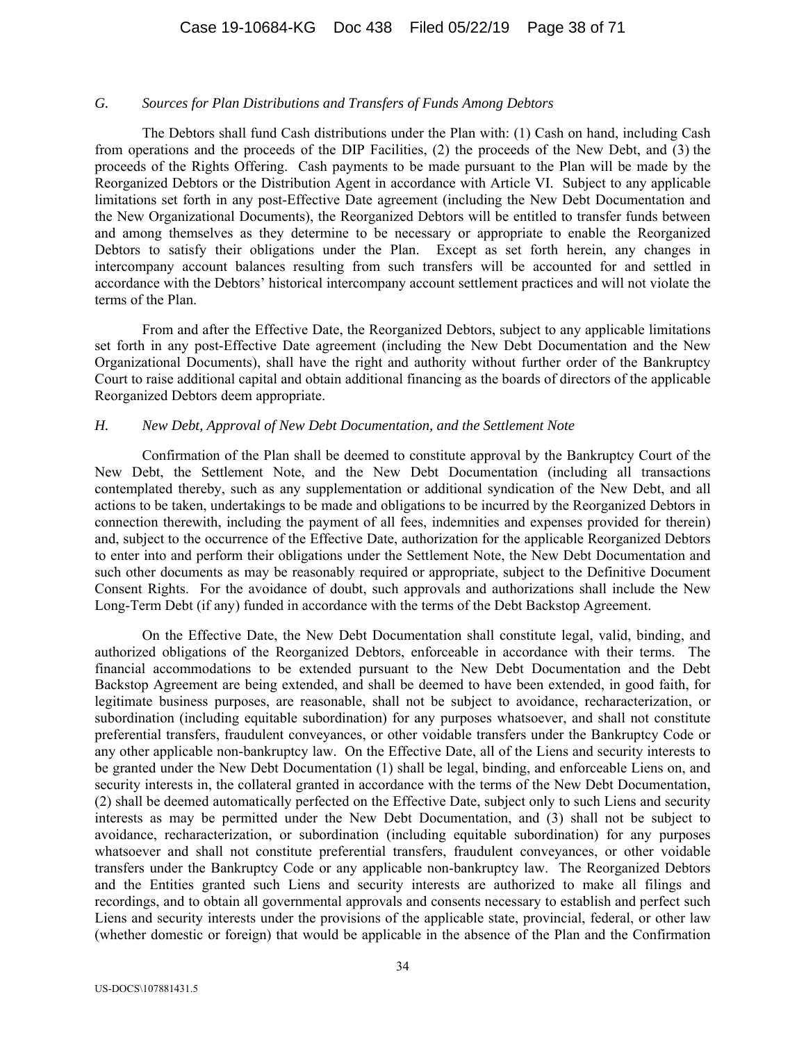### *G. Sources for Plan Distributions and Transfers of Funds Among Debtors*

The Debtors shall fund Cash distributions under the Plan with: (1) Cash on hand, including Cash from operations and the proceeds of the DIP Facilities, (2) the proceeds of the New Debt, and (3) the proceeds of the Rights Offering. Cash payments to be made pursuant to the Plan will be made by the Reorganized Debtors or the Distribution Agent in accordance with Article VI. Subject to any applicable limitations set forth in any post-Effective Date agreement (including the New Debt Documentation and the New Organizational Documents), the Reorganized Debtors will be entitled to transfer funds between and among themselves as they determine to be necessary or appropriate to enable the Reorganized Debtors to satisfy their obligations under the Plan. Except as set forth herein, any changes in intercompany account balances resulting from such transfers will be accounted for and settled in accordance with the Debtors' historical intercompany account settlement practices and will not violate the terms of the Plan.

From and after the Effective Date, the Reorganized Debtors, subject to any applicable limitations set forth in any post-Effective Date agreement (including the New Debt Documentation and the New Organizational Documents), shall have the right and authority without further order of the Bankruptcy Court to raise additional capital and obtain additional financing as the boards of directors of the applicable Reorganized Debtors deem appropriate.

### *H. New Debt, Approval of New Debt Documentation, and the Settlement Note*

Confirmation of the Plan shall be deemed to constitute approval by the Bankruptcy Court of the New Debt, the Settlement Note, and the New Debt Documentation (including all transactions contemplated thereby, such as any supplementation or additional syndication of the New Debt, and all actions to be taken, undertakings to be made and obligations to be incurred by the Reorganized Debtors in connection therewith, including the payment of all fees, indemnities and expenses provided for therein) and, subject to the occurrence of the Effective Date, authorization for the applicable Reorganized Debtors to enter into and perform their obligations under the Settlement Note, the New Debt Documentation and such other documents as may be reasonably required or appropriate, subject to the Definitive Document Consent Rights. For the avoidance of doubt, such approvals and authorizations shall include the New Long-Term Debt (if any) funded in accordance with the terms of the Debt Backstop Agreement.

On the Effective Date, the New Debt Documentation shall constitute legal, valid, binding, and authorized obligations of the Reorganized Debtors, enforceable in accordance with their terms. The financial accommodations to be extended pursuant to the New Debt Documentation and the Debt Backstop Agreement are being extended, and shall be deemed to have been extended, in good faith, for legitimate business purposes, are reasonable, shall not be subject to avoidance, recharacterization, or subordination (including equitable subordination) for any purposes whatsoever, and shall not constitute preferential transfers, fraudulent conveyances, or other voidable transfers under the Bankruptcy Code or any other applicable non-bankruptcy law. On the Effective Date, all of the Liens and security interests to be granted under the New Debt Documentation (1) shall be legal, binding, and enforceable Liens on, and security interests in, the collateral granted in accordance with the terms of the New Debt Documentation, (2) shall be deemed automatically perfected on the Effective Date, subject only to such Liens and security interests as may be permitted under the New Debt Documentation, and (3) shall not be subject to avoidance, recharacterization, or subordination (including equitable subordination) for any purposes whatsoever and shall not constitute preferential transfers, fraudulent conveyances, or other voidable transfers under the Bankruptcy Code or any applicable non-bankruptcy law. The Reorganized Debtors and the Entities granted such Liens and security interests are authorized to make all filings and recordings, and to obtain all governmental approvals and consents necessary to establish and perfect such Liens and security interests under the provisions of the applicable state, provincial, federal, or other law (whether domestic or foreign) that would be applicable in the absence of the Plan and the Confirmation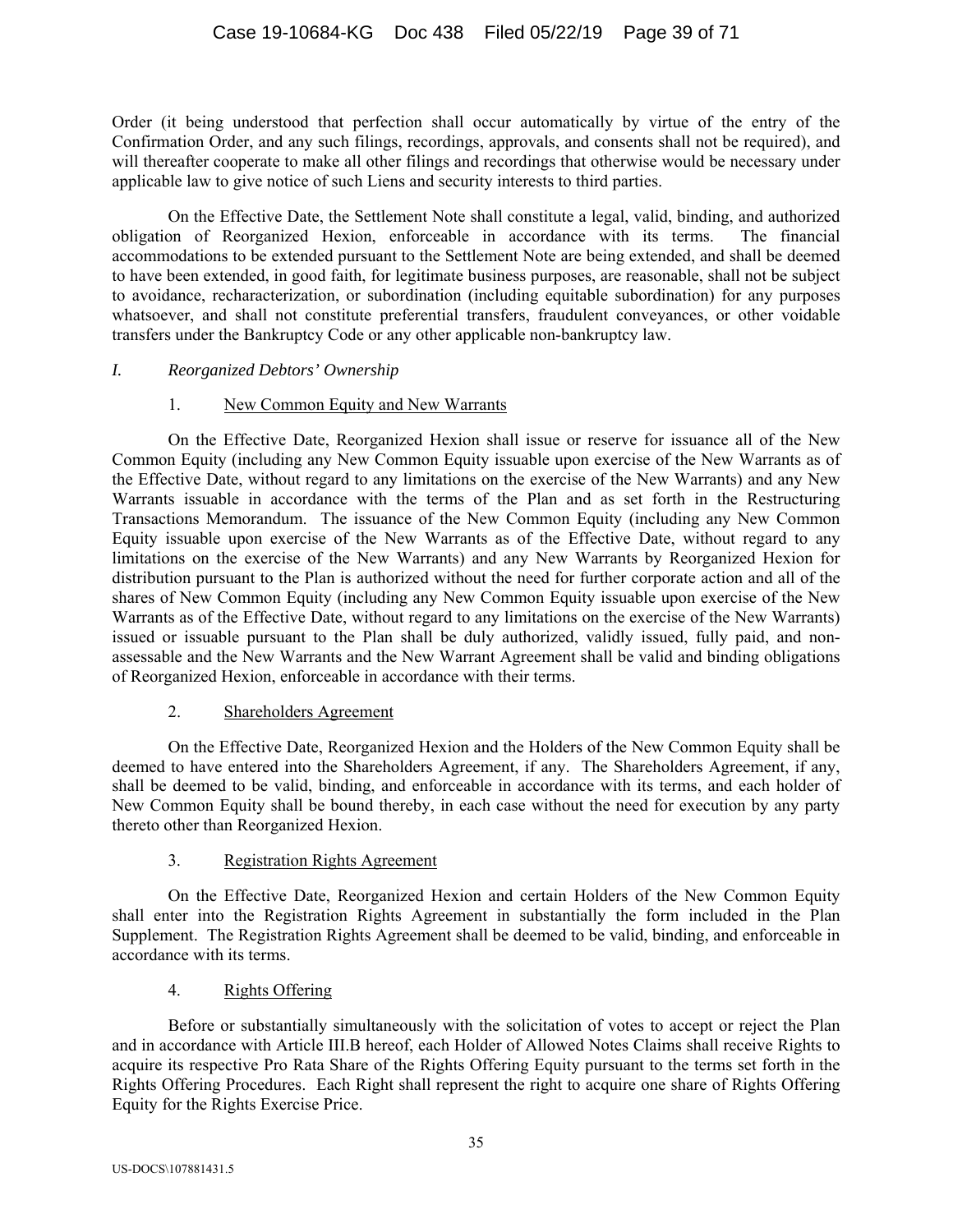Order (it being understood that perfection shall occur automatically by virtue of the entry of the Confirmation Order, and any such filings, recordings, approvals, and consents shall not be required), and will thereafter cooperate to make all other filings and recordings that otherwise would be necessary under applicable law to give notice of such Liens and security interests to third parties.

On the Effective Date, the Settlement Note shall constitute a legal, valid, binding, and authorized obligation of Reorganized Hexion, enforceable in accordance with its terms. The financial accommodations to be extended pursuant to the Settlement Note are being extended, and shall be deemed to have been extended, in good faith, for legitimate business purposes, are reasonable, shall not be subject to avoidance, recharacterization, or subordination (including equitable subordination) for any purposes whatsoever, and shall not constitute preferential transfers, fraudulent conveyances, or other voidable transfers under the Bankruptcy Code or any other applicable non-bankruptcy law.

### *I. Reorganized Debtors' Ownership*

#### 1. New Common Equity and New Warrants

On the Effective Date, Reorganized Hexion shall issue or reserve for issuance all of the New Common Equity (including any New Common Equity issuable upon exercise of the New Warrants as of the Effective Date, without regard to any limitations on the exercise of the New Warrants) and any New Warrants issuable in accordance with the terms of the Plan and as set forth in the Restructuring Transactions Memorandum. The issuance of the New Common Equity (including any New Common Equity issuable upon exercise of the New Warrants as of the Effective Date, without regard to any limitations on the exercise of the New Warrants) and any New Warrants by Reorganized Hexion for distribution pursuant to the Plan is authorized without the need for further corporate action and all of the shares of New Common Equity (including any New Common Equity issuable upon exercise of the New Warrants as of the Effective Date, without regard to any limitations on the exercise of the New Warrants) issued or issuable pursuant to the Plan shall be duly authorized, validly issued, fully paid, and non-assessable and the New Warrants and the New Warrant Agreement shall be valid and binding obligations of Reorganized Hexion, enforceable in accordance with their terms.

#### 2. Shareholders Agreement

On the Effective Date, Reorganized Hexion and the Holders of the New Common Equity shall be deemed to have entered into the Shareholders Agreement, if any. The Shareholders Agreement, if any, shall be deemed to be valid, binding, and enforceable in accordance with its terms, and each holder of New Common Equity shall be bound thereby, in each case without the need for execution by any party thereto other than Reorganized Hexion.

#### 3. Registration Rights Agreement

On the Effective Date, Reorganized Hexion and certain Holders of the New Common Equity shall enter into the Registration Rights Agreement in substantially the form included in the Plan Supplement. The Registration Rights Agreement shall be deemed to be valid, binding, and enforceable in accordance with its terms.

#### 4. Rights Offering

Before or substantially simultaneously with the solicitation of votes to accept or reject the Plan and in accordance with Article III.B hereof, each Holder of Allowed Notes Claims shall receive Rights to acquire its respective Pro Rata Share of the Rights Offering Equity pursuant to the terms set forth in the Rights Offering Procedures. Each Right shall represent the right to acquire one share of Rights Offering Equity for the Rights Exercise Price.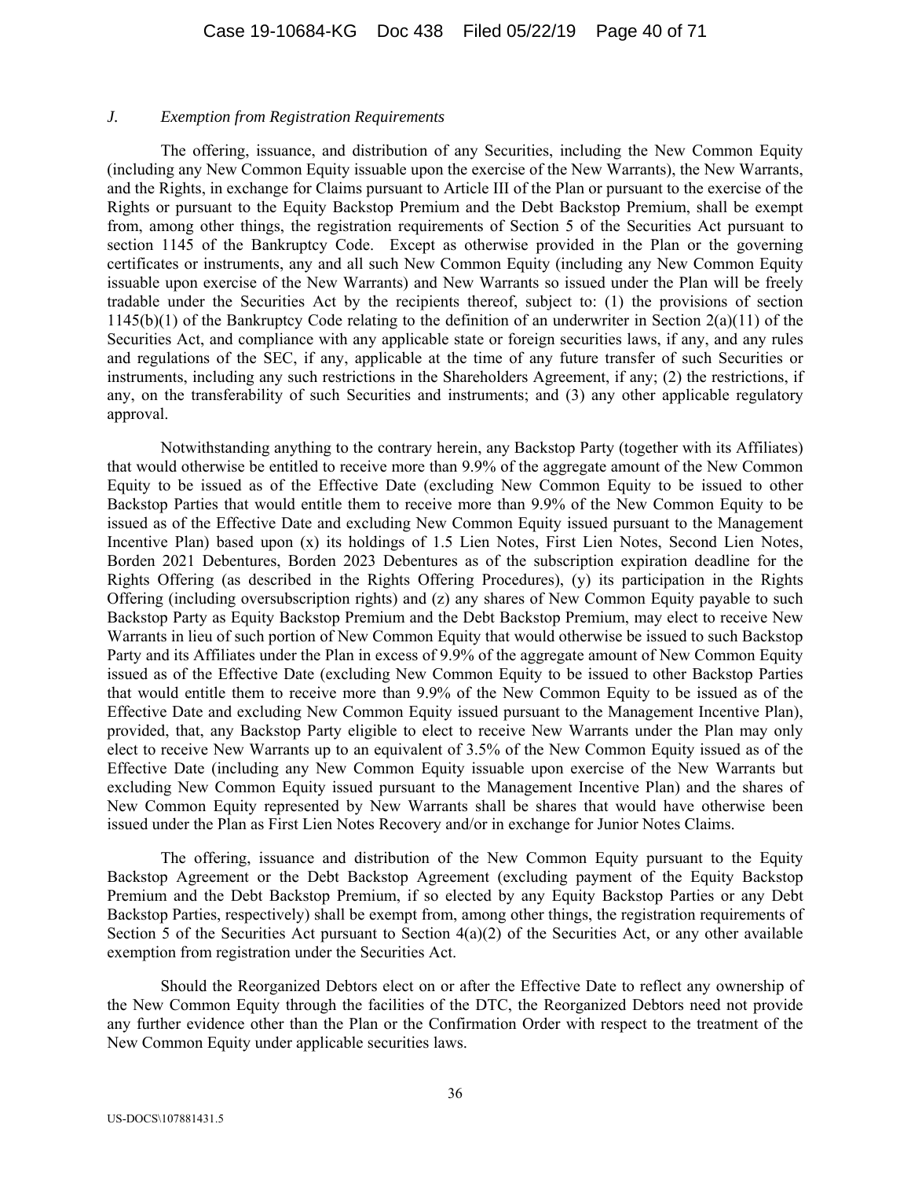### *J. Exemption from Registration Requirements*

The offering, issuance, and distribution of any Securities, including the New Common Equity (including any New Common Equity issuable upon the exercise of the New Warrants), the New Warrants, and the Rights, in exchange for Claims pursuant to Article III of the Plan or pursuant to the exercise of the Rights or pursuant to the Equity Backstop Premium and the Debt Backstop Premium, shall be exempt from, among other things, the registration requirements of Section 5 of the Securities Act pursuant to section 1145 of the Bankruptcy Code. Except as otherwise provided in the Plan or the governing certificates or instruments, any and all such New Common Equity (including any New Common Equity issuable upon exercise of the New Warrants) and New Warrants so issued under the Plan will be freely tradable under the Securities Act by the recipients thereof, subject to: (1) the provisions of section 1145(b)(1) of the Bankruptcy Code relating to the definition of an underwriter in Section 2(a)(11) of the Securities Act, and compliance with any applicable state or foreign securities laws, if any, and any rules and regulations of the SEC, if any, applicable at the time of any future transfer of such Securities or instruments, including any such restrictions in the Shareholders Agreement, if any; (2) the restrictions, if any, on the transferability of such Securities and instruments; and (3) any other applicable regulatory approval.

Notwithstanding anything to the contrary herein, any Backstop Party (together with its Affiliates) that would otherwise be entitled to receive more than 9.9% of the aggregate amount of the New Common Equity to be issued as of the Effective Date (excluding New Common Equity to be issued to other Backstop Parties that would entitle them to receive more than 9.9% of the New Common Equity to be issued as of the Effective Date and excluding New Common Equity issued pursuant to the Management Incentive Plan) based upon (x) its holdings of 1.5 Lien Notes, First Lien Notes, Second Lien Notes, Borden 2021 Debentures, Borden 2023 Debentures as of the subscription expiration deadline for the Rights Offering (as described in the Rights Offering Procedures), (y) its participation in the Rights Offering (including oversubscription rights) and (z) any shares of New Common Equity payable to such Backstop Party as Equity Backstop Premium and the Debt Backstop Premium, may elect to receive New Warrants in lieu of such portion of New Common Equity that would otherwise be issued to such Backstop Party and its Affiliates under the Plan in excess of 9.9% of the aggregate amount of New Common Equity issued as of the Effective Date (excluding New Common Equity to be issued to other Backstop Parties that would entitle them to receive more than 9.9% of the New Common Equity to be issued as of the Effective Date and excluding New Common Equity issued pursuant to the Management Incentive Plan), provided, that, any Backstop Party eligible to elect to receive New Warrants under the Plan may only elect to receive New Warrants up to an equivalent of 3.5% of the New Common Equity issued as of the Effective Date (including any New Common Equity issuable upon exercise of the New Warrants but excluding New Common Equity issued pursuant to the Management Incentive Plan) and the shares of New Common Equity represented by New Warrants shall be shares that would have otherwise been issued under the Plan as First Lien Notes Recovery and/or in exchange for Junior Notes Claims.

The offering, issuance and distribution of the New Common Equity pursuant to the Equity Backstop Agreement or the Debt Backstop Agreement (excluding payment of the Equity Backstop Premium and the Debt Backstop Premium, if so elected by any Equity Backstop Parties or any Debt Backstop Parties, respectively) shall be exempt from, among other things, the registration requirements of Section 5 of the Securities Act pursuant to Section 4(a)(2) of the Securities Act, or any other available exemption from registration under the Securities Act.

Should the Reorganized Debtors elect on or after the Effective Date to reflect any ownership of the New Common Equity through the facilities of the DTC, the Reorganized Debtors need not provide any further evidence other than the Plan or the Confirmation Order with respect to the treatment of the New Common Equity under applicable securities laws.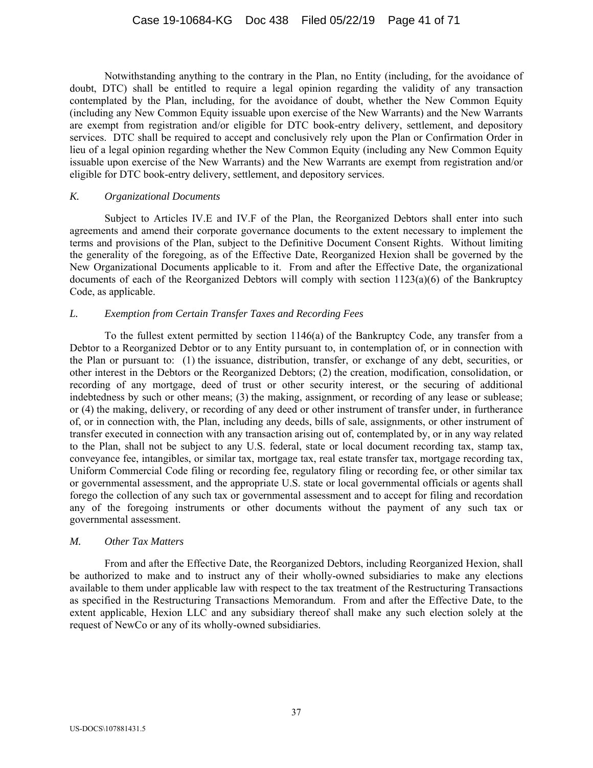Notwithstanding anything to the contrary in the Plan, no Entity (including, for the avoidance of doubt, DTC) shall be entitled to require a legal opinion regarding the validity of any transaction contemplated by the Plan, including, for the avoidance of doubt, whether the New Common Equity (including any New Common Equity issuable upon exercise of the New Warrants) and the New Warrants are exempt from registration and/or eligible for DTC book-entry delivery, settlement, and depository services. DTC shall be required to accept and conclusively rely upon the Plan or Confirmation Order in lieu of a legal opinion regarding whether the New Common Equity (including any New Common Equity issuable upon exercise of the New Warrants) and the New Warrants are exempt from registration and/or eligible for DTC book-entry delivery, settlement, and depository services.

### *K. Organizational Documents*

Subject to Articles IV.E and IV.F of the Plan, the Reorganized Debtors shall enter into such agreements and amend their corporate governance documents to the extent necessary to implement the terms and provisions of the Plan, subject to the Definitive Document Consent Rights. Without limiting the generality of the foregoing, as of the Effective Date, Reorganized Hexion shall be governed by the New Organizational Documents applicable to it. From and after the Effective Date, the organizational documents of each of the Reorganized Debtors will comply with section 1123(a)(6) of the Bankruptcy Code, as applicable.

### *L. Exemption from Certain Transfer Taxes and Recording Fees*

To the fullest extent permitted by section 1146(a) of the Bankruptcy Code, any transfer from a Debtor to a Reorganized Debtor or to any Entity pursuant to, in contemplation of, or in connection with the Plan or pursuant to: (1) the issuance, distribution, transfer, or exchange of any debt, securities, or other interest in the Debtors or the Reorganized Debtors; (2) the creation, modification, consolidation, or recording of any mortgage, deed of trust or other security interest, or the securing of additional indebtedness by such or other means; (3) the making, assignment, or recording of any lease or sublease; or (4) the making, delivery, or recording of any deed or other instrument of transfer under, in furtherance of, or in connection with, the Plan, including any deeds, bills of sale, assignments, or other instrument of transfer executed in connection with any transaction arising out of, contemplated by, or in any way related to the Plan, shall not be subject to any U.S. federal, state or local document recording tax, stamp tax, conveyance fee, intangibles, or similar tax, mortgage tax, real estate transfer tax, mortgage recording tax, Uniform Commercial Code filing or recording fee, regulatory filing or recording fee, or other similar tax or governmental assessment, and the appropriate U.S. state or local governmental officials or agents shall forego the collection of any such tax or governmental assessment and to accept for filing and recordation any of the foregoing instruments or other documents without the payment of any such tax or governmental assessment.

### *M. Other Tax Matters*

From and after the Effective Date, the Reorganized Debtors, including Reorganized Hexion, shall be authorized to make and to instruct any of their wholly-owned subsidiaries to make any elections available to them under applicable law with respect to the tax treatment of the Restructuring Transactions as specified in the Restructuring Transactions Memorandum. From and after the Effective Date, to the extent applicable, Hexion LLC and any subsidiary thereof shall make any such election solely at the request of NewCo or any of its wholly-owned subsidiaries.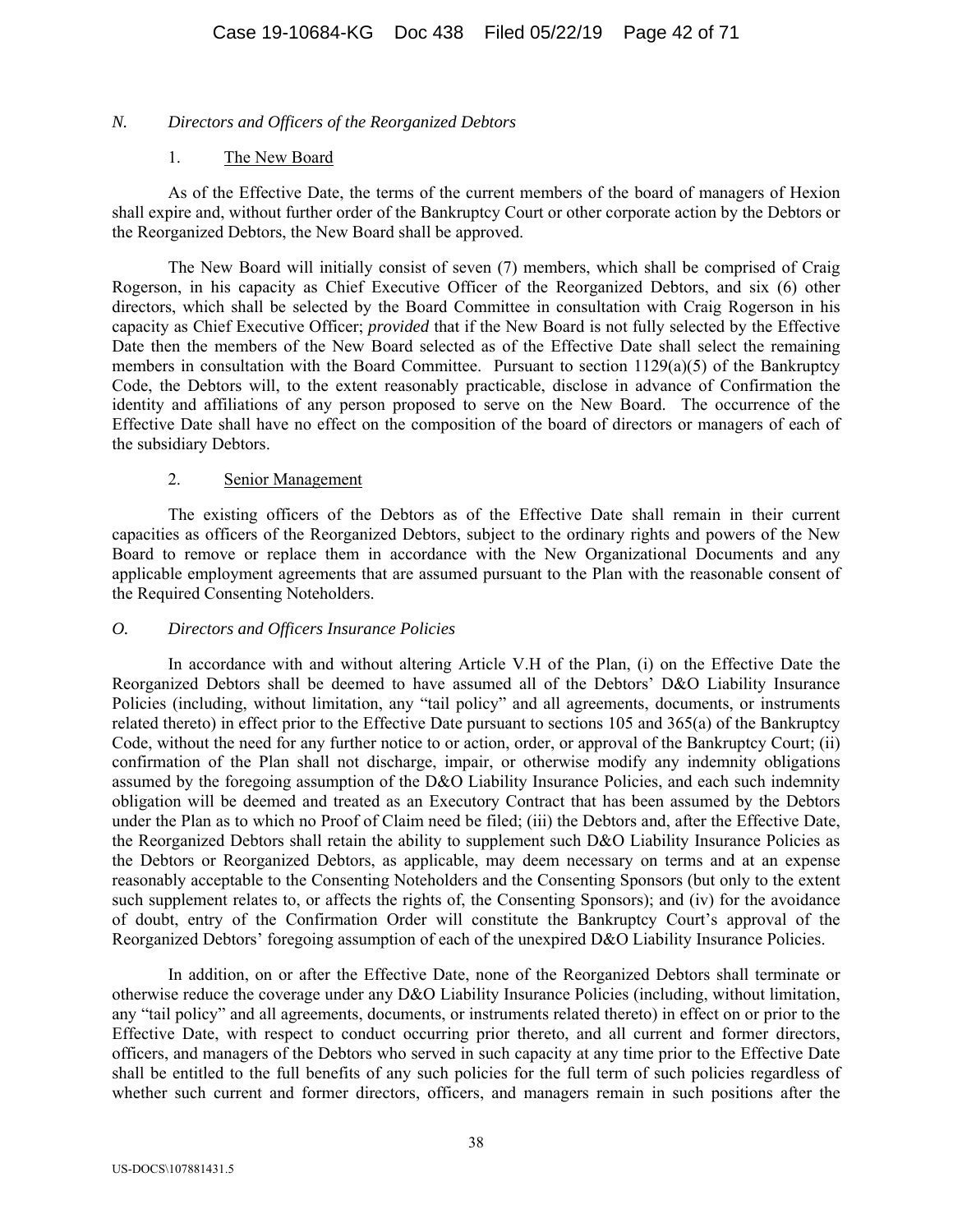## *N. Directors and Officers of the Reorganized Debtors*

### 1. The New Board

As of the Effective Date, the terms of the current members of the board of managers of Hexion shall expire and, without further order of the Bankruptcy Court or other corporate action by the Debtors or the Reorganized Debtors, the New Board shall be approved.

The New Board will initially consist of seven (7) members, which shall be comprised of Craig Rogerson, in his capacity as Chief Executive Officer of the Reorganized Debtors, and six (6) other directors, which shall be selected by the Board Committee in consultation with Craig Rogerson in his capacity as Chief Executive Officer; *provided* that if the New Board is not fully selected by the Effective Date then the members of the New Board selected as of the Effective Date shall select the remaining members in consultation with the Board Committee. Pursuant to section 1129(a)(5) of the Bankruptcy Code, the Debtors will, to the extent reasonably practicable, disclose in advance of Confirmation the identity and affiliations of any person proposed to serve on the New Board. The occurrence of the Effective Date shall have no effect on the composition of the board of directors or managers of each of the subsidiary Debtors.

### 2. Senior Management

The existing officers of the Debtors as of the Effective Date shall remain in their current capacities as officers of the Reorganized Debtors, subject to the ordinary rights and powers of the New Board to remove or replace them in accordance with the New Organizational Documents and any applicable employment agreements that are assumed pursuant to the Plan with the reasonable consent of the Required Consenting Noteholders.

## *O. Directors and Officers Insurance Policies*

In accordance with and without altering Article V.H of the Plan, (i) on the Effective Date the Reorganized Debtors shall be deemed to have assumed all of the Debtors' D&O Liability Insurance Policies (including, without limitation, any "tail policy" and all agreements, documents, or instruments related thereto) in effect prior to the Effective Date pursuant to sections 105 and 365(a) of the Bankruptcy Code, without the need for any further notice to or action, order, or approval of the Bankruptcy Court; (ii) confirmation of the Plan shall not discharge, impair, or otherwise modify any indemnity obligations assumed by the foregoing assumption of the D&O Liability Insurance Policies, and each such indemnity obligation will be deemed and treated as an Executory Contract that has been assumed by the Debtors under the Plan as to which no Proof of Claim need be filed; (iii) the Debtors and, after the Effective Date, the Reorganized Debtors shall retain the ability to supplement such D&O Liability Insurance Policies as the Debtors or Reorganized Debtors, as applicable, may deem necessary on terms and at an expense reasonably acceptable to the Consenting Noteholders and the Consenting Sponsors (but only to the extent such supplement relates to, or affects the rights of, the Consenting Sponsors); and (iv) for the avoidance of doubt, entry of the Confirmation Order will constitute the Bankruptcy Court's approval of the Reorganized Debtors' foregoing assumption of each of the unexpired D&O Liability Insurance Policies.

In addition, on or after the Effective Date, none of the Reorganized Debtors shall terminate or otherwise reduce the coverage under any D&O Liability Insurance Policies (including, without limitation, any "tail policy" and all agreements, documents, or instruments related thereto) in effect on or prior to the Effective Date, with respect to conduct occurring prior thereto, and all current and former directors, officers, and managers of the Debtors who served in such capacity at any time prior to the Effective Date shall be entitled to the full benefits of any such policies for the full term of such policies regardless of whether such current and former directors, officers, and managers remain in such positions after the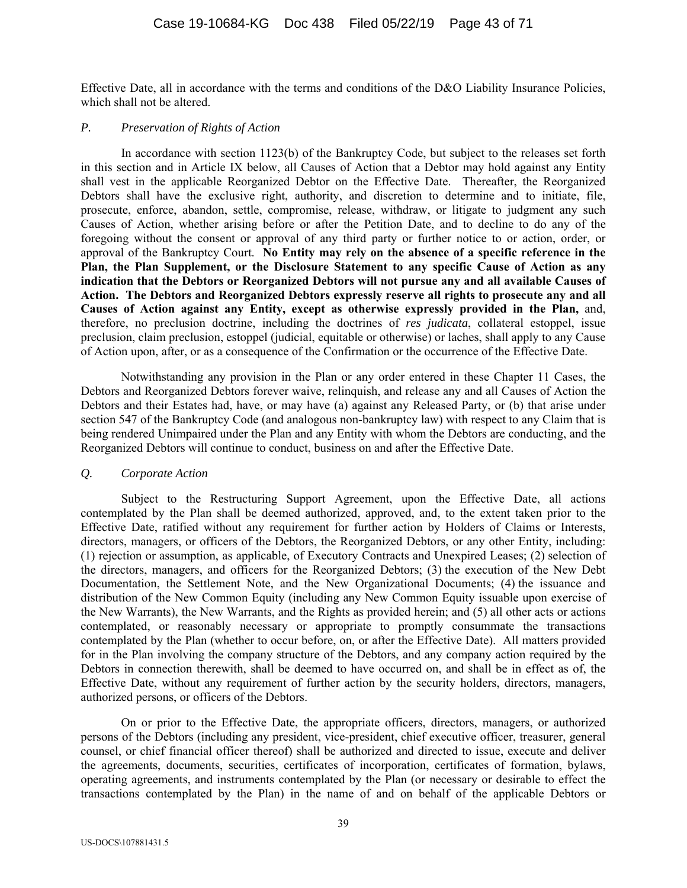Effective Date, all in accordance with the terms and conditions of the D&O Liability Insurance Policies, which shall not be altered.

### *P. Preservation of Rights of Action*

In accordance with section 1123(b) of the Bankruptcy Code, but subject to the releases set forth in this section and in Article IX below, all Causes of Action that a Debtor may hold against any Entity shall vest in the applicable Reorganized Debtor on the Effective Date. Thereafter, the Reorganized Debtors shall have the exclusive right, authority, and discretion to determine and to initiate, file, prosecute, enforce, abandon, settle, compromise, release, withdraw, or litigate to judgment any such Causes of Action, whether arising before or after the Petition Date, and to decline to do any of the foregoing without the consent or approval of any third party or further notice to or action, order, or approval of the Bankruptcy Court. **No Entity may rely on the absence of a specific reference in the Plan, the Plan Supplement, or the Disclosure Statement to any specific Cause of Action as any indication that the Debtors or Reorganized Debtors will not pursue any and all available Causes of Action. The Debtors and Reorganized Debtors expressly reserve all rights to prosecute any and all Causes of Action against any Entity, except as otherwise expressly provided in the Plan,** and, therefore, no preclusion doctrine, including the doctrines of *res judicata*, collateral estoppel, issue preclusion, claim preclusion, estoppel (judicial, equitable or otherwise) or laches, shall apply to any Cause of Action upon, after, or as a consequence of the Confirmation or the occurrence of the Effective Date.

Notwithstanding any provision in the Plan or any order entered in these Chapter 11 Cases, the Debtors and Reorganized Debtors forever waive, relinquish, and release any and all Causes of Action the Debtors and their Estates had, have, or may have (a) against any Released Party, or (b) that arise under section 547 of the Bankruptcy Code (and analogous non-bankruptcy law) with respect to any Claim that is being rendered Unimpaired under the Plan and any Entity with whom the Debtors are conducting, and the Reorganized Debtors will continue to conduct, business on and after the Effective Date.

### *Q. Corporate Action*

Subject to the Restructuring Support Agreement, upon the Effective Date, all actions contemplated by the Plan shall be deemed authorized, approved, and, to the extent taken prior to the Effective Date, ratified without any requirement for further action by Holders of Claims or Interests, directors, managers, or officers of the Debtors, the Reorganized Debtors, or any other Entity, including: (1) rejection or assumption, as applicable, of Executory Contracts and Unexpired Leases; (2) selection of the directors, managers, and officers for the Reorganized Debtors; (3) the execution of the New Debt Documentation, the Settlement Note, and the New Organizational Documents; (4) the issuance and distribution of the New Common Equity (including any New Common Equity issuable upon exercise of the New Warrants), the New Warrants, and the Rights as provided herein; and (5) all other acts or actions contemplated, or reasonably necessary or appropriate to promptly consummate the transactions contemplated by the Plan (whether to occur before, on, or after the Effective Date). All matters provided for in the Plan involving the company structure of the Debtors, and any company action required by the Debtors in connection therewith, shall be deemed to have occurred on, and shall be in effect as of, the Effective Date, without any requirement of further action by the security holders, directors, managers, authorized persons, or officers of the Debtors.

On or prior to the Effective Date, the appropriate officers, directors, managers, or authorized persons of the Debtors (including any president, vice-president, chief executive officer, treasurer, general counsel, or chief financial officer thereof) shall be authorized and directed to issue, execute and deliver the agreements, documents, securities, certificates of incorporation, certificates of formation, bylaws, operating agreements, and instruments contemplated by the Plan (or necessary or desirable to effect the transactions contemplated by the Plan) in the name of and on behalf of the applicable Debtors or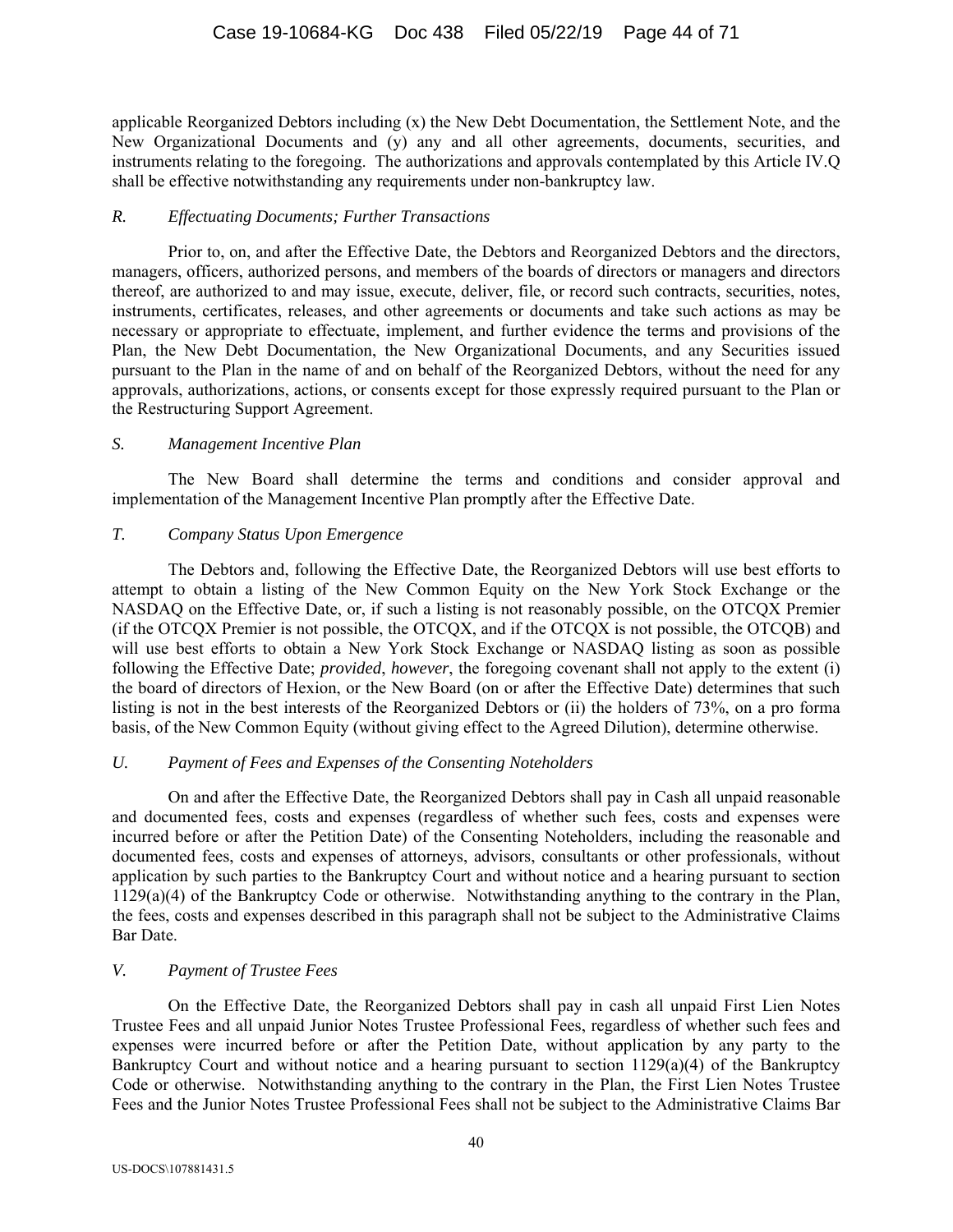applicable Reorganized Debtors including (x) the New Debt Documentation, the Settlement Note, and the New Organizational Documents and (y) any and all other agreements, documents, securities, and instruments relating to the foregoing. The authorizations and approvals contemplated by this Article IV.Q shall be effective notwithstanding any requirements under non-bankruptcy law.

### *R. Effectuating Documents; Further Transactions*

Prior to, on, and after the Effective Date, the Debtors and Reorganized Debtors and the directors, managers, officers, authorized persons, and members of the boards of directors or managers and directors thereof, are authorized to and may issue, execute, deliver, file, or record such contracts, securities, notes, instruments, certificates, releases, and other agreements or documents and take such actions as may be necessary or appropriate to effectuate, implement, and further evidence the terms and provisions of the Plan, the New Debt Documentation, the New Organizational Documents, and any Securities issued pursuant to the Plan in the name of and on behalf of the Reorganized Debtors, without the need for any approvals, authorizations, actions, or consents except for those expressly required pursuant to the Plan or the Restructuring Support Agreement.

### *S. Management Incentive Plan*

The New Board shall determine the terms and conditions and consider approval and implementation of the Management Incentive Plan promptly after the Effective Date.

### *T. Company Status Upon Emergence*

The Debtors and, following the Effective Date, the Reorganized Debtors will use best efforts to attempt to obtain a listing of the New Common Equity on the New York Stock Exchange or the NASDAQ on the Effective Date, or, if such a listing is not reasonably possible, on the OTCQX Premier (if the OTCQX Premier is not possible, the OTCQX, and if the OTCQX is not possible, the OTCQB) and will use best efforts to obtain a New York Stock Exchange or NASDAQ listing as soon as possible following the Effective Date; *provided*, *however*, the foregoing covenant shall not apply to the extent (i) the board of directors of Hexion, or the New Board (on or after the Effective Date) determines that such listing is not in the best interests of the Reorganized Debtors or (ii) the holders of 73%, on a pro forma basis, of the New Common Equity (without giving effect to the Agreed Dilution), determine otherwise.

### *U. Payment of Fees and Expenses of the Consenting Noteholders*

On and after the Effective Date, the Reorganized Debtors shall pay in Cash all unpaid reasonable and documented fees, costs and expenses (regardless of whether such fees, costs and expenses were incurred before or after the Petition Date) of the Consenting Noteholders, including the reasonable and documented fees, costs and expenses of attorneys, advisors, consultants or other professionals, without application by such parties to the Bankruptcy Court and without notice and a hearing pursuant to section 1129(a)(4) of the Bankruptcy Code or otherwise. Notwithstanding anything to the contrary in the Plan, the fees, costs and expenses described in this paragraph shall not be subject to the Administrative Claims Bar Date.

### *V. Payment of Trustee Fees*

On the Effective Date, the Reorganized Debtors shall pay in cash all unpaid First Lien Notes Trustee Fees and all unpaid Junior Notes Trustee Professional Fees, regardless of whether such fees and expenses were incurred before or after the Petition Date, without application by any party to the Bankruptcy Court and without notice and a hearing pursuant to section 1129(a)(4) of the Bankruptcy Code or otherwise. Notwithstanding anything to the contrary in the Plan, the First Lien Notes Trustee Fees and the Junior Notes Trustee Professional Fees shall not be subject to the Administrative Claims Bar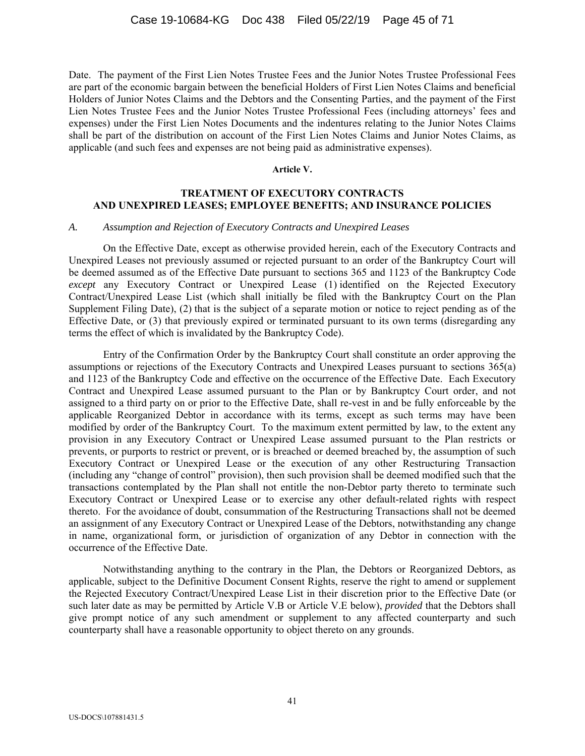Date. The payment of the First Lien Notes Trustee Fees and the Junior Notes Trustee Professional Fees are part of the economic bargain between the beneficial Holders of First Lien Notes Claims and beneficial Holders of Junior Notes Claims and the Debtors and the Consenting Parties, and the payment of the First Lien Notes Trustee Fees and the Junior Notes Trustee Professional Fees (including attorneys' fees and expenses) under the First Lien Notes Documents and the indentures relating to the Junior Notes Claims shall be part of the distribution on account of the First Lien Notes Claims and Junior Notes Claims, as applicable (and such fees and expenses are not being paid as administrative expenses).

## Article V.

## TREATMENT OF EXECUTORY CONTRACTS AND UNEXPIRED LEASES; EMPLOYEE BENEFITS; AND INSURANCE POLICIES

### *A. Assumption and Rejection of Executory Contracts and Unexpired Leases*

On the Effective Date, except as otherwise provided herein, each of the Executory Contracts and Unexpired Leases not previously assumed or rejected pursuant to an order of the Bankruptcy Court will be deemed assumed as of the Effective Date pursuant to sections 365 and 1123 of the Bankruptcy Code *except* any Executory Contract or Unexpired Lease (1) identified on the Rejected Executory Contract/Unexpired Lease List (which shall initially be filed with the Bankruptcy Court on the Plan Supplement Filing Date), (2) that is the subject of a separate motion or notice to reject pending as of the Effective Date, or (3) that previously expired or terminated pursuant to its own terms (disregarding any terms the effect of which is invalidated by the Bankruptcy Code).

Entry of the Confirmation Order by the Bankruptcy Court shall constitute an order approving the assumptions or rejections of the Executory Contracts and Unexpired Leases pursuant to sections 365(a) and 1123 of the Bankruptcy Code and effective on the occurrence of the Effective Date. Each Executory Contract and Unexpired Lease assumed pursuant to the Plan or by Bankruptcy Court order, and not assigned to a third party on or prior to the Effective Date, shall re-vest in and be fully enforceable by the applicable Reorganized Debtor in accordance with its terms, except as such terms may have been modified by order of the Bankruptcy Court. To the maximum extent permitted by law, to the extent any provision in any Executory Contract or Unexpired Lease assumed pursuant to the Plan restricts or prevents, or purports to restrict or prevent, or is breached or deemed breached by, the assumption of such Executory Contract or Unexpired Lease or the execution of any other Restructuring Transaction (including any "change of control" provision), then such provision shall be deemed modified such that the transactions contemplated by the Plan shall not entitle the non-Debtor party thereto to terminate such Executory Contract or Unexpired Lease or to exercise any other default-related rights with respect thereto. For the avoidance of doubt, consummation of the Restructuring Transactions shall not be deemed an assignment of any Executory Contract or Unexpired Lease of the Debtors, notwithstanding any change in name, organizational form, or jurisdiction of organization of any Debtor in connection with the occurrence of the Effective Date.

Notwithstanding anything to the contrary in the Plan, the Debtors or Reorganized Debtors, as applicable, subject to the Definitive Document Consent Rights, reserve the right to amend or supplement the Rejected Executory Contract/Unexpired Lease List in their discretion prior to the Effective Date (or such later date as may be permitted by Article V.B or Article V.E below), *provided* that the Debtors shall give prompt notice of any such amendment or supplement to any affected counterparty and such counterparty shall have a reasonable opportunity to object thereto on any grounds.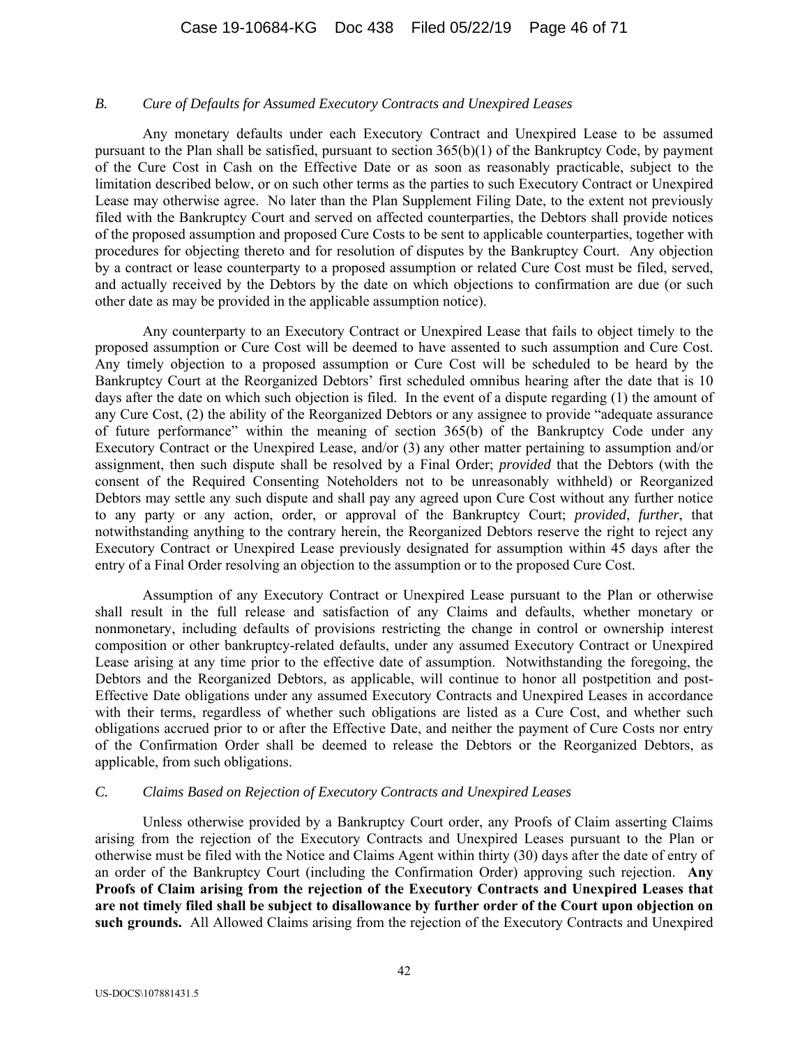### *B. Cure of Defaults for Assumed Executory Contracts and Unexpired Leases*

Any monetary defaults under each Executory Contract and Unexpired Lease to be assumed pursuant to the Plan shall be satisfied, pursuant to section 365(b)(1) of the Bankruptcy Code, by payment of the Cure Cost in Cash on the Effective Date or as soon as reasonably practicable, subject to the limitation described below, or on such other terms as the parties to such Executory Contract or Unexpired Lease may otherwise agree. No later than the Plan Supplement Filing Date, to the extent not previously filed with the Bankruptcy Court and served on affected counterparties, the Debtors shall provide notices of the proposed assumption and proposed Cure Costs to be sent to applicable counterparties, together with procedures for objecting thereto and for resolution of disputes by the Bankruptcy Court. Any objection by a contract or lease counterparty to a proposed assumption or related Cure Cost must be filed, served, and actually received by the Debtors by the date on which objections to confirmation are due (or such other date as may be provided in the applicable assumption notice).

Any counterparty to an Executory Contract or Unexpired Lease that fails to object timely to the proposed assumption or Cure Cost will be deemed to have assented to such assumption and Cure Cost. Any timely objection to a proposed assumption or Cure Cost will be scheduled to be heard by the Bankruptcy Court at the Reorganized Debtors' first scheduled omnibus hearing after the date that is 10 days after the date on which such objection is filed. In the event of a dispute regarding (1) the amount of any Cure Cost, (2) the ability of the Reorganized Debtors or any assignee to provide "adequate assurance of future performance" within the meaning of section 365(b) of the Bankruptcy Code under any Executory Contract or the Unexpired Lease, and/or (3) any other matter pertaining to assumption and/or assignment, then such dispute shall be resolved by a Final Order; *provided* that the Debtors (with the consent of the Required Consenting Noteholders not to be unreasonably withheld) or Reorganized Debtors may settle any such dispute and shall pay any agreed upon Cure Cost without any further notice to any party or any action, order, or approval of the Bankruptcy Court; *provided*, *further*, that notwithstanding anything to the contrary herein, the Reorganized Debtors reserve the right to reject any Executory Contract or Unexpired Lease previously designated for assumption within 45 days after the entry of a Final Order resolving an objection to the assumption or to the proposed Cure Cost.

Assumption of any Executory Contract or Unexpired Lease pursuant to the Plan or otherwise shall result in the full release and satisfaction of any Claims and defaults, whether monetary or nonmonetary, including defaults of provisions restricting the change in control or ownership interest composition or other bankruptcy-related defaults, under any assumed Executory Contract or Unexpired Lease arising at any time prior to the effective date of assumption. Notwithstanding the foregoing, the Debtors and the Reorganized Debtors, as applicable, will continue to honor all postpetition and post-Effective Date obligations under any assumed Executory Contracts and Unexpired Leases in accordance with their terms, regardless of whether such obligations are listed as a Cure Cost, and whether such obligations accrued prior to or after the Effective Date, and neither the payment of Cure Costs nor entry of the Confirmation Order shall be deemed to release the Debtors or the Reorganized Debtors, as applicable, from such obligations.

### *C. Claims Based on Rejection of Executory Contracts and Unexpired Leases*

Unless otherwise provided by a Bankruptcy Court order, any Proofs of Claim asserting Claims arising from the rejection of the Executory Contracts and Unexpired Leases pursuant to the Plan or otherwise must be filed with the Notice and Claims Agent within thirty (30) days after the date of entry of an order of the Bankruptcy Court (including the Confirmation Order) approving such rejection. **Any Proofs of Claim arising from the rejection of the Executory Contracts and Unexpired Leases that are not timely filed shall be subject to disallowance by further order of the Court upon objection on such grounds.** All Allowed Claims arising from the rejection of the Executory Contracts and Unexpired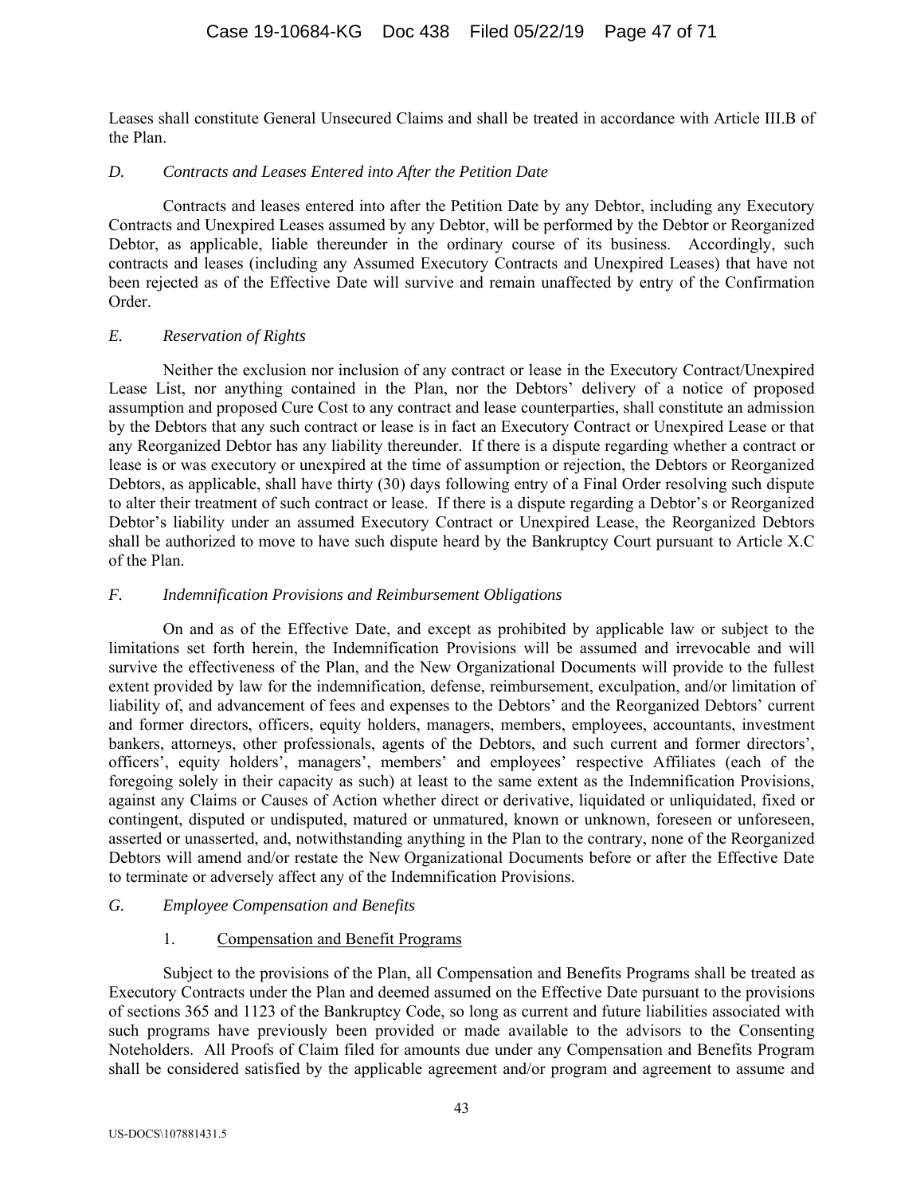Leases shall constitute General Unsecured Claims and shall be treated in accordance with Article III.B of the Plan.

### *D. Contracts and Leases Entered into After the Petition Date*

Contracts and leases entered into after the Petition Date by any Debtor, including any Executory Contracts and Unexpired Leases assumed by any Debtor, will be performed by the Debtor or Reorganized Debtor, as applicable, liable thereunder in the ordinary course of its business. Accordingly, such contracts and leases (including any Assumed Executory Contracts and Unexpired Leases) that have not been rejected as of the Effective Date will survive and remain unaffected by entry of the Confirmation Order.

### *E. Reservation of Rights*

Neither the exclusion nor inclusion of any contract or lease in the Executory Contract/Unexpired Lease List, nor anything contained in the Plan, nor the Debtors' delivery of a notice of proposed assumption and proposed Cure Cost to any contract and lease counterparties, shall constitute an admission by the Debtors that any such contract or lease is in fact an Executory Contract or Unexpired Lease or that any Reorganized Debtor has any liability thereunder. If there is a dispute regarding whether a contract or lease is or was executory or unexpired at the time of assumption or rejection, the Debtors or Reorganized Debtors, as applicable, shall have thirty (30) days following entry of a Final Order resolving such dispute to alter their treatment of such contract or lease. If there is a dispute regarding a Debtor's or Reorganized Debtor's liability under an assumed Executory Contract or Unexpired Lease, the Reorganized Debtors shall be authorized to move to have such dispute heard by the Bankruptcy Court pursuant to Article X.C of the Plan.

### *F. Indemnification Provisions and Reimbursement Obligations*

On and as of the Effective Date, and except as prohibited by applicable law or subject to the limitations set forth herein, the Indemnification Provisions will be assumed and irrevocable and will survive the effectiveness of the Plan, and the New Organizational Documents will provide to the fullest extent provided by law for the indemnification, defense, reimbursement, exculpation, and/or limitation of liability of, and advancement of fees and expenses to the Debtors' and the Reorganized Debtors' current and former directors, officers, equity holders, managers, members, employees, accountants, investment bankers, attorneys, other professionals, agents of the Debtors, and such current and former directors', officers', equity holders', managers', members' and employees' respective Affiliates (each of the foregoing solely in their capacity as such) at least to the same extent as the Indemnification Provisions, against any Claims or Causes of Action whether direct or derivative, liquidated or unliquidated, fixed or contingent, disputed or undisputed, matured or unmatured, known or unknown, foreseen or unforeseen, asserted or unasserted, and, notwithstanding anything in the Plan to the contrary, none of the Reorganized Debtors will amend and/or restate the New Organizational Documents before or after the Effective Date to terminate or adversely affect any of the Indemnification Provisions.

### *G. Employee Compensation and Benefits*

#### 1. Compensation and Benefit Programs

Subject to the provisions of the Plan, all Compensation and Benefits Programs shall be treated as Executory Contracts under the Plan and deemed assumed on the Effective Date pursuant to the provisions of sections 365 and 1123 of the Bankruptcy Code, so long as current and future liabilities associated with such programs have previously been provided or made available to the advisors to the Consenting Noteholders. All Proofs of Claim filed for amounts due under any Compensation and Benefits Program shall be considered satisfied by the applicable agreement and/or program and agreement to assume and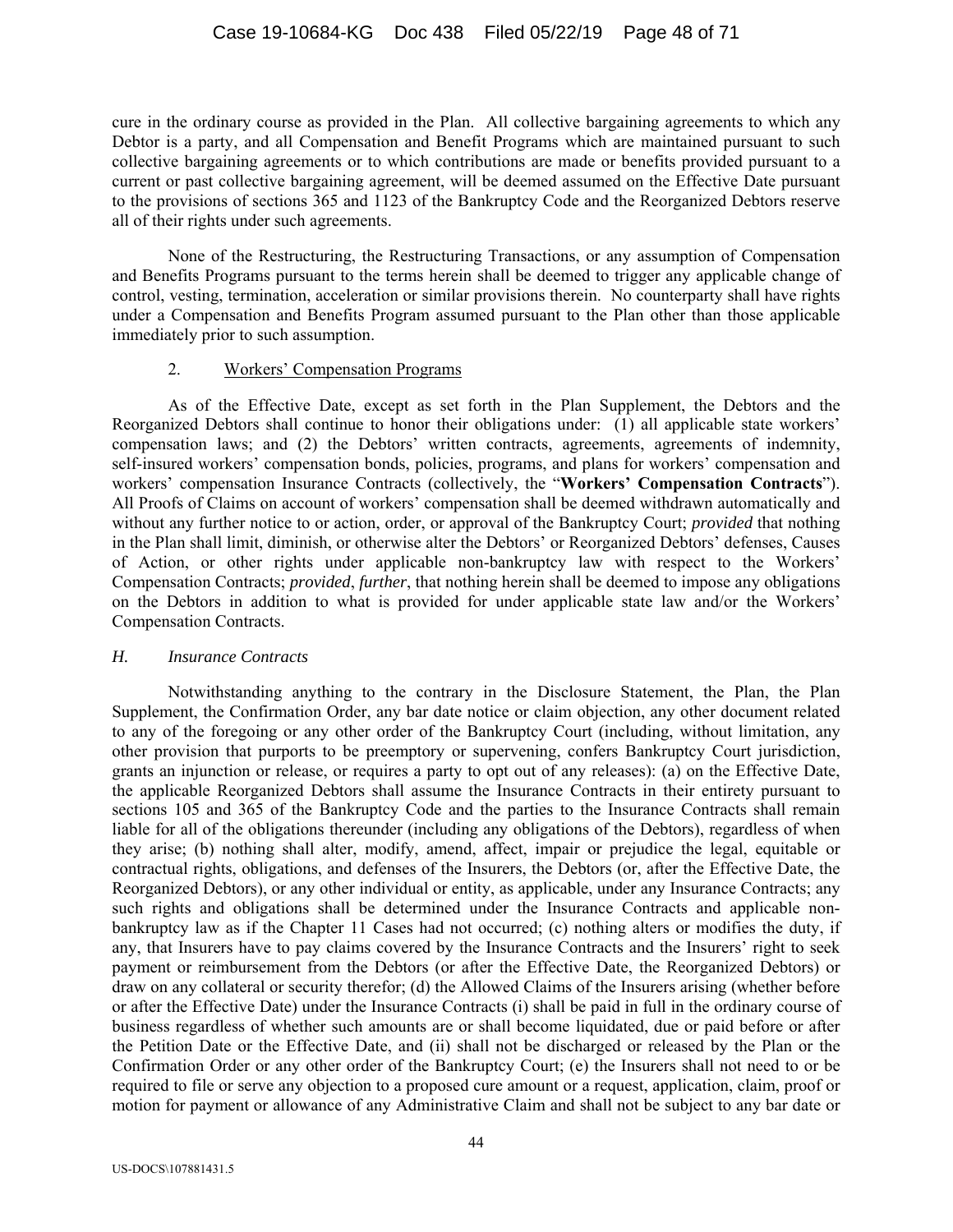cure in the ordinary course as provided in the Plan. All collective bargaining agreements to which any Debtor is a party, and all Compensation and Benefit Programs which are maintained pursuant to such collective bargaining agreements or to which contributions are made or benefits provided pursuant to a current or past collective bargaining agreement, will be deemed assumed on the Effective Date pursuant to the provisions of sections 365 and 1123 of the Bankruptcy Code and the Reorganized Debtors reserve all of their rights under such agreements.

None of the Restructuring, the Restructuring Transactions, or any assumption of Compensation and Benefits Programs pursuant to the terms herein shall be deemed to trigger any applicable change of control, vesting, termination, acceleration or similar provisions therein. No counterparty shall have rights under a Compensation and Benefits Program assumed pursuant to the Plan other than those applicable immediately prior to such assumption.

2. Workers' Compensation Programs

As of the Effective Date, except as set forth in the Plan Supplement, the Debtors and the Reorganized Debtors shall continue to honor their obligations under: (1) all applicable state workers' compensation laws; and (2) the Debtors' written contracts, agreements, agreements of indemnity, self-insured workers' compensation bonds, policies, programs, and plans for workers' compensation and workers' compensation Insurance Contracts (collectively, the "**Workers' Compensation Contracts**"). All Proofs of Claims on account of workers' compensation shall be deemed withdrawn automatically and without any further notice to or action, order, or approval of the Bankruptcy Court; *provided* that nothing in the Plan shall limit, diminish, or otherwise alter the Debtors' or Reorganized Debtors' defenses, Causes of Action, or other rights under applicable non-bankruptcy law with respect to the Workers' Compensation Contracts; *provided*, *further*, that nothing herein shall be deemed to impose any obligations on the Debtors in addition to what is provided for under applicable state law and/or the Workers' Compensation Contracts.

### *H. Insurance Contracts*

Notwithstanding anything to the contrary in the Disclosure Statement, the Plan, the Plan Supplement, the Confirmation Order, any bar date notice or claim objection, any other document related to any of the foregoing or any other order of the Bankruptcy Court (including, without limitation, any other provision that purports to be preemptory or supervening, confers Bankruptcy Court jurisdiction, grants an injunction or release, or requires a party to opt out of any releases): (a) on the Effective Date, the applicable Reorganized Debtors shall assume the Insurance Contracts in their entirety pursuant to sections 105 and 365 of the Bankruptcy Code and the parties to the Insurance Contracts shall remain liable for all of the obligations thereunder (including any obligations of the Debtors), regardless of when they arise; (b) nothing shall alter, modify, amend, affect, impair or prejudice the legal, equitable or contractual rights, obligations, and defenses of the Insurers, the Debtors (or, after the Effective Date, the Reorganized Debtors), or any other individual or entity, as applicable, under any Insurance Contracts; any such rights and obligations shall be determined under the Insurance Contracts and applicable non-bankruptcy law as if the Chapter 11 Cases had not occurred; (c) nothing alters or modifies the duty, if any, that Insurers have to pay claims covered by the Insurance Contracts and the Insurers' right to seek payment or reimbursement from the Debtors (or after the Effective Date, the Reorganized Debtors) or draw on any collateral or security therefor; (d) the Allowed Claims of the Insurers arising (whether before or after the Effective Date) under the Insurance Contracts (i) shall be paid in full in the ordinary course of business regardless of whether such amounts are or shall become liquidated, due or paid before or after the Petition Date or the Effective Date, and (ii) shall not be discharged or released by the Plan or the Confirmation Order or any other order of the Bankruptcy Court; (e) the Insurers shall not need to or be required to file or serve any objection to a proposed cure amount or a request, application, claim, proof or motion for payment or allowance of any Administrative Claim and shall not be subject to any bar date or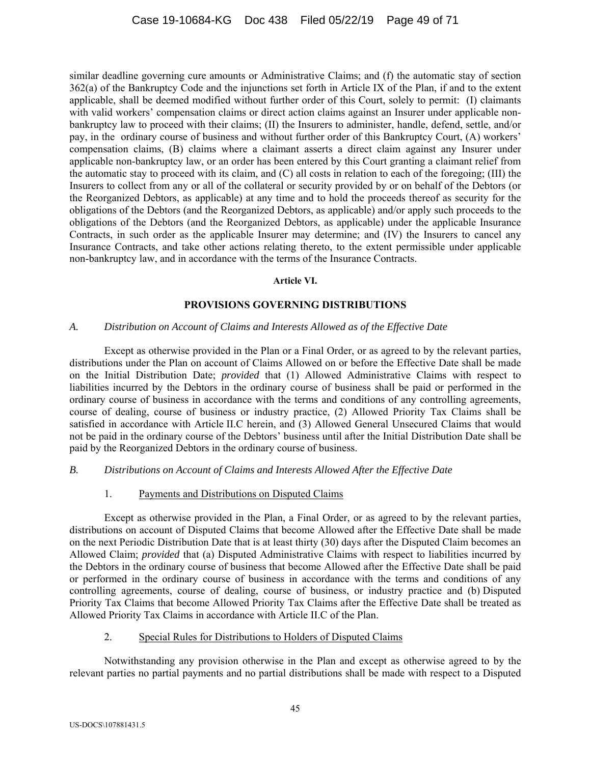similar deadline governing cure amounts or Administrative Claims; and (f) the automatic stay of section 362(a) of the Bankruptcy Code and the injunctions set forth in Article IX of the Plan, if and to the extent applicable, shall be deemed modified without further order of this Court, solely to permit: (I) claimants with valid workers' compensation claims or direct action claims against an Insurer under applicable non-bankruptcy law to proceed with their claims; (II) the Insurers to administer, handle, defend, settle, and/or pay, in the ordinary course of business and without further order of this Bankruptcy Court, (A) workers' compensation claims, (B) claims where a claimant asserts a direct claim against any Insurer under applicable non-bankruptcy law, or an order has been entered by this Court granting a claimant relief from the automatic stay to proceed with its claim, and (C) all costs in relation to each of the foregoing; (III) the Insurers to collect from any or all of the collateral or security provided by or on behalf of the Debtors (or the Reorganized Debtors, as applicable) at any time and to hold the proceeds thereof as security for the obligations of the Debtors (and the Reorganized Debtors, as applicable) and/or apply such proceeds to the obligations of the Debtors (and the Reorganized Debtors, as applicable) under the applicable Insurance Contracts, in such order as the applicable Insurer may determine; and (IV) the Insurers to cancel any Insurance Contracts, and take other actions relating thereto, to the extent permissible under applicable non-bankruptcy law, and in accordance with the terms of the Insurance Contracts.

## Article VI.

## PROVISIONS GOVERNING DISTRIBUTIONS

### *A. Distribution on Account of Claims and Interests Allowed as of the Effective Date*

Except as otherwise provided in the Plan or a Final Order, or as agreed to by the relevant parties, distributions under the Plan on account of Claims Allowed on or before the Effective Date shall be made on the Initial Distribution Date; *provided* that (1) Allowed Administrative Claims with respect to liabilities incurred by the Debtors in the ordinary course of business shall be paid or performed in the ordinary course of business in accordance with the terms and conditions of any controlling agreements, course of dealing, course of business or industry practice, (2) Allowed Priority Tax Claims shall be satisfied in accordance with Article II.C herein, and (3) Allowed General Unsecured Claims that would not be paid in the ordinary course of the Debtors' business until after the Initial Distribution Date shall be paid by the Reorganized Debtors in the ordinary course of business.

### *B. Distributions on Account of Claims and Interests Allowed After the Effective Date*

#### 1. Payments and Distributions on Disputed Claims

Except as otherwise provided in the Plan, a Final Order, or as agreed to by the relevant parties, distributions on account of Disputed Claims that become Allowed after the Effective Date shall be made on the next Periodic Distribution Date that is at least thirty (30) days after the Disputed Claim becomes an Allowed Claim; *provided* that (a) Disputed Administrative Claims with respect to liabilities incurred by the Debtors in the ordinary course of business that become Allowed after the Effective Date shall be paid or performed in the ordinary course of business in accordance with the terms and conditions of any controlling agreements, course of dealing, course of business, or industry practice and (b) Disputed Priority Tax Claims that become Allowed Priority Tax Claims after the Effective Date shall be treated as Allowed Priority Tax Claims in accordance with Article II.C of the Plan.

#### 2. Special Rules for Distributions to Holders of Disputed Claims

Notwithstanding any provision otherwise in the Plan and except as otherwise agreed to by the relevant parties no partial payments and no partial distributions shall be made with respect to a Disputed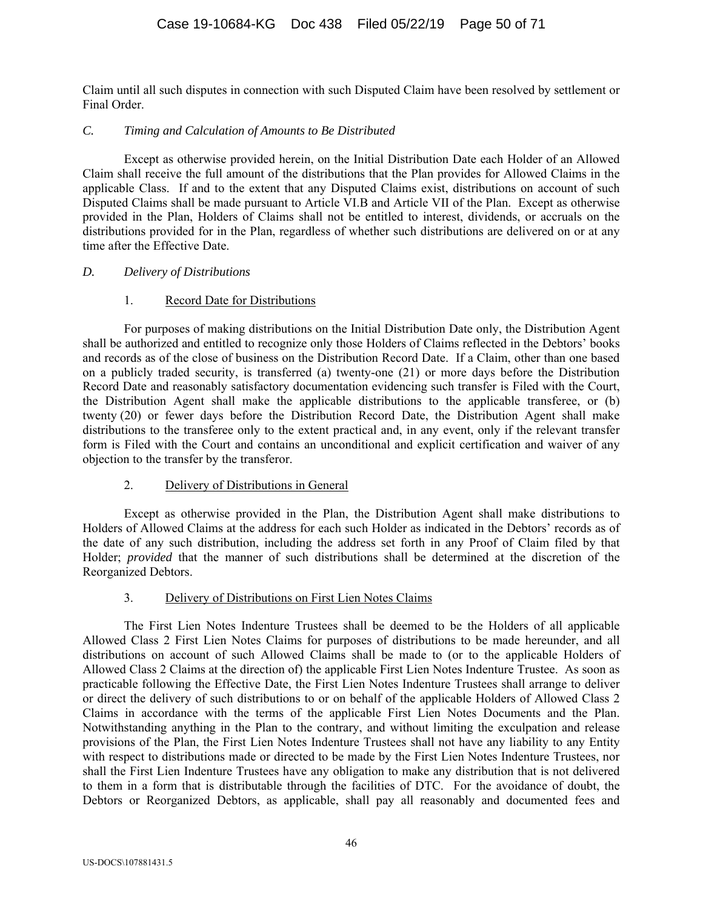Claim until all such disputes in connection with such Disputed Claim have been resolved by settlement or Final Order.

### *C. Timing and Calculation of Amounts to Be Distributed*

Except as otherwise provided herein, on the Initial Distribution Date each Holder of an Allowed Claim shall receive the full amount of the distributions that the Plan provides for Allowed Claims in the applicable Class. If and to the extent that any Disputed Claims exist, distributions on account of such Disputed Claims shall be made pursuant to Article VI.B and Article VII of the Plan. Except as otherwise provided in the Plan, Holders of Claims shall not be entitled to interest, dividends, or accruals on the distributions provided for in the Plan, regardless of whether such distributions are delivered on or at any time after the Effective Date.

### *D. Delivery of Distributions*

#### 1. Record Date for Distributions

For purposes of making distributions on the Initial Distribution Date only, the Distribution Agent shall be authorized and entitled to recognize only those Holders of Claims reflected in the Debtors' books and records as of the close of business on the Distribution Record Date. If a Claim, other than one based on a publicly traded security, is transferred (a) twenty-one (21) or more days before the Distribution Record Date and reasonably satisfactory documentation evidencing such transfer is Filed with the Court, the Distribution Agent shall make the applicable distributions to the applicable transferee, or (b) twenty (20) or fewer days before the Distribution Record Date, the Distribution Agent shall make distributions to the transferee only to the extent practical and, in any event, only if the relevant transfer form is Filed with the Court and contains an unconditional and explicit certification and waiver of any objection to the transfer by the transferor.

#### 2. Delivery of Distributions in General

Except as otherwise provided in the Plan, the Distribution Agent shall make distributions to Holders of Allowed Claims at the address for each such Holder as indicated in the Debtors' records as of the date of any such distribution, including the address set forth in any Proof of Claim filed by that Holder; *provided* that the manner of such distributions shall be determined at the discretion of the Reorganized Debtors.

#### 3. Delivery of Distributions on First Lien Notes Claims

The First Lien Notes Indenture Trustees shall be deemed to be the Holders of all applicable Allowed Class 2 First Lien Notes Claims for purposes of distributions to be made hereunder, and all distributions on account of such Allowed Claims shall be made to (or to the applicable Holders of Allowed Class 2 Claims at the direction of) the applicable First Lien Notes Indenture Trustee. As soon as practicable following the Effective Date, the First Lien Notes Indenture Trustees shall arrange to deliver or direct the delivery of such distributions to or on behalf of the applicable Holders of Allowed Class 2 Claims in accordance with the terms of the applicable First Lien Notes Documents and the Plan. Notwithstanding anything in the Plan to the contrary, and without limiting the exculpation and release provisions of the Plan, the First Lien Notes Indenture Trustees shall not have any liability to any Entity with respect to distributions made or directed to be made by the First Lien Notes Indenture Trustees, nor shall the First Lien Indenture Trustees have any obligation to make any distribution that is not delivered to them in a form that is distributable through the facilities of DTC. For the avoidance of doubt, the Debtors or Reorganized Debtors, as applicable, shall pay all reasonably and documented fees and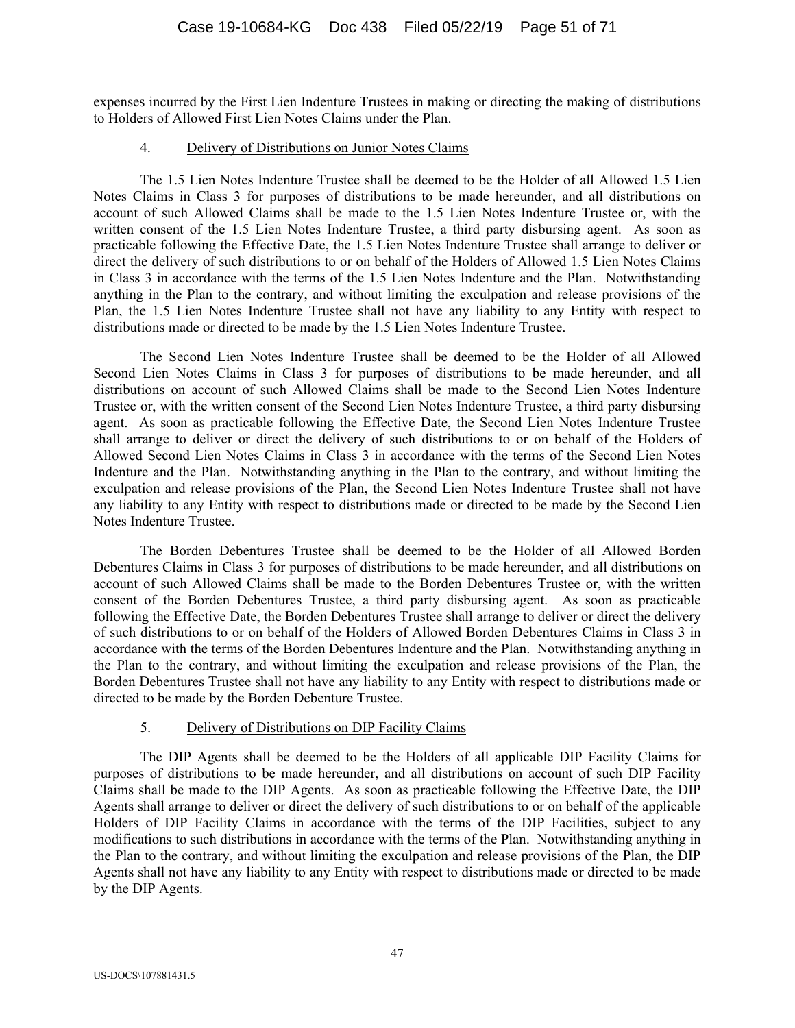expenses incurred by the First Lien Indenture Trustees in making or directing the making of distributions to Holders of Allowed First Lien Notes Claims under the Plan.

4. Delivery of Distributions on Junior Notes Claims

The 1.5 Lien Notes Indenture Trustee shall be deemed to be the Holder of all Allowed 1.5 Lien Notes Claims in Class 3 for purposes of distributions to be made hereunder, and all distributions on account of such Allowed Claims shall be made to the 1.5 Lien Notes Indenture Trustee or, with the written consent of the 1.5 Lien Notes Indenture Trustee, a third party disbursing agent. As soon as practicable following the Effective Date, the 1.5 Lien Notes Indenture Trustee shall arrange to deliver or direct the delivery of such distributions to or on behalf of the Holders of Allowed 1.5 Lien Notes Claims in Class 3 in accordance with the terms of the 1.5 Lien Notes Indenture and the Plan. Notwithstanding anything in the Plan to the contrary, and without limiting the exculpation and release provisions of the Plan, the 1.5 Lien Notes Indenture Trustee shall not have any liability to any Entity with respect to distributions made or directed to be made by the 1.5 Lien Notes Indenture Trustee.

The Second Lien Notes Indenture Trustee shall be deemed to be the Holder of all Allowed Second Lien Notes Claims in Class 3 for purposes of distributions to be made hereunder, and all distributions on account of such Allowed Claims shall be made to the Second Lien Notes Indenture Trustee or, with the written consent of the Second Lien Notes Indenture Trustee, a third party disbursing agent. As soon as practicable following the Effective Date, the Second Lien Notes Indenture Trustee shall arrange to deliver or direct the delivery of such distributions to or on behalf of the Holders of Allowed Second Lien Notes Claims in Class 3 in accordance with the terms of the Second Lien Notes Indenture and the Plan. Notwithstanding anything in the Plan to the contrary, and without limiting the exculpation and release provisions of the Plan, the Second Lien Notes Indenture Trustee shall not have any liability to any Entity with respect to distributions made or directed to be made by the Second Lien Notes Indenture Trustee.

The Borden Debentures Trustee shall be deemed to be the Holder of all Allowed Borden Debentures Claims in Class 3 for purposes of distributions to be made hereunder, and all distributions on account of such Allowed Claims shall be made to the Borden Debentures Trustee or, with the written consent of the Borden Debentures Trustee, a third party disbursing agent. As soon as practicable following the Effective Date, the Borden Debentures Trustee shall arrange to deliver or direct the delivery of such distributions to or on behalf of the Holders of Allowed Borden Debentures Claims in Class 3 in accordance with the terms of the Borden Debentures Indenture and the Plan. Notwithstanding anything in the Plan to the contrary, and without limiting the exculpation and release provisions of the Plan, the Borden Debentures Trustee shall not have any liability to any Entity with respect to distributions made or directed to be made by the Borden Debenture Trustee.

5. Delivery of Distributions on DIP Facility Claims

The DIP Agents shall be deemed to be the Holders of all applicable DIP Facility Claims for purposes of distributions to be made hereunder, and all distributions on account of such DIP Facility Claims shall be made to the DIP Agents. As soon as practicable following the Effective Date, the DIP Agents shall arrange to deliver or direct the delivery of such distributions to or on behalf of the applicable Holders of DIP Facility Claims in accordance with the terms of the DIP Facilities, subject to any modifications to such distributions in accordance with the terms of the Plan. Notwithstanding anything in the Plan to the contrary, and without limiting the exculpation and release provisions of the Plan, the DIP Agents shall not have any liability to any Entity with respect to distributions made or directed to be made by the DIP Agents.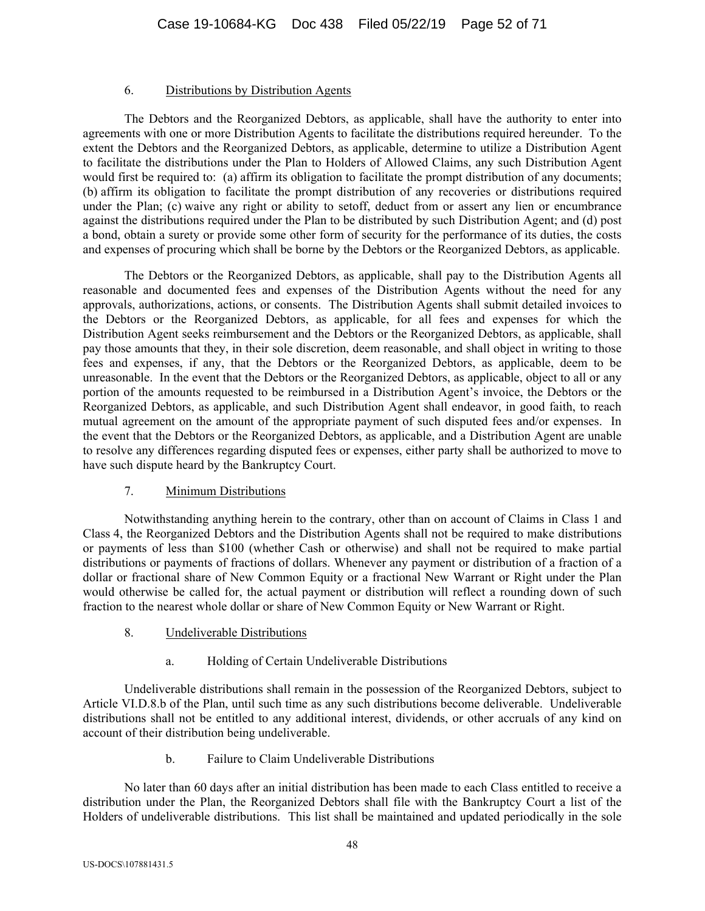6. Distributions by Distribution Agents

The Debtors and the Reorganized Debtors, as applicable, shall have the authority to enter into agreements with one or more Distribution Agents to facilitate the distributions required hereunder. To the extent the Debtors and the Reorganized Debtors, as applicable, determine to utilize a Distribution Agent to facilitate the distributions under the Plan to Holders of Allowed Claims, any such Distribution Agent would first be required to: (a) affirm its obligation to facilitate the prompt distribution of any documents; (b) affirm its obligation to facilitate the prompt distribution of any recoveries or distributions required under the Plan; (c) waive any right or ability to setoff, deduct from or assert any lien or encumbrance against the distributions required under the Plan to be distributed by such Distribution Agent; and (d) post a bond, obtain a surety or provide some other form of security for the performance of its duties, the costs and expenses of procuring which shall be borne by the Debtors or the Reorganized Debtors, as applicable.

The Debtors or the Reorganized Debtors, as applicable, shall pay to the Distribution Agents all reasonable and documented fees and expenses of the Distribution Agents without the need for any approvals, authorizations, actions, or consents. The Distribution Agents shall submit detailed invoices to the Debtors or the Reorganized Debtors, as applicable, for all fees and expenses for which the Distribution Agent seeks reimbursement and the Debtors or the Reorganized Debtors, as applicable, shall pay those amounts that they, in their sole discretion, deem reasonable, and shall object in writing to those fees and expenses, if any, that the Debtors or the Reorganized Debtors, as applicable, deem to be unreasonable. In the event that the Debtors or the Reorganized Debtors, as applicable, object to all or any portion of the amounts requested to be reimbursed in a Distribution Agent's invoice, the Debtors or the Reorganized Debtors, as applicable, and such Distribution Agent shall endeavor, in good faith, to reach mutual agreement on the amount of the appropriate payment of such disputed fees and/or expenses. In the event that the Debtors or the Reorganized Debtors, as applicable, and a Distribution Agent are unable to resolve any differences regarding disputed fees or expenses, either party shall be authorized to move to have such dispute heard by the Bankruptcy Court.

7. Minimum Distributions

Notwithstanding anything herein to the contrary, other than on account of Claims in Class 1 and Class 4, the Reorganized Debtors and the Distribution Agents shall not be required to make distributions or payments of less than $100 (whether Cash or otherwise) and shall not be required to make partial distributions or payments of fractions of dollars. Whenever any payment or distribution of a fraction of a dollar or fractional share of New Common Equity or a fractional New Warrant or Right under the Plan would otherwise be called for, the actual payment or distribution will reflect a rounding down of such fraction to the nearest whole dollar or share of New Common Equity or New Warrant or Right.

8. Undeliverable Distributions

a. Holding of Certain Undeliverable Distributions

Undeliverable distributions shall remain in the possession of the Reorganized Debtors, subject to Article VI.D.8.b of the Plan, until such time as any such distributions become deliverable. Undeliverable distributions shall not be entitled to any additional interest, dividends, or other accruals of any kind on account of their distribution being undeliverable.

b. Failure to Claim Undeliverable Distributions

No later than 60 days after an initial distribution has been made to each Class entitled to receive a distribution under the Plan, the Reorganized Debtors shall file with the Bankruptcy Court a list of the Holders of undeliverable distributions. This list shall be maintained and updated periodically in the sole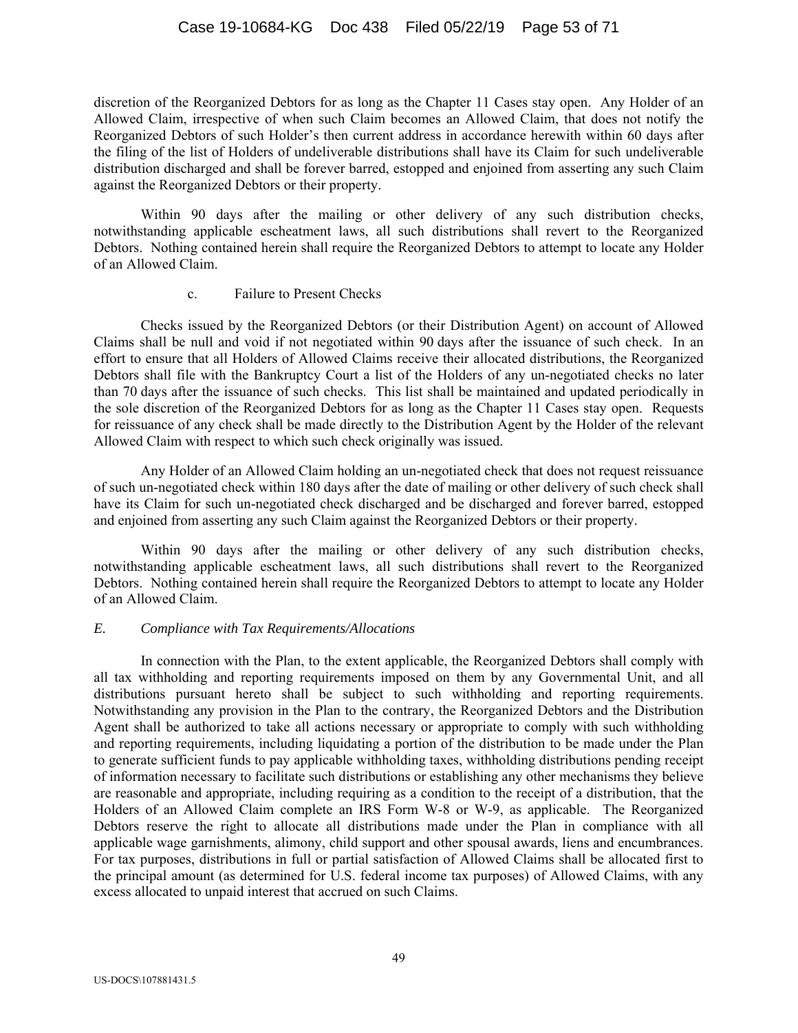discretion of the Reorganized Debtors for as long as the Chapter 11 Cases stay open. Any Holder of an Allowed Claim, irrespective of when such Claim becomes an Allowed Claim, that does not notify the Reorganized Debtors of such Holder's then current address in accordance herewith within 60 days after the filing of the list of Holders of undeliverable distributions shall have its Claim for such undeliverable distribution discharged and shall be forever barred, estopped and enjoined from asserting any such Claim against the Reorganized Debtors or their property.

Within 90 days after the mailing or other delivery of any such distribution checks, notwithstanding applicable escheatment laws, all such distributions shall revert to the Reorganized Debtors. Nothing contained herein shall require the Reorganized Debtors to attempt to locate any Holder of an Allowed Claim.

c. Failure to Present Checks

Checks issued by the Reorganized Debtors (or their Distribution Agent) on account of Allowed Claims shall be null and void if not negotiated within 90 days after the issuance of such check. In an effort to ensure that all Holders of Allowed Claims receive their allocated distributions, the Reorganized Debtors shall file with the Bankruptcy Court a list of the Holders of any un-negotiated checks no later than 70 days after the issuance of such checks. This list shall be maintained and updated periodically in the sole discretion of the Reorganized Debtors for as long as the Chapter 11 Cases stay open. Requests for reissuance of any check shall be made directly to the Distribution Agent by the Holder of the relevant Allowed Claim with respect to which such check originally was issued.

Any Holder of an Allowed Claim holding an un-negotiated check that does not request reissuance of such un-negotiated check within 180 days after the date of mailing or other delivery of such check shall have its Claim for such un-negotiated check discharged and be discharged and forever barred, estopped and enjoined from asserting any such Claim against the Reorganized Debtors or their property.

Within 90 days after the mailing or other delivery of any such distribution checks, notwithstanding applicable escheatment laws, all such distributions shall revert to the Reorganized Debtors. Nothing contained herein shall require the Reorganized Debtors to attempt to locate any Holder of an Allowed Claim.

*E. Compliance with Tax Requirements/Allocations*

In connection with the Plan, to the extent applicable, the Reorganized Debtors shall comply with all tax withholding and reporting requirements imposed on them by any Governmental Unit, and all distributions pursuant hereto shall be subject to such withholding and reporting requirements. Notwithstanding any provision in the Plan to the contrary, the Reorganized Debtors and the Distribution Agent shall be authorized to take all actions necessary or appropriate to comply with such withholding and reporting requirements, including liquidating a portion of the distribution to be made under the Plan to generate sufficient funds to pay applicable withholding taxes, withholding distributions pending receipt of information necessary to facilitate such distributions or establishing any other mechanisms they believe are reasonable and appropriate, including requiring as a condition to the receipt of a distribution, that the Holders of an Allowed Claim complete an IRS Form W-8 or W-9, as applicable. The Reorganized Debtors reserve the right to allocate all distributions made under the Plan in compliance with all applicable wage garnishments, alimony, child support and other spousal awards, liens and encumbrances. For tax purposes, distributions in full or partial satisfaction of Allowed Claims shall be allocated first to the principal amount (as determined for U.S. federal income tax purposes) of Allowed Claims, with any excess allocated to unpaid interest that accrued on such Claims.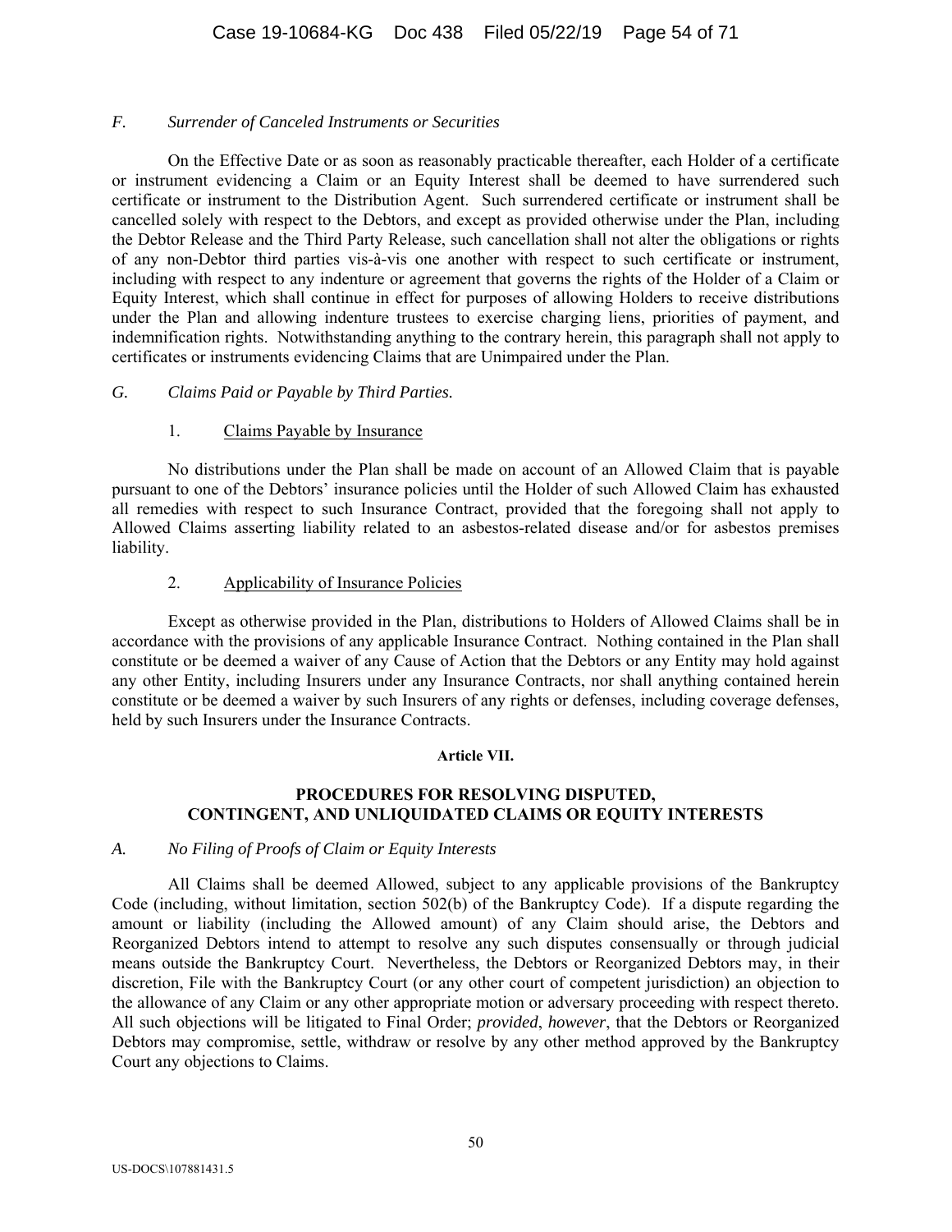### *F. Surrender of Canceled Instruments or Securities*

On the Effective Date or as soon as reasonably practicable thereafter, each Holder of a certificate or instrument evidencing a Claim or an Equity Interest shall be deemed to have surrendered such certificate or instrument to the Distribution Agent. Such surrendered certificate or instrument shall be cancelled solely with respect to the Debtors, and except as provided otherwise under the Plan, including the Debtor Release and the Third Party Release, such cancellation shall not alter the obligations or rights of any non-Debtor third parties vis-à-vis one another with respect to such certificate or instrument, including with respect to any indenture or agreement that governs the rights of the Holder of a Claim or Equity Interest, which shall continue in effect for purposes of allowing Holders to receive distributions under the Plan and allowing indenture trustees to exercise charging liens, priorities of payment, and indemnification rights. Notwithstanding anything to the contrary herein, this paragraph shall not apply to certificates or instruments evidencing Claims that are Unimpaired under the Plan.

### *G. Claims Paid or Payable by Third Parties.*

#### 1. Claims Payable by Insurance

No distributions under the Plan shall be made on account of an Allowed Claim that is payable pursuant to one of the Debtors' insurance policies until the Holder of such Allowed Claim has exhausted all remedies with respect to such Insurance Contract, provided that the foregoing shall not apply to Allowed Claims asserting liability related to an asbestos-related disease and/or for asbestos premises liability.

#### 2. Applicability of Insurance Policies

Except as otherwise provided in the Plan, distributions to Holders of Allowed Claims shall be in accordance with the provisions of any applicable Insurance Contract. Nothing contained in the Plan shall constitute or be deemed a waiver of any Cause of Action that the Debtors or any Entity may hold against any other Entity, including Insurers under any Insurance Contracts, nor shall anything contained herein constitute or be deemed a waiver by such Insurers of any rights or defenses, including coverage defenses, held by such Insurers under the Insurance Contracts.

## Article VII.

## PROCEDURES FOR RESOLVING DISPUTED, CONTINGENT, AND UNLIQUIDATED CLAIMS OR EQUITY INTERESTS

### *A. No Filing of Proofs of Claim or Equity Interests*

All Claims shall be deemed Allowed, subject to any applicable provisions of the Bankruptcy Code (including, without limitation, section 502(b) of the Bankruptcy Code). If a dispute regarding the amount or liability (including the Allowed amount) of any Claim should arise, the Debtors and Reorganized Debtors intend to attempt to resolve any such disputes consensually or through judicial means outside the Bankruptcy Court. Nevertheless, the Debtors or Reorganized Debtors may, in their discretion, File with the Bankruptcy Court (or any other court of competent jurisdiction) an objection to the allowance of any Claim or any other appropriate motion or adversary proceeding with respect thereto. All such objections will be litigated to Final Order; *provided*, *however*, that the Debtors or Reorganized Debtors may compromise, settle, withdraw or resolve by any other method approved by the Bankruptcy Court any objections to Claims.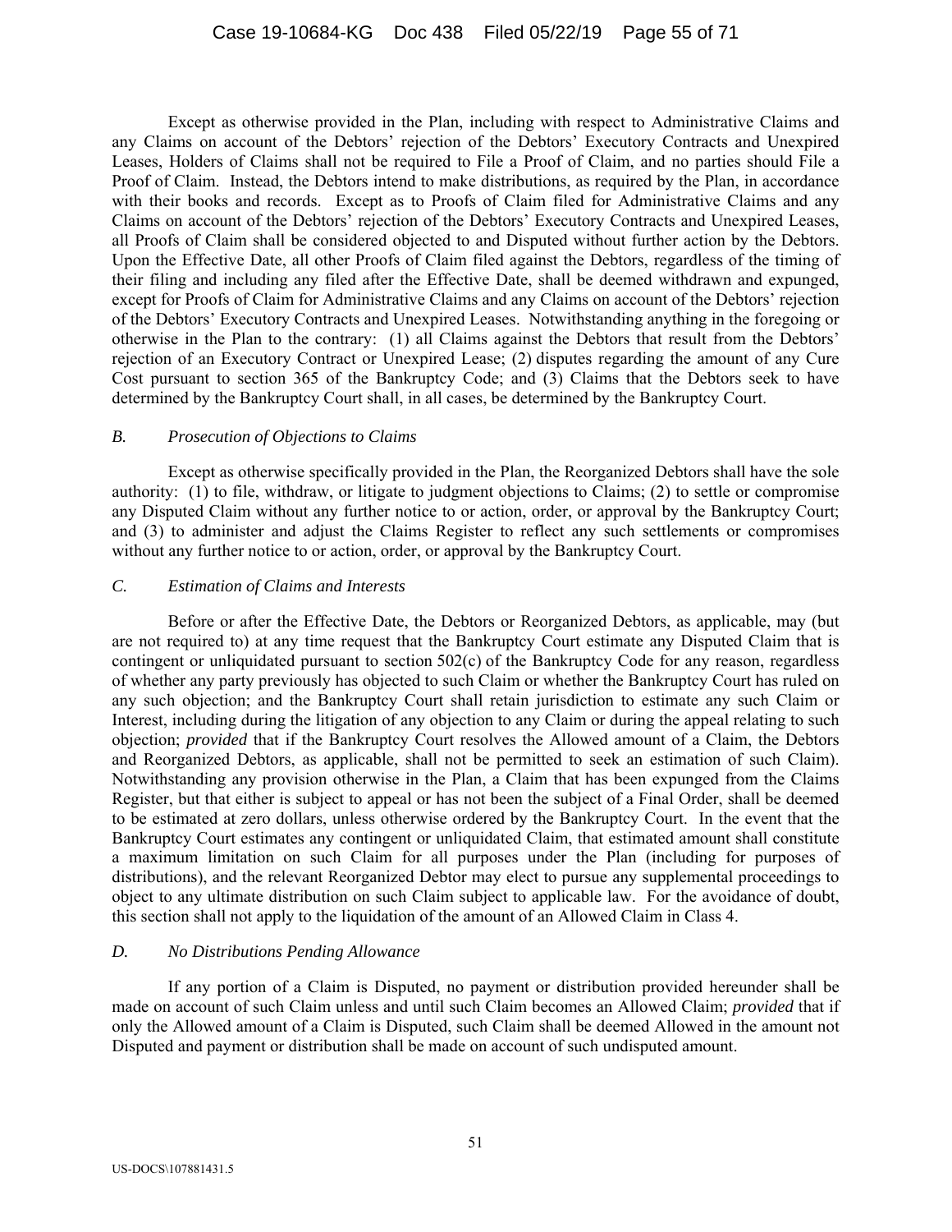Except as otherwise provided in the Plan, including with respect to Administrative Claims and any Claims on account of the Debtors' rejection of the Debtors' Executory Contracts and Unexpired Leases, Holders of Claims shall not be required to File a Proof of Claim, and no parties should File a Proof of Claim. Instead, the Debtors intend to make distributions, as required by the Plan, in accordance with their books and records. Except as to Proofs of Claim filed for Administrative Claims and any Claims on account of the Debtors' rejection of the Debtors' Executory Contracts and Unexpired Leases, all Proofs of Claim shall be considered objected to and Disputed without further action by the Debtors. Upon the Effective Date, all other Proofs of Claim filed against the Debtors, regardless of the timing of their filing and including any filed after the Effective Date, shall be deemed withdrawn and expunged, except for Proofs of Claim for Administrative Claims and any Claims on account of the Debtors' rejection of the Debtors' Executory Contracts and Unexpired Leases. Notwithstanding anything in the foregoing or otherwise in the Plan to the contrary: (1) all Claims against the Debtors that result from the Debtors' rejection of an Executory Contract or Unexpired Lease; (2) disputes regarding the amount of any Cure Cost pursuant to section 365 of the Bankruptcy Code; and (3) Claims that the Debtors seek to have determined by the Bankruptcy Court shall, in all cases, be determined by the Bankruptcy Court.

### *B. Prosecution of Objections to Claims*

Except as otherwise specifically provided in the Plan, the Reorganized Debtors shall have the sole authority: (1) to file, withdraw, or litigate to judgment objections to Claims; (2) to settle or compromise any Disputed Claim without any further notice to or action, order, or approval by the Bankruptcy Court; and (3) to administer and adjust the Claims Register to reflect any such settlements or compromises without any further notice to or action, order, or approval by the Bankruptcy Court.

### *C. Estimation of Claims and Interests*

Before or after the Effective Date, the Debtors or Reorganized Debtors, as applicable, may (but are not required to) at any time request that the Bankruptcy Court estimate any Disputed Claim that is contingent or unliquidated pursuant to section 502(c) of the Bankruptcy Code for any reason, regardless of whether any party previously has objected to such Claim or whether the Bankruptcy Court has ruled on any such objection; and the Bankruptcy Court shall retain jurisdiction to estimate any such Claim or Interest, including during the litigation of any objection to any Claim or during the appeal relating to such objection; *provided* that if the Bankruptcy Court resolves the Allowed amount of a Claim, the Debtors and Reorganized Debtors, as applicable, shall not be permitted to seek an estimation of such Claim). Notwithstanding any provision otherwise in the Plan, a Claim that has been expunged from the Claims Register, but that either is subject to appeal or has not been the subject of a Final Order, shall be deemed to be estimated at zero dollars, unless otherwise ordered by the Bankruptcy Court. In the event that the Bankruptcy Court estimates any contingent or unliquidated Claim, that estimated amount shall constitute a maximum limitation on such Claim for all purposes under the Plan (including for purposes of distributions), and the relevant Reorganized Debtor may elect to pursue any supplemental proceedings to object to any ultimate distribution on such Claim subject to applicable law. For the avoidance of doubt, this section shall not apply to the liquidation of the amount of an Allowed Claim in Class 4.

### *D. No Distributions Pending Allowance*

If any portion of a Claim is Disputed, no payment or distribution provided hereunder shall be made on account of such Claim unless and until such Claim becomes an Allowed Claim; *provided* that if only the Allowed amount of a Claim is Disputed, such Claim shall be deemed Allowed in the amount not Disputed and payment or distribution shall be made on account of such undisputed amount.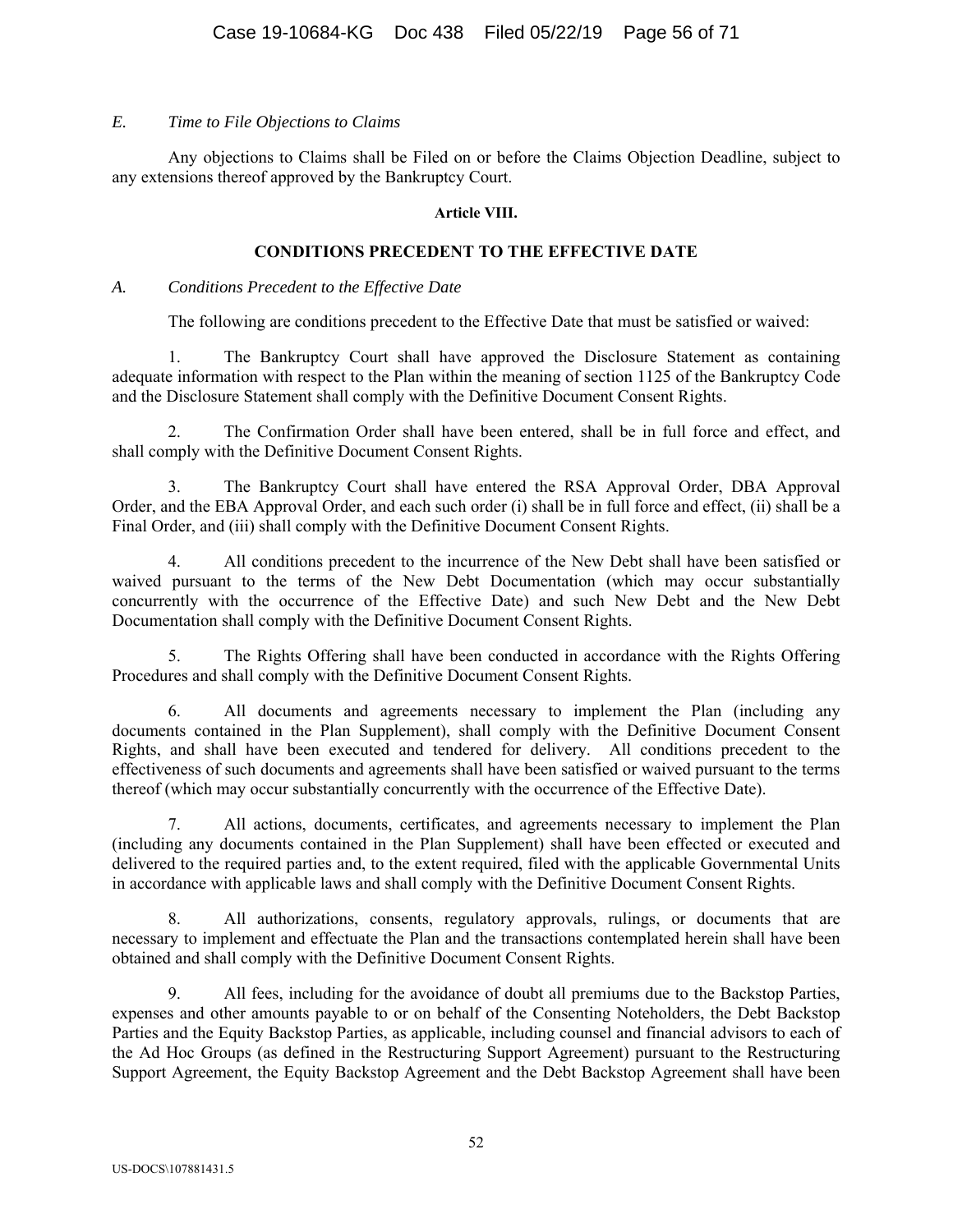*E. Time to File Objections to Claims*

Any objections to Claims shall be Filed on or before the Claims Objection Deadline, subject to any extensions thereof approved by the Bankruptcy Court.

**Article VIII.**

**CONDITIONS PRECEDENT TO THE EFFECTIVE DATE**

*A. Conditions Precedent to the Effective Date*

The following are conditions precedent to the Effective Date that must be satisfied or waived:

1. The Bankruptcy Court shall have approved the Disclosure Statement as containing adequate information with respect to the Plan within the meaning of section 1125 of the Bankruptcy Code and the Disclosure Statement shall comply with the Definitive Document Consent Rights.

2. The Confirmation Order shall have been entered, shall be in full force and effect, and shall comply with the Definitive Document Consent Rights.

3. The Bankruptcy Court shall have entered the RSA Approval Order, DBA Approval Order, and the EBA Approval Order, and each such order (i) shall be in full force and effect, (ii) shall be a Final Order, and (iii) shall comply with the Definitive Document Consent Rights.

4. All conditions precedent to the incurrence of the New Debt shall have been satisfied or waived pursuant to the terms of the New Debt Documentation (which may occur substantially concurrently with the occurrence of the Effective Date) and such New Debt and the New Debt Documentation shall comply with the Definitive Document Consent Rights.

5. The Rights Offering shall have been conducted in accordance with the Rights Offering Procedures and shall comply with the Definitive Document Consent Rights.

6. All documents and agreements necessary to implement the Plan (including any documents contained in the Plan Supplement), shall comply with the Definitive Document Consent Rights, and shall have been executed and tendered for delivery. All conditions precedent to the effectiveness of such documents and agreements shall have been satisfied or waived pursuant to the terms thereof (which may occur substantially concurrently with the occurrence of the Effective Date).

7. All actions, documents, certificates, and agreements necessary to implement the Plan (including any documents contained in the Plan Supplement) shall have been effected or executed and delivered to the required parties and, to the extent required, filed with the applicable Governmental Units in accordance with applicable laws and shall comply with the Definitive Document Consent Rights.

8. All authorizations, consents, regulatory approvals, rulings, or documents that are necessary to implement and effectuate the Plan and the transactions contemplated herein shall have been obtained and shall comply with the Definitive Document Consent Rights.

9. All fees, including for the avoidance of doubt all premiums due to the Backstop Parties, expenses and other amounts payable to or on behalf of the Consenting Noteholders, the Debt Backstop Parties and the Equity Backstop Parties, as applicable, including counsel and financial advisors to each of the Ad Hoc Groups (as defined in the Restructuring Support Agreement) pursuant to the Restructuring Support Agreement, the Equity Backstop Agreement and the Debt Backstop Agreement shall have been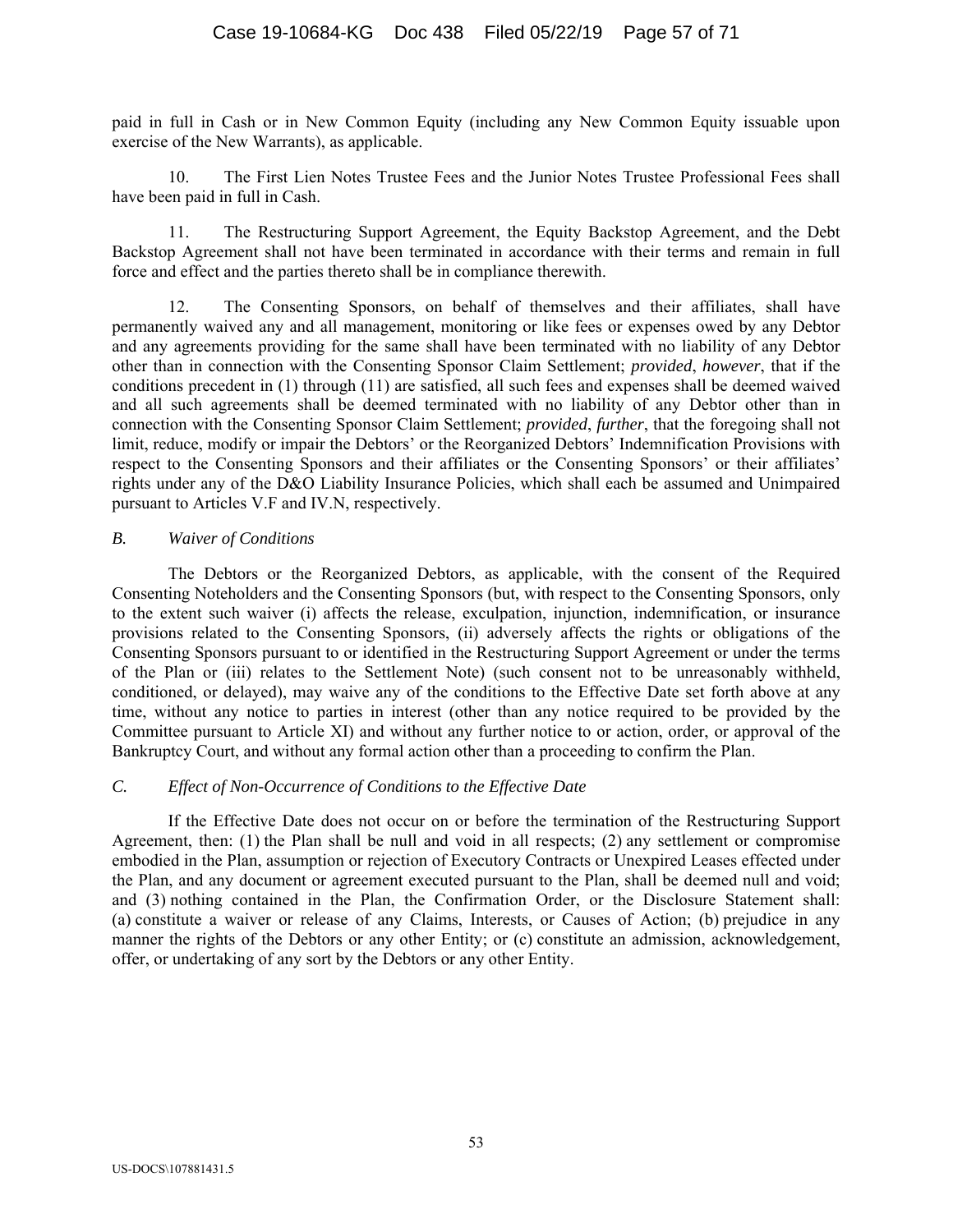paid in full in Cash or in New Common Equity (including any New Common Equity issuable upon exercise of the New Warrants), as applicable.

10. The First Lien Notes Trustee Fees and the Junior Notes Trustee Professional Fees shall have been paid in full in Cash.

11. The Restructuring Support Agreement, the Equity Backstop Agreement, and the Debt Backstop Agreement shall not have been terminated in accordance with their terms and remain in full force and effect and the parties thereto shall be in compliance therewith.

12. The Consenting Sponsors, on behalf of themselves and their affiliates, shall have permanently waived any and all management, monitoring or like fees or expenses owed by any Debtor and any agreements providing for the same shall have been terminated with no liability of any Debtor other than in connection with the Consenting Sponsor Claim Settlement; *provided*, *however*, that if the conditions precedent in (1) through (11) are satisfied, all such fees and expenses shall be deemed waived and all such agreements shall be deemed terminated with no liability of any Debtor other than in connection with the Consenting Sponsor Claim Settlement; *provided*, *further*, that the foregoing shall not limit, reduce, modify or impair the Debtors' or the Reorganized Debtors' Indemnification Provisions with respect to the Consenting Sponsors and their affiliates or the Consenting Sponsors' or their affiliates' rights under any of the D&O Liability Insurance Policies, which shall each be assumed and Unimpaired pursuant to Articles V.F and IV.N, respectively.

### *B. Waiver of Conditions*

The Debtors or the Reorganized Debtors, as applicable, with the consent of the Required Consenting Noteholders and the Consenting Sponsors (but, with respect to the Consenting Sponsors, only to the extent such waiver (i) affects the release, exculpation, injunction, indemnification, or insurance provisions related to the Consenting Sponsors, (ii) adversely affects the rights or obligations of the Consenting Sponsors pursuant to or identified in the Restructuring Support Agreement or under the terms of the Plan or (iii) relates to the Settlement Note) (such consent not to be unreasonably withheld, conditioned, or delayed), may waive any of the conditions to the Effective Date set forth above at any time, without any notice to parties in interest (other than any notice required to be provided by the Committee pursuant to Article XI) and without any further notice to or action, order, or approval of the Bankruptcy Court, and without any formal action other than a proceeding to confirm the Plan.

### *C. Effect of Non-Occurrence of Conditions to the Effective Date*

If the Effective Date does not occur on or before the termination of the Restructuring Support Agreement, then: (1) the Plan shall be null and void in all respects; (2) any settlement or compromise embodied in the Plan, assumption or rejection of Executory Contracts or Unexpired Leases effected under the Plan, and any document or agreement executed pursuant to the Plan, shall be deemed null and void; and (3) nothing contained in the Plan, the Confirmation Order, or the Disclosure Statement shall: (a) constitute a waiver or release of any Claims, Interests, or Causes of Action; (b) prejudice in any manner the rights of the Debtors or any other Entity; or (c) constitute an admission, acknowledgement, offer, or undertaking of any sort by the Debtors or any other Entity.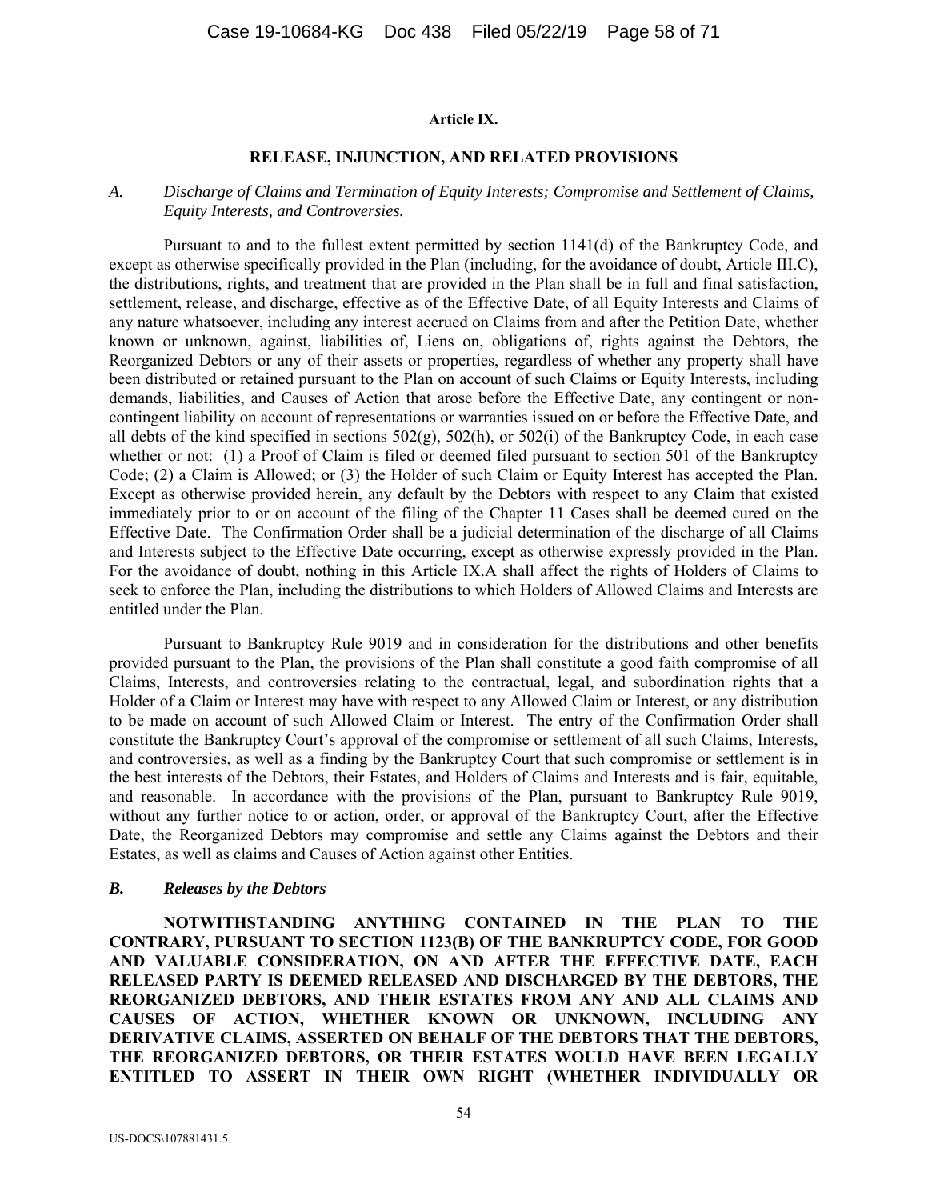## Article IX.

## RELEASE, INJUNCTION, AND RELATED PROVISIONS

### *A. Discharge of Claims and Termination of Equity Interests; Compromise and Settlement of Claims, Equity Interests, and Controversies.*

Pursuant to and to the fullest extent permitted by section 1141(d) of the Bankruptcy Code, and except as otherwise specifically provided in the Plan (including, for the avoidance of doubt, Article III.C), the distributions, rights, and treatment that are provided in the Plan shall be in full and final satisfaction, settlement, release, and discharge, effective as of the Effective Date, of all Equity Interests and Claims of any nature whatsoever, including any interest accrued on Claims from and after the Petition Date, whether known or unknown, against, liabilities of, Liens on, obligations of, rights against the Debtors, the Reorganized Debtors or any of their assets or properties, regardless of whether any property shall have been distributed or retained pursuant to the Plan on account of such Claims or Equity Interests, including demands, liabilities, and Causes of Action that arose before the Effective Date, any contingent or non-contingent liability on account of representations or warranties issued on or before the Effective Date, and all debts of the kind specified in sections 502(g), 502(h), or 502(i) of the Bankruptcy Code, in each case whether or not: (1) a Proof of Claim is filed or deemed filed pursuant to section 501 of the Bankruptcy Code; (2) a Claim is Allowed; or (3) the Holder of such Claim or Equity Interest has accepted the Plan. Except as otherwise provided herein, any default by the Debtors with respect to any Claim that existed immediately prior to or on account of the filing of the Chapter 11 Cases shall be deemed cured on the Effective Date. The Confirmation Order shall be a judicial determination of the discharge of all Claims and Interests subject to the Effective Date occurring, except as otherwise expressly provided in the Plan. For the avoidance of doubt, nothing in this Article IX.A shall affect the rights of Holders of Claims to seek to enforce the Plan, including the distributions to which Holders of Allowed Claims and Interests are entitled under the Plan.

Pursuant to Bankruptcy Rule 9019 and in consideration for the distributions and other benefits provided pursuant to the Plan, the provisions of the Plan shall constitute a good faith compromise of all Claims, Interests, and controversies relating to the contractual, legal, and subordination rights that a Holder of a Claim or Interest may have with respect to any Allowed Claim or Interest, or any distribution to be made on account of such Allowed Claim or Interest. The entry of the Confirmation Order shall constitute the Bankruptcy Court's approval of the compromise or settlement of all such Claims, Interests, and controversies, as well as a finding by the Bankruptcy Court that such compromise or settlement is in the best interests of the Debtors, their Estates, and Holders of Claims and Interests and is fair, equitable, and reasonable. In accordance with the provisions of the Plan, pursuant to Bankruptcy Rule 9019, without any further notice to or action, order, or approval of the Bankruptcy Court, after the Effective Date, the Reorganized Debtors may compromise and settle any Claims against the Debtors and their Estates, as well as claims and Causes of Action against other Entities.

### *B. Releases by the Debtors*

**NOTWITHSTANDING ANYTHING CONTAINED IN THE PLAN TO THE CONTRARY, PURSUANT TO SECTION 1123(B) OF THE BANKRUPTCY CODE, FOR GOOD AND VALUABLE CONSIDERATION, ON AND AFTER THE EFFECTIVE DATE, EACH RELEASED PARTY IS DEEMED RELEASED AND DISCHARGED BY THE DEBTORS, THE REORGANIZED DEBTORS, AND THEIR ESTATES FROM ANY AND ALL CLAIMS AND CAUSES OF ACTION, WHETHER KNOWN OR UNKNOWN, INCLUDING ANY DERIVATIVE CLAIMS, ASSERTED ON BEHALF OF THE DEBTORS THAT THE DEBTORS, THE REORGANIZED DEBTORS, OR THEIR ESTATES WOULD HAVE BEEN LEGALLY ENTITLED TO ASSERT IN THEIR OWN RIGHT (WHETHER INDIVIDUALLY OR**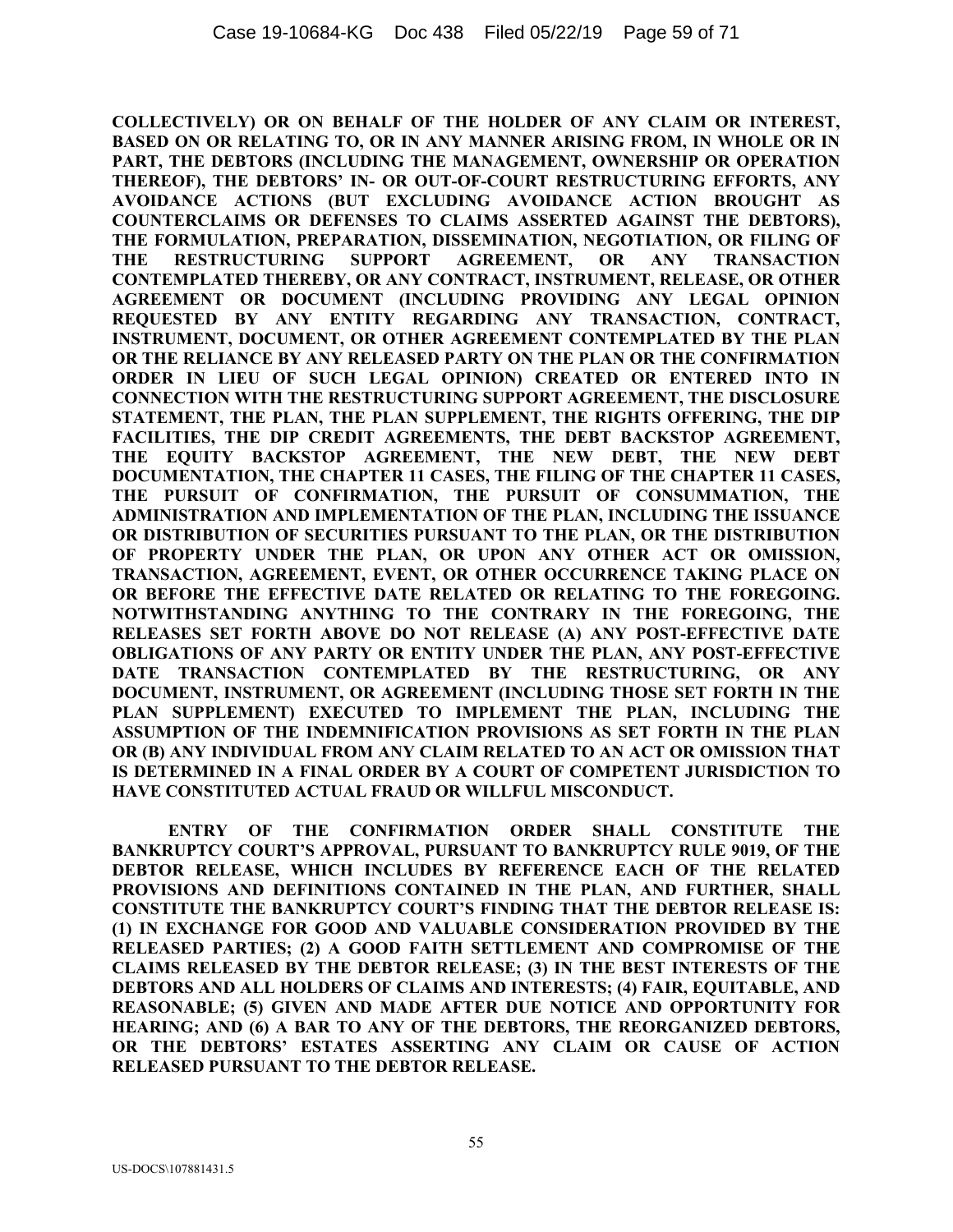**COLLECTIVELY) OR ON BEHALF OF THE HOLDER OF ANY CLAIM OR INTEREST, BASED ON OR RELATING TO, OR IN ANY MANNER ARISING FROM, IN WHOLE OR IN PART, THE DEBTORS (INCLUDING THE MANAGEMENT, OWNERSHIP OR OPERATION THEREOF), THE DEBTORS' IN- OR OUT-OF-COURT RESTRUCTURING EFFORTS, ANY AVOIDANCE ACTIONS (BUT EXCLUDING AVOIDANCE ACTION BROUGHT AS COUNTERCLAIMS OR DEFENSES TO CLAIMS ASSERTED AGAINST THE DEBTORS), THE FORMULATION, PREPARATION, DISSEMINATION, NEGOTIATION, OR FILING OF THE RESTRUCTURING SUPPORT AGREEMENT, OR ANY TRANSACTION CONTEMPLATED THEREBY, OR ANY CONTRACT, INSTRUMENT, RELEASE, OR OTHER AGREEMENT OR DOCUMENT (INCLUDING PROVIDING ANY LEGAL OPINION REQUESTED BY ANY ENTITY REGARDING ANY TRANSACTION, CONTRACT, INSTRUMENT, DOCUMENT, OR OTHER AGREEMENT CONTEMPLATED BY THE PLAN OR THE RELIANCE BY ANY RELEASED PARTY ON THE PLAN OR THE CONFIRMATION ORDER IN LIEU OF SUCH LEGAL OPINION) CREATED OR ENTERED INTO IN CONNECTION WITH THE RESTRUCTURING SUPPORT AGREEMENT, THE DISCLOSURE STATEMENT, THE PLAN, THE PLAN SUPPLEMENT, THE RIGHTS OFFERING, THE DIP FACILITIES, THE DIP CREDIT AGREEMENTS, THE DEBT BACKSTOP AGREEMENT, THE EQUITY BACKSTOP AGREEMENT, THE NEW DEBT, THE NEW DEBT DOCUMENTATION, THE CHAPTER 11 CASES, THE FILING OF THE CHAPTER 11 CASES, THE PURSUIT OF CONFIRMATION, THE PURSUIT OF CONSUMMATION, THE ADMINISTRATION AND IMPLEMENTATION OF THE PLAN, INCLUDING THE ISSUANCE OR DISTRIBUTION OF SECURITIES PURSUANT TO THE PLAN, OR THE DISTRIBUTION OF PROPERTY UNDER THE PLAN, OR UPON ANY OTHER ACT OR OMISSION, TRANSACTION, AGREEMENT, EVENT, OR OTHER OCCURRENCE TAKING PLACE ON OR BEFORE THE EFFECTIVE DATE RELATED OR RELATING TO THE FOREGOING. NOTWITHSTANDING ANYTHING TO THE CONTRARY IN THE FOREGOING, THE RELEASES SET FORTH ABOVE DO NOT RELEASE (A) ANY POST-EFFECTIVE DATE OBLIGATIONS OF ANY PARTY OR ENTITY UNDER THE PLAN, ANY POST-EFFECTIVE DATE TRANSACTION CONTEMPLATED BY THE RESTRUCTURING, OR ANY DOCUMENT, INSTRUMENT, OR AGREEMENT (INCLUDING THOSE SET FORTH IN THE PLAN SUPPLEMENT) EXECUTED TO IMPLEMENT THE PLAN, INCLUDING THE ASSUMPTION OF THE INDEMNIFICATION PROVISIONS AS SET FORTH IN THE PLAN OR (B) ANY INDIVIDUAL FROM ANY CLAIM RELATED TO AN ACT OR OMISSION THAT IS DETERMINED IN A FINAL ORDER BY A COURT OF COMPETENT JURISDICTION TO HAVE CONSTITUTED ACTUAL FRAUD OR WILLFUL MISCONDUCT.**

**ENTRY OF THE CONFIRMATION ORDER SHALL CONSTITUTE THE BANKRUPTCY COURT'S APPROVAL, PURSUANT TO BANKRUPTCY RULE 9019, OF THE DEBTOR RELEASE, WHICH INCLUDES BY REFERENCE EACH OF THE RELATED PROVISIONS AND DEFINITIONS CONTAINED IN THE PLAN, AND FURTHER, SHALL CONSTITUTE THE BANKRUPTCY COURT'S FINDING THAT THE DEBTOR RELEASE IS: (1) IN EXCHANGE FOR GOOD AND VALUABLE CONSIDERATION PROVIDED BY THE RELEASED PARTIES; (2) A GOOD FAITH SETTLEMENT AND COMPROMISE OF THE CLAIMS RELEASED BY THE DEBTOR RELEASE; (3) IN THE BEST INTERESTS OF THE DEBTORS AND ALL HOLDERS OF CLAIMS AND INTERESTS; (4) FAIR, EQUITABLE, AND REASONABLE; (5) GIVEN AND MADE AFTER DUE NOTICE AND OPPORTUNITY FOR HEARING; AND (6) A BAR TO ANY OF THE DEBTORS, THE REORGANIZED DEBTORS, OR THE DEBTORS' ESTATES ASSERTING ANY CLAIM OR CAUSE OF ACTION RELEASED PURSUANT TO THE DEBTOR RELEASE.**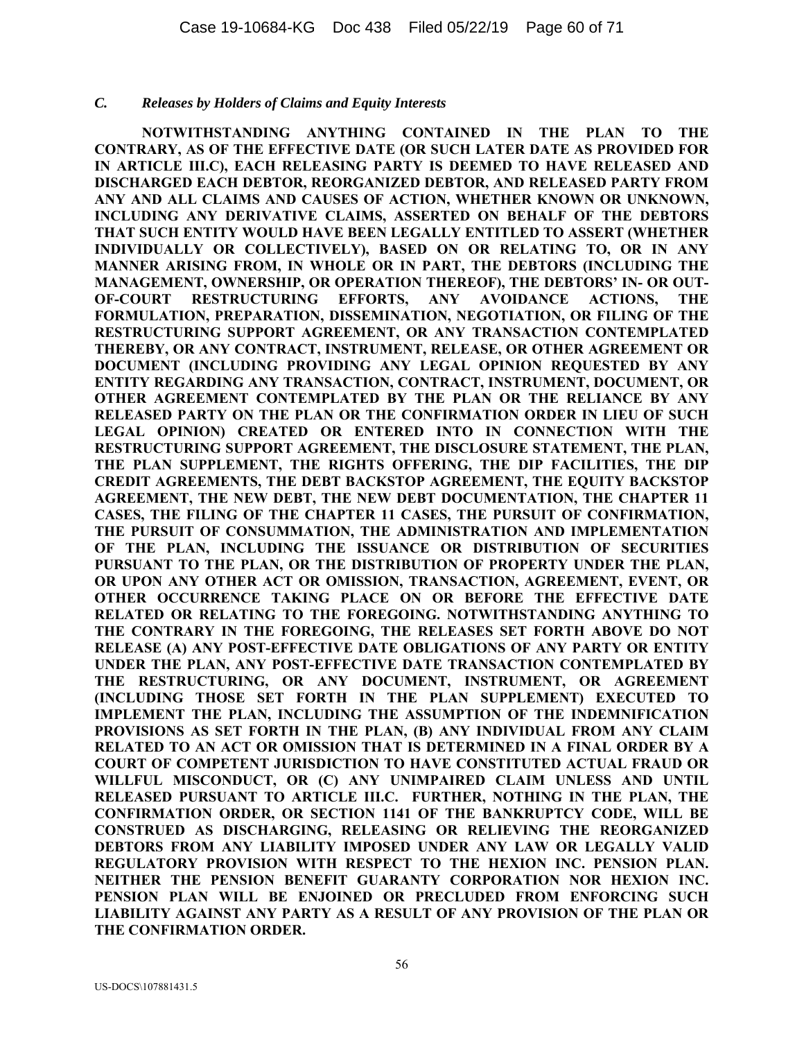### *C. Releases by Holders of Claims and Equity Interests*

**NOTWITHSTANDING ANYTHING CONTAINED IN THE PLAN TO THE CONTRARY, AS OF THE EFFECTIVE DATE (OR SUCH LATER DATE AS PROVIDED FOR IN ARTICLE III.C), EACH RELEASING PARTY IS DEEMED TO HAVE RELEASED AND DISCHARGED EACH DEBTOR, REORGANIZED DEBTOR, AND RELEASED PARTY FROM ANY AND ALL CLAIMS AND CAUSES OF ACTION, WHETHER KNOWN OR UNKNOWN, INCLUDING ANY DERIVATIVE CLAIMS, ASSERTED ON BEHALF OF THE DEBTORS THAT SUCH ENTITY WOULD HAVE BEEN LEGALLY ENTITLED TO ASSERT (WHETHER INDIVIDUALLY OR COLLECTIVELY), BASED ON OR RELATING TO, OR IN ANY MANNER ARISING FROM, IN WHOLE OR IN PART, THE DEBTORS (INCLUDING THE MANAGEMENT, OWNERSHIP, OR OPERATION THEREOF), THE DEBTORS' IN- OR OUT-OF-COURT RESTRUCTURING EFFORTS, ANY AVOIDANCE ACTIONS, THE FORMULATION, PREPARATION, DISSEMINATION, NEGOTIATION, OR FILING OF THE RESTRUCTURING SUPPORT AGREEMENT, OR ANY TRANSACTION CONTEMPLATED THEREBY, OR ANY CONTRACT, INSTRUMENT, RELEASE, OR OTHER AGREEMENT OR DOCUMENT (INCLUDING PROVIDING ANY LEGAL OPINION REQUESTED BY ANY ENTITY REGARDING ANY TRANSACTION, CONTRACT, INSTRUMENT, DOCUMENT, OR OTHER AGREEMENT CONTEMPLATED BY THE PLAN OR THE RELIANCE BY ANY RELEASED PARTY ON THE PLAN OR THE CONFIRMATION ORDER IN LIEU OF SUCH LEGAL OPINION) CREATED OR ENTERED INTO IN CONNECTION WITH THE RESTRUCTURING SUPPORT AGREEMENT, THE DISCLOSURE STATEMENT, THE PLAN, THE PLAN SUPPLEMENT, THE RIGHTS OFFERING, THE DIP FACILITIES, THE DIP CREDIT AGREEMENTS, THE DEBT BACKSTOP AGREEMENT, THE EQUITY BACKSTOP AGREEMENT, THE NEW DEBT, THE NEW DEBT DOCUMENTATION, THE CHAPTER 11 CASES, THE FILING OF THE CHAPTER 11 CASES, THE PURSUIT OF CONFIRMATION, THE PURSUIT OF CONSUMMATION, THE ADMINISTRATION AND IMPLEMENTATION OF THE PLAN, INCLUDING THE ISSUANCE OR DISTRIBUTION OF SECURITIES PURSUANT TO THE PLAN, OR THE DISTRIBUTION OF PROPERTY UNDER THE PLAN, OR UPON ANY OTHER ACT OR OMISSION, TRANSACTION, AGREEMENT, EVENT, OR OTHER OCCURRENCE TAKING PLACE ON OR BEFORE THE EFFECTIVE DATE RELATED OR RELATING TO THE FOREGOING. NOTWITHSTANDING ANYTHING TO THE CONTRARY IN THE FOREGOING, THE RELEASES SET FORTH ABOVE DO NOT RELEASE (A) ANY POST-EFFECTIVE DATE OBLIGATIONS OF ANY PARTY OR ENTITY UNDER THE PLAN, ANY POST-EFFECTIVE DATE TRANSACTION CONTEMPLATED BY THE RESTRUCTURING, OR ANY DOCUMENT, INSTRUMENT, OR AGREEMENT (INCLUDING THOSE SET FORTH IN THE PLAN SUPPLEMENT) EXECUTED TO IMPLEMENT THE PLAN, INCLUDING THE ASSUMPTION OF THE INDEMNIFICATION PROVISIONS AS SET FORTH IN THE PLAN, (B) ANY INDIVIDUAL FROM ANY CLAIM RELATED TO AN ACT OR OMISSION THAT IS DETERMINED IN A FINAL ORDER BY A COURT OF COMPETENT JURISDICTION TO HAVE CONSTITUTED ACTUAL FRAUD OR WILLFUL MISCONDUCT, OR (C) ANY UNIMPAIRED CLAIM UNLESS AND UNTIL RELEASED PURSUANT TO ARTICLE III.C. FURTHER, NOTHING IN THE PLAN, THE CONFIRMATION ORDER, OR SECTION 1141 OF THE BANKRUPTCY CODE, WILL BE CONSTRUED AS DISCHARGING, RELEASING OR RELIEVING THE REORGANIZED DEBTORS FROM ANY LIABILITY IMPOSED UNDER ANY LAW OR LEGALLY VALID REGULATORY PROVISION WITH RESPECT TO THE HEXION INC. PENSION PLAN. NEITHER THE PENSION BENEFIT GUARANTY CORPORATION NOR HEXION INC. PENSION PLAN WILL BE ENJOINED OR PRECLUDED FROM ENFORCING SUCH LIABILITY AGAINST ANY PARTY AS A RESULT OF ANY PROVISION OF THE PLAN OR THE CONFIRMATION ORDER.**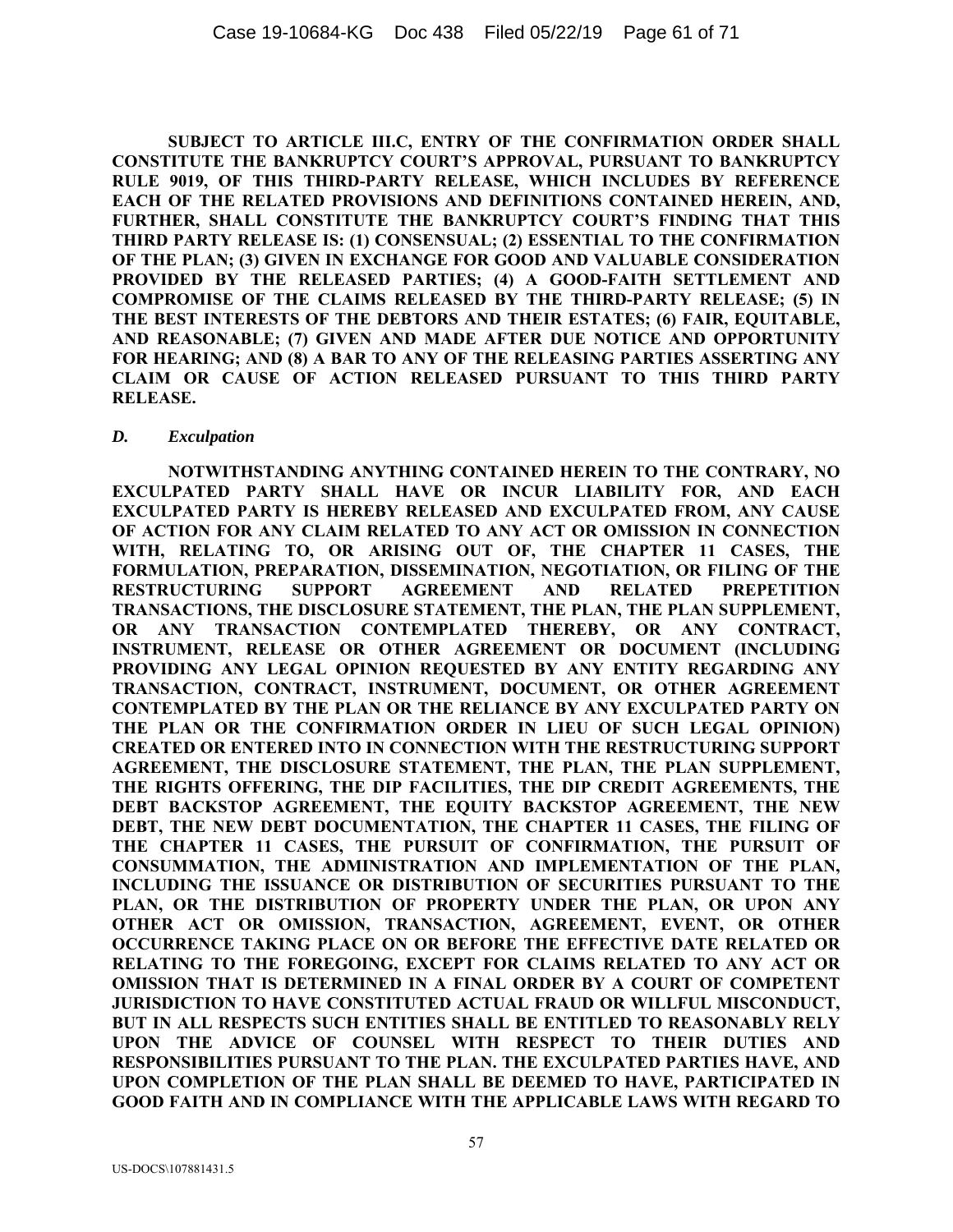**SUBJECT TO ARTICLE III.C, ENTRY OF THE CONFIRMATION ORDER SHALL CONSTITUTE THE BANKRUPTCY COURT'S APPROVAL, PURSUANT TO BANKRUPTCY RULE 9019, OF THIS THIRD-PARTY RELEASE, WHICH INCLUDES BY REFERENCE EACH OF THE RELATED PROVISIONS AND DEFINITIONS CONTAINED HEREIN, AND, FURTHER, SHALL CONSTITUTE THE BANKRUPTCY COURT'S FINDING THAT THIS THIRD PARTY RELEASE IS: (1) CONSENSUAL; (2) ESSENTIAL TO THE CONFIRMATION OF THE PLAN; (3) GIVEN IN EXCHANGE FOR GOOD AND VALUABLE CONSIDERATION PROVIDED BY THE RELEASED PARTIES; (4) A GOOD-FAITH SETTLEMENT AND COMPROMISE OF THE CLAIMS RELEASED BY THE THIRD-PARTY RELEASE; (5) IN THE BEST INTERESTS OF THE DEBTORS AND THEIR ESTATES; (6) FAIR, EQUITABLE, AND REASONABLE; (7) GIVEN AND MADE AFTER DUE NOTICE AND OPPORTUNITY FOR HEARING; AND (8) A BAR TO ANY OF THE RELEASING PARTIES ASSERTING ANY CLAIM OR CAUSE OF ACTION RELEASED PURSUANT TO THIS THIRD PARTY RELEASE.**

***D. Exculpation***

**NOTWITHSTANDING ANYTHING CONTAINED HEREIN TO THE CONTRARY, NO EXCULPATED PARTY SHALL HAVE OR INCUR LIABILITY FOR, AND EACH EXCULPATED PARTY IS HEREBY RELEASED AND EXCULPATED FROM, ANY CAUSE OF ACTION FOR ANY CLAIM RELATED TO ANY ACT OR OMISSION IN CONNECTION WITH, RELATING TO, OR ARISING OUT OF, THE CHAPTER 11 CASES, THE FORMULATION, PREPARATION, DISSEMINATION, NEGOTIATION, OR FILING OF THE RESTRUCTURING SUPPORT AGREEMENT AND RELATED PREPETITION TRANSACTIONS, THE DISCLOSURE STATEMENT, THE PLAN, THE PLAN SUPPLEMENT, OR ANY TRANSACTION CONTEMPLATED THEREBY, OR ANY CONTRACT, INSTRUMENT, RELEASE OR OTHER AGREEMENT OR DOCUMENT (INCLUDING PROVIDING ANY LEGAL OPINION REQUESTED BY ANY ENTITY REGARDING ANY TRANSACTION, CONTRACT, INSTRUMENT, DOCUMENT, OR OTHER AGREEMENT CONTEMPLATED BY THE PLAN OR THE RELIANCE BY ANY EXCULPATED PARTY ON THE PLAN OR THE CONFIRMATION ORDER IN LIEU OF SUCH LEGAL OPINION) CREATED OR ENTERED INTO IN CONNECTION WITH THE RESTRUCTURING SUPPORT AGREEMENT, THE DISCLOSURE STATEMENT, THE PLAN, THE PLAN SUPPLEMENT, THE RIGHTS OFFERING, THE DIP FACILITIES, THE DIP CREDIT AGREEMENTS, THE DEBT BACKSTOP AGREEMENT, THE EQUITY BACKSTOP AGREEMENT, THE NEW DEBT, THE NEW DEBT DOCUMENTATION, THE CHAPTER 11 CASES, THE FILING OF THE CHAPTER 11 CASES, THE PURSUIT OF CONFIRMATION, THE PURSUIT OF CONSUMMATION, THE ADMINISTRATION AND IMPLEMENTATION OF THE PLAN, INCLUDING THE ISSUANCE OR DISTRIBUTION OF SECURITIES PURSUANT TO THE PLAN, OR THE DISTRIBUTION OF PROPERTY UNDER THE PLAN, OR UPON ANY OTHER ACT OR OMISSION, TRANSACTION, AGREEMENT, EVENT, OR OTHER OCCURRENCE TAKING PLACE ON OR BEFORE THE EFFECTIVE DATE RELATED OR RELATING TO THE FOREGOING, EXCEPT FOR CLAIMS RELATED TO ANY ACT OR OMISSION THAT IS DETERMINED IN A FINAL ORDER BY A COURT OF COMPETENT JURISDICTION TO HAVE CONSTITUTED ACTUAL FRAUD OR WILLFUL MISCONDUCT, BUT IN ALL RESPECTS SUCH ENTITIES SHALL BE ENTITLED TO REASONABLY RELY UPON THE ADVICE OF COUNSEL WITH RESPECT TO THEIR DUTIES AND RESPONSIBILITIES PURSUANT TO THE PLAN. THE EXCULPATED PARTIES HAVE, AND UPON COMPLETION OF THE PLAN SHALL BE DEEMED TO HAVE, PARTICIPATED IN GOOD FAITH AND IN COMPLIANCE WITH THE APPLICABLE LAWS WITH REGARD TO**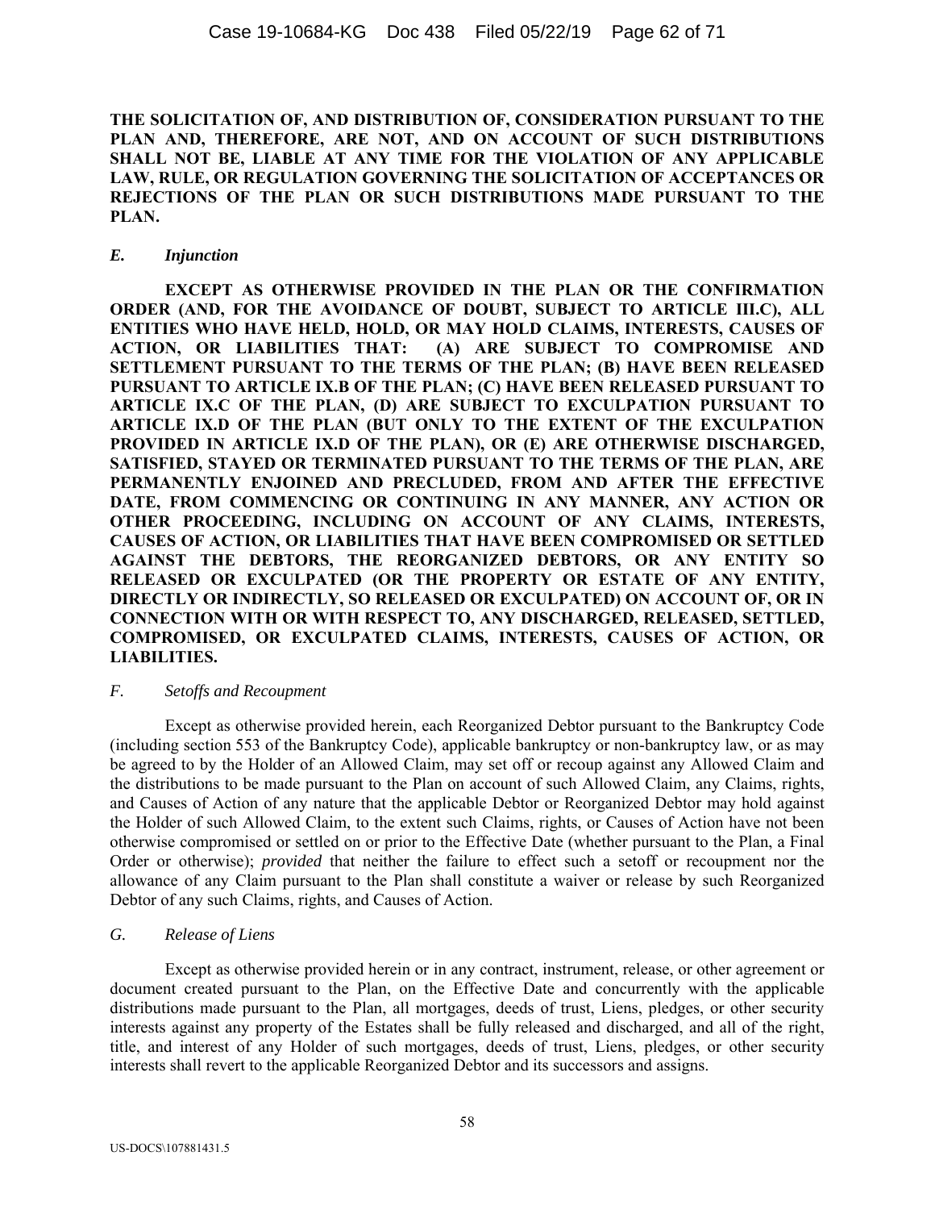**THE SOLICITATION OF, AND DISTRIBUTION OF, CONSIDERATION PURSUANT TO THE PLAN AND, THEREFORE, ARE NOT, AND ON ACCOUNT OF SUCH DISTRIBUTIONS SHALL NOT BE, LIABLE AT ANY TIME FOR THE VIOLATION OF ANY APPLICABLE LAW, RULE, OR REGULATION GOVERNING THE SOLICITATION OF ACCEPTANCES OR REJECTIONS OF THE PLAN OR SUCH DISTRIBUTIONS MADE PURSUANT TO THE PLAN.**

### *E. Injunction*

**EXCEPT AS OTHERWISE PROVIDED IN THE PLAN OR THE CONFIRMATION ORDER (AND, FOR THE AVOIDANCE OF DOUBT, SUBJECT TO ARTICLE III.C), ALL ENTITIES WHO HAVE HELD, HOLD, OR MAY HOLD CLAIMS, INTERESTS, CAUSES OF ACTION, OR LIABILITIES THAT: (A) ARE SUBJECT TO COMPROMISE AND SETTLEMENT PURSUANT TO THE TERMS OF THE PLAN; (B) HAVE BEEN RELEASED PURSUANT TO ARTICLE IX.B OF THE PLAN; (C) HAVE BEEN RELEASED PURSUANT TO ARTICLE IX.C OF THE PLAN, (D) ARE SUBJECT TO EXCULPATION PURSUANT TO ARTICLE IX.D OF THE PLAN (BUT ONLY TO THE EXTENT OF THE EXCULPATION PROVIDED IN ARTICLE IX.D OF THE PLAN), OR (E) ARE OTHERWISE DISCHARGED, SATISFIED, STAYED OR TERMINATED PURSUANT TO THE TERMS OF THE PLAN, ARE PERMANENTLY ENJOINED AND PRECLUDED, FROM AND AFTER THE EFFECTIVE DATE, FROM COMMENCING OR CONTINUING IN ANY MANNER, ANY ACTION OR OTHER PROCEEDING, INCLUDING ON ACCOUNT OF ANY CLAIMS, INTERESTS, CAUSES OF ACTION, OR LIABILITIES THAT HAVE BEEN COMPROMISED OR SETTLED AGAINST THE DEBTORS, THE REORGANIZED DEBTORS, OR ANY ENTITY SO RELEASED OR EXCULPATED (OR THE PROPERTY OR ESTATE OF ANY ENTITY, DIRECTLY OR INDIRECTLY, SO RELEASED OR EXCULPATED) ON ACCOUNT OF, OR IN CONNECTION WITH OR WITH RESPECT TO, ANY DISCHARGED, RELEASED, SETTLED, COMPROMISED, OR EXCULPATED CLAIMS, INTERESTS, CAUSES OF ACTION, OR LIABILITIES.**

### *F. Setoffs and Recoupment*

Except as otherwise provided herein, each Reorganized Debtor pursuant to the Bankruptcy Code (including section 553 of the Bankruptcy Code), applicable bankruptcy or non-bankruptcy law, or as may be agreed to by the Holder of an Allowed Claim, may set off or recoup against any Allowed Claim and the distributions to be made pursuant to the Plan on account of such Allowed Claim, any Claims, rights, and Causes of Action of any nature that the applicable Debtor or Reorganized Debtor may hold against the Holder of such Allowed Claim, to the extent such Claims, rights, or Causes of Action have not been otherwise compromised or settled on or prior to the Effective Date (whether pursuant to the Plan, a Final Order or otherwise); *provided* that neither the failure to effect such a setoff or recoupment nor the allowance of any Claim pursuant to the Plan shall constitute a waiver or release by such Reorganized Debtor of any such Claims, rights, and Causes of Action.

### *G. Release of Liens*

Except as otherwise provided herein or in any contract, instrument, release, or other agreement or document created pursuant to the Plan, on the Effective Date and concurrently with the applicable distributions made pursuant to the Plan, all mortgages, deeds of trust, Liens, pledges, or other security interests against any property of the Estates shall be fully released and discharged, and all of the right, title, and interest of any Holder of such mortgages, deeds of trust, Liens, pledges, or other security interests shall revert to the applicable Reorganized Debtor and its successors and assigns.

US-DOCS\107881431.5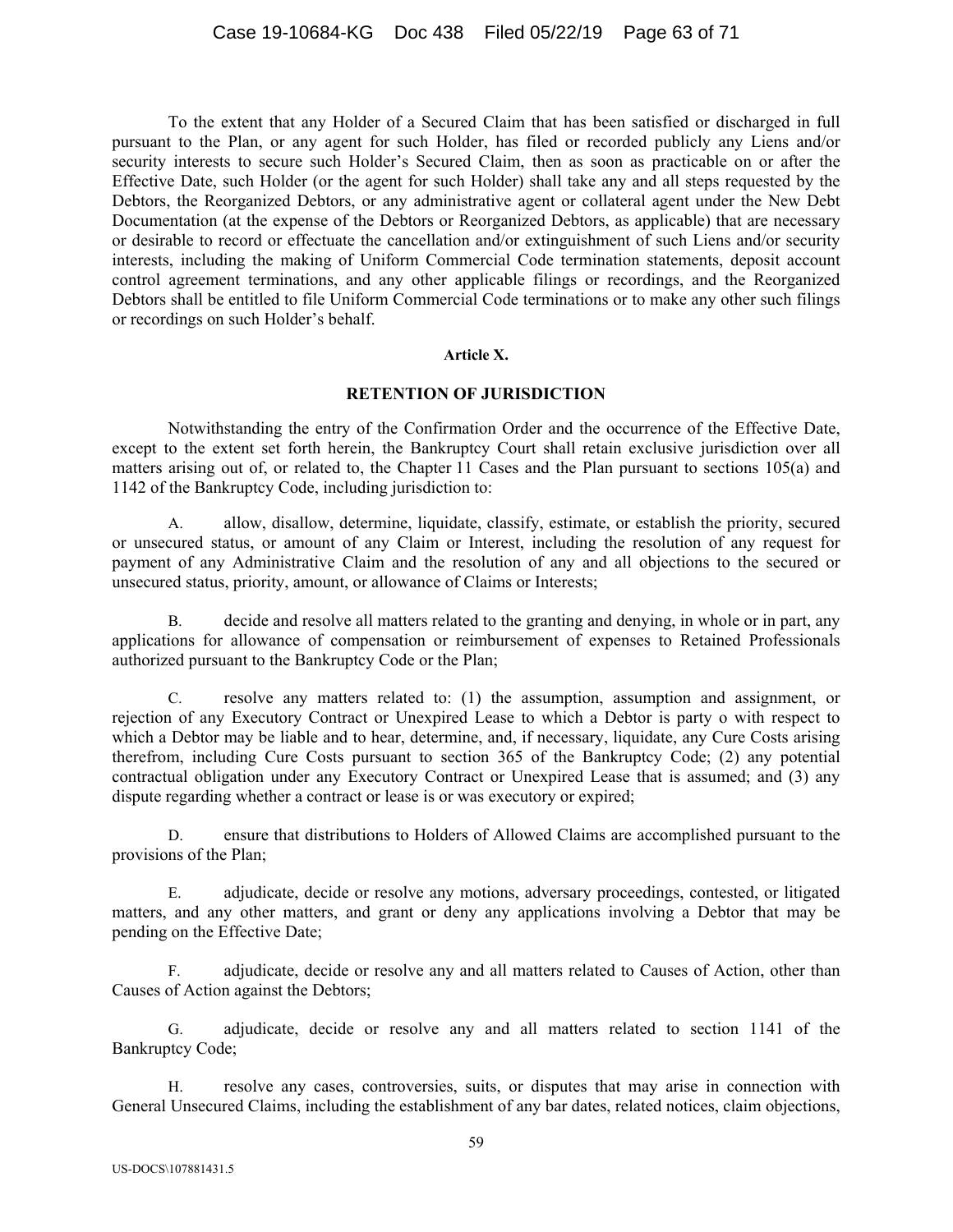To the extent that any Holder of a Secured Claim that has been satisfied or discharged in full pursuant to the Plan, or any agent for such Holder, has filed or recorded publicly any Liens and/or security interests to secure such Holder's Secured Claim, then as soon as practicable on or after the Effective Date, such Holder (or the agent for such Holder) shall take any and all steps requested by the Debtors, the Reorganized Debtors, or any administrative agent or collateral agent under the New Debt Documentation (at the expense of the Debtors or Reorganized Debtors, as applicable) that are necessary or desirable to record or effectuate the cancellation and/or extinguishment of such Liens and/or security interests, including the making of Uniform Commercial Code termination statements, deposit account control agreement terminations, and any other applicable filings or recordings, and the Reorganized Debtors shall be entitled to file Uniform Commercial Code terminations or to make any other such filings or recordings on such Holder's behalf.

## Article X.

## RETENTION OF JURISDICTION

Notwithstanding the entry of the Confirmation Order and the occurrence of the Effective Date, except to the extent set forth herein, the Bankruptcy Court shall retain exclusive jurisdiction over all matters arising out of, or related to, the Chapter 11 Cases and the Plan pursuant to sections 105(a) and 1142 of the Bankruptcy Code, including jurisdiction to:

A. allow, disallow, determine, liquidate, classify, estimate, or establish the priority, secured or unsecured status, or amount of any Claim or Interest, including the resolution of any request for payment of any Administrative Claim and the resolution of any and all objections to the secured or unsecured status, priority, amount, or allowance of Claims or Interests;

B. decide and resolve all matters related to the granting and denying, in whole or in part, any applications for allowance of compensation or reimbursement of expenses to Retained Professionals authorized pursuant to the Bankruptcy Code or the Plan;

C. resolve any matters related to: (1) the assumption, assumption and assignment, or rejection of any Executory Contract or Unexpired Lease to which a Debtor is party o with respect to which a Debtor may be liable and to hear, determine, and, if necessary, liquidate, any Cure Costs arising therefrom, including Cure Costs pursuant to section 365 of the Bankruptcy Code; (2) any potential contractual obligation under any Executory Contract or Unexpired Lease that is assumed; and (3) any dispute regarding whether a contract or lease is or was executory or expired;

D. ensure that distributions to Holders of Allowed Claims are accomplished pursuant to the provisions of the Plan;

E. adjudicate, decide or resolve any motions, adversary proceedings, contested, or litigated matters, and any other matters, and grant or deny any applications involving a Debtor that may be pending on the Effective Date;

F. adjudicate, decide or resolve any and all matters related to Causes of Action, other than Causes of Action against the Debtors;

G. adjudicate, decide or resolve any and all matters related to section 1141 of the Bankruptcy Code;

H. resolve any cases, controversies, suits, or disputes that may arise in connection with General Unsecured Claims, including the establishment of any bar dates, related notices, claim objections,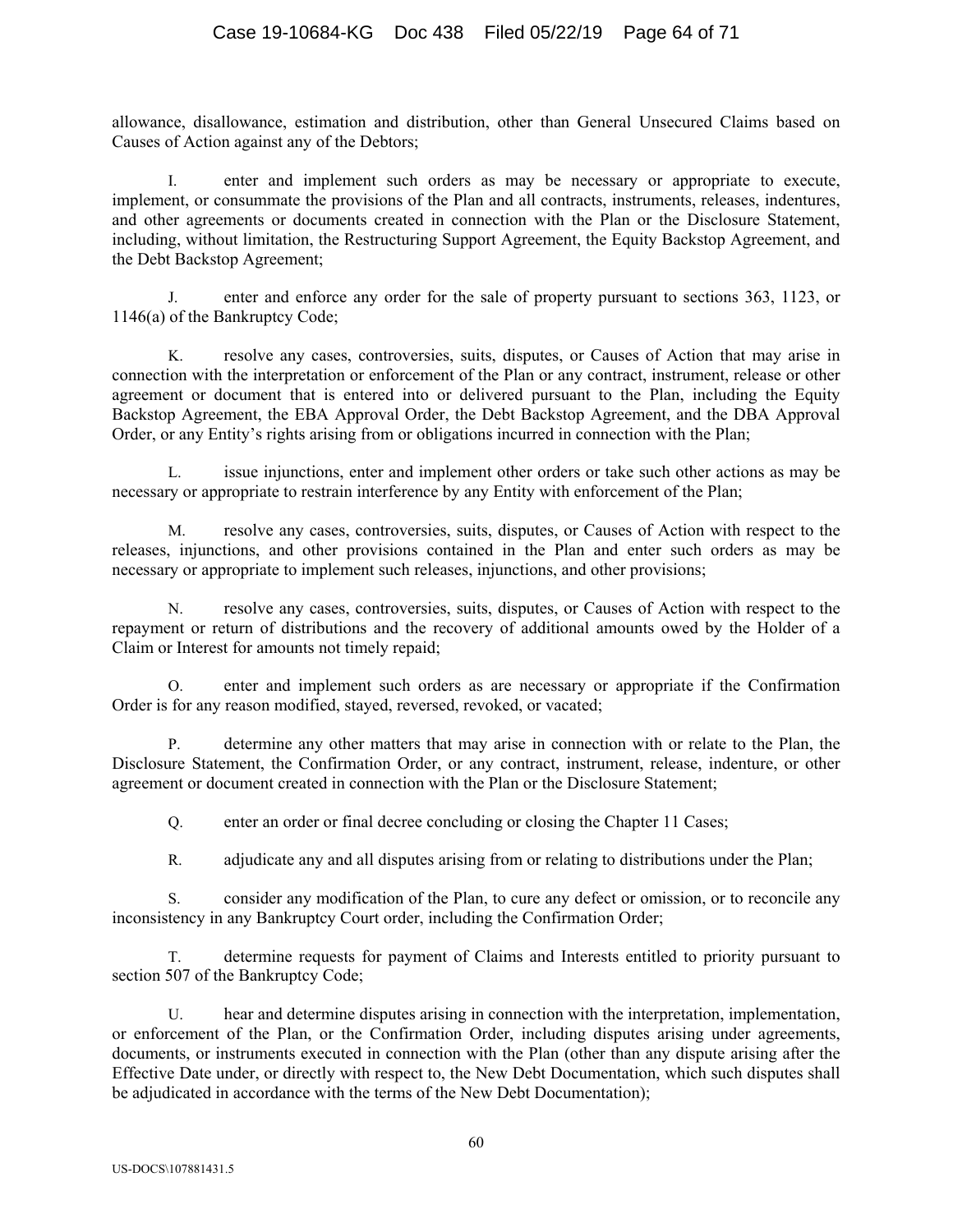allowance, disallowance, estimation and distribution, other than General Unsecured Claims based on Causes of Action against any of the Debtors;

I. enter and implement such orders as may be necessary or appropriate to execute, implement, or consummate the provisions of the Plan and all contracts, instruments, releases, indentures, and other agreements or documents created in connection with the Plan or the Disclosure Statement, including, without limitation, the Restructuring Support Agreement, the Equity Backstop Agreement, and the Debt Backstop Agreement;

J. enter and enforce any order for the sale of property pursuant to sections 363, 1123, or 1146(a) of the Bankruptcy Code;

K. resolve any cases, controversies, suits, disputes, or Causes of Action that may arise in connection with the interpretation or enforcement of the Plan or any contract, instrument, release or other agreement or document that is entered into or delivered pursuant to the Plan, including the Equity Backstop Agreement, the EBA Approval Order, the Debt Backstop Agreement, and the DBA Approval Order, or any Entity's rights arising from or obligations incurred in connection with the Plan;

L. issue injunctions, enter and implement other orders or take such other actions as may be necessary or appropriate to restrain interference by any Entity with enforcement of the Plan;

M. resolve any cases, controversies, suits, disputes, or Causes of Action with respect to the releases, injunctions, and other provisions contained in the Plan and enter such orders as may be necessary or appropriate to implement such releases, injunctions, and other provisions;

N. resolve any cases, controversies, suits, disputes, or Causes of Action with respect to the repayment or return of distributions and the recovery of additional amounts owed by the Holder of a Claim or Interest for amounts not timely repaid;

O. enter and implement such orders as are necessary or appropriate if the Confirmation Order is for any reason modified, stayed, reversed, revoked, or vacated;

P. determine any other matters that may arise in connection with or relate to the Plan, the Disclosure Statement, the Confirmation Order, or any contract, instrument, release, indenture, or other agreement or document created in connection with the Plan or the Disclosure Statement;

Q. enter an order or final decree concluding or closing the Chapter 11 Cases;

R. adjudicate any and all disputes arising from or relating to distributions under the Plan;

S. consider any modification of the Plan, to cure any defect or omission, or to reconcile any inconsistency in any Bankruptcy Court order, including the Confirmation Order;

T. determine requests for payment of Claims and Interests entitled to priority pursuant to section 507 of the Bankruptcy Code;

U. hear and determine disputes arising in connection with the interpretation, implementation, or enforcement of the Plan, or the Confirmation Order, including disputes arising under agreements, documents, or instruments executed in connection with the Plan (other than any dispute arising after the Effective Date under, or directly with respect to, the New Debt Documentation, which such disputes shall be adjudicated in accordance with the terms of the New Debt Documentation);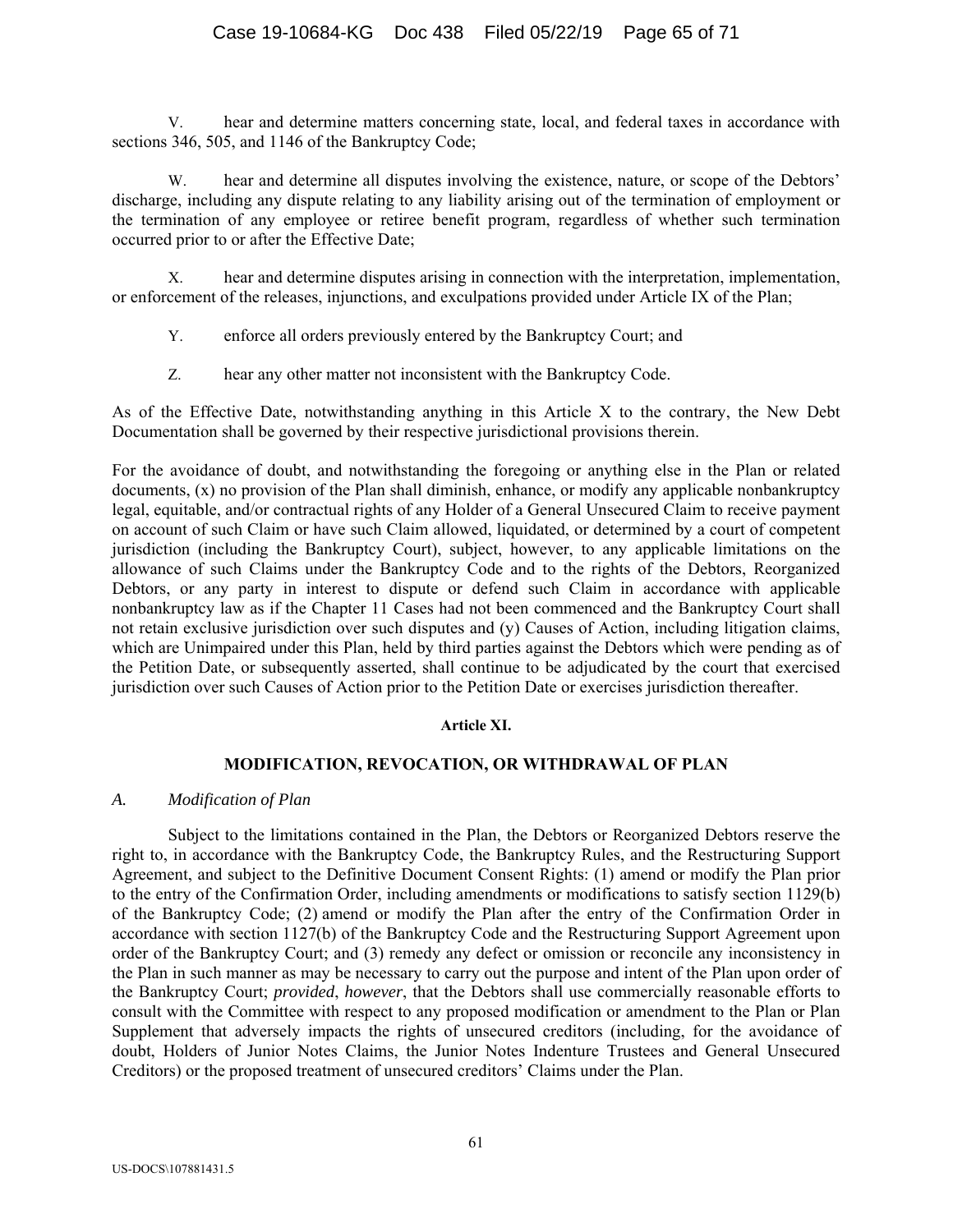V. hear and determine matters concerning state, local, and federal taxes in accordance with sections 346, 505, and 1146 of the Bankruptcy Code;

W. hear and determine all disputes involving the existence, nature, or scope of the Debtors' discharge, including any dispute relating to any liability arising out of the termination of employment or the termination of any employee or retiree benefit program, regardless of whether such termination occurred prior to or after the Effective Date;

X. hear and determine disputes arising in connection with the interpretation, implementation, or enforcement of the releases, injunctions, and exculpations provided under Article IX of the Plan;

Y. enforce all orders previously entered by the Bankruptcy Court; and

Z. hear any other matter not inconsistent with the Bankruptcy Code.

As of the Effective Date, notwithstanding anything in this Article X to the contrary, the New Debt Documentation shall be governed by their respective jurisdictional provisions therein.

For the avoidance of doubt, and notwithstanding the foregoing or anything else in the Plan or related documents, (x) no provision of the Plan shall diminish, enhance, or modify any applicable nonbankruptcy legal, equitable, and/or contractual rights of any Holder of a General Unsecured Claim to receive payment on account of such Claim or have such Claim allowed, liquidated, or determined by a court of competent jurisdiction (including the Bankruptcy Court), subject, however, to any applicable limitations on the allowance of such Claims under the Bankruptcy Code and to the rights of the Debtors, Reorganized Debtors, or any party in interest to dispute or defend such Claim in accordance with applicable nonbankruptcy law as if the Chapter 11 Cases had not been commenced and the Bankruptcy Court shall not retain exclusive jurisdiction over such disputes and (y) Causes of Action, including litigation claims, which are Unimpaired under this Plan, held by third parties against the Debtors which were pending as of the Petition Date, or subsequently asserted, shall continue to be adjudicated by the court that exercised jurisdiction over such Causes of Action prior to the Petition Date or exercises jurisdiction thereafter.

## Article XI.

## MODIFICATION, REVOCATION, OR WITHDRAWAL OF PLAN

### *A. Modification of Plan*

Subject to the limitations contained in the Plan, the Debtors or Reorganized Debtors reserve the right to, in accordance with the Bankruptcy Code, the Bankruptcy Rules, and the Restructuring Support Agreement, and subject to the Definitive Document Consent Rights: (1) amend or modify the Plan prior to the entry of the Confirmation Order, including amendments or modifications to satisfy section 1129(b) of the Bankruptcy Code; (2) amend or modify the Plan after the entry of the Confirmation Order in accordance with section 1127(b) of the Bankruptcy Code and the Restructuring Support Agreement upon order of the Bankruptcy Court; and (3) remedy any defect or omission or reconcile any inconsistency in the Plan in such manner as may be necessary to carry out the purpose and intent of the Plan upon order of the Bankruptcy Court; *provided*, *however*, that the Debtors shall use commercially reasonable efforts to consult with the Committee with respect to any proposed modification or amendment to the Plan or Plan Supplement that adversely impacts the rights of unsecured creditors (including, for the avoidance of doubt, Holders of Junior Notes Claims, the Junior Notes Indenture Trustees and General Unsecured Creditors) or the proposed treatment of unsecured creditors' Claims under the Plan.

US-DOCS\107881431.5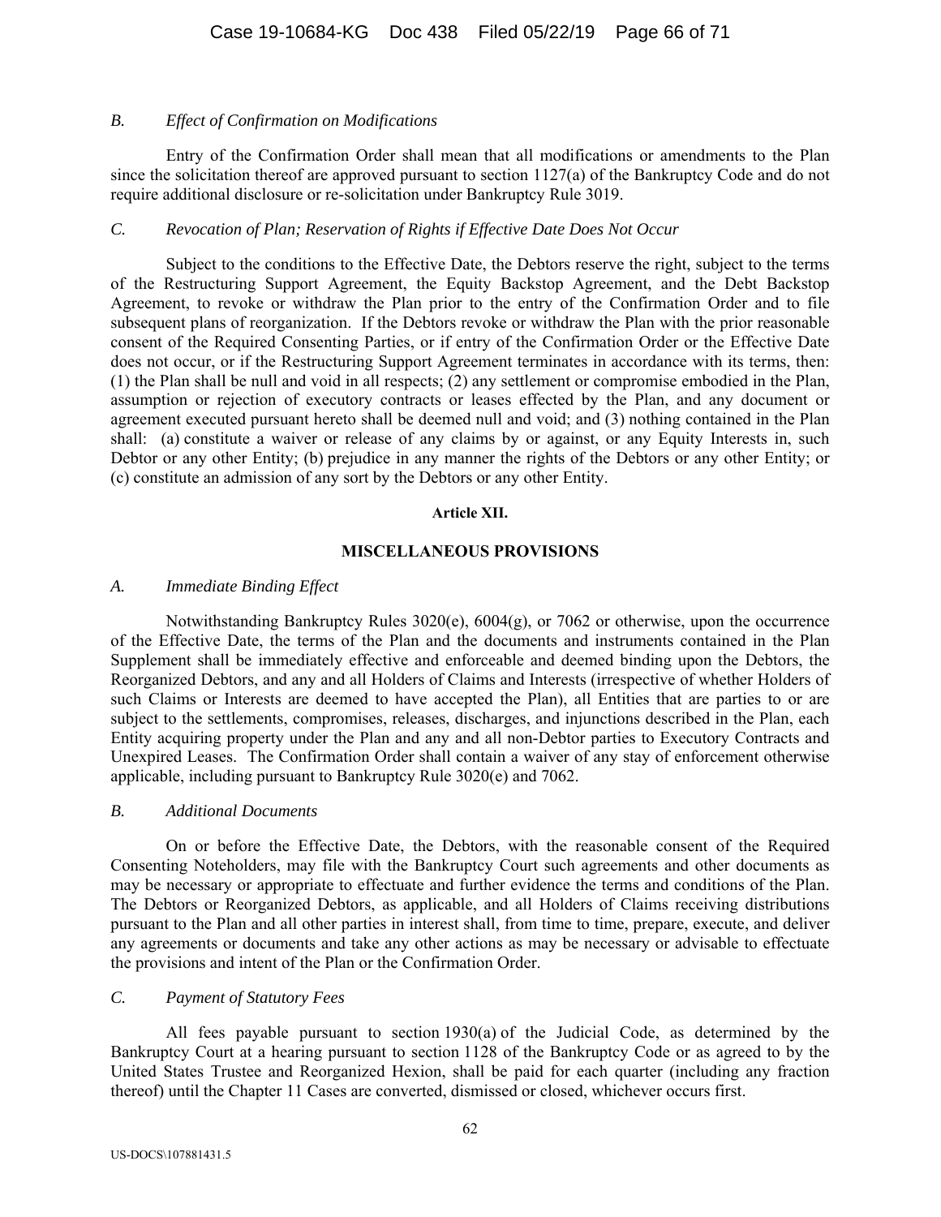### *B. Effect of Confirmation on Modifications*

Entry of the Confirmation Order shall mean that all modifications or amendments to the Plan since the solicitation thereof are approved pursuant to section 1127(a) of the Bankruptcy Code and do not require additional disclosure or re-solicitation under Bankruptcy Rule 3019.

### *C. Revocation of Plan; Reservation of Rights if Effective Date Does Not Occur*

Subject to the conditions to the Effective Date, the Debtors reserve the right, subject to the terms of the Restructuring Support Agreement, the Equity Backstop Agreement, and the Debt Backstop Agreement, to revoke or withdraw the Plan prior to the entry of the Confirmation Order and to file subsequent plans of reorganization. If the Debtors revoke or withdraw the Plan with the prior reasonable consent of the Required Consenting Parties, or if entry of the Confirmation Order or the Effective Date does not occur, or if the Restructuring Support Agreement terminates in accordance with its terms, then: (1) the Plan shall be null and void in all respects; (2) any settlement or compromise embodied in the Plan, assumption or rejection of executory contracts or leases effected by the Plan, and any document or agreement executed pursuant hereto shall be deemed null and void; and (3) nothing contained in the Plan shall: (a) constitute a waiver or release of any claims by or against, or any Equity Interests in, such Debtor or any other Entity; (b) prejudice in any manner the rights of the Debtors or any other Entity; or (c) constitute an admission of any sort by the Debtors or any other Entity.

## Article XII.

## MISCELLANEOUS PROVISIONS

### *A. Immediate Binding Effect*

Notwithstanding Bankruptcy Rules 3020(e), 6004(g), or 7062 or otherwise, upon the occurrence of the Effective Date, the terms of the Plan and the documents and instruments contained in the Plan Supplement shall be immediately effective and enforceable and deemed binding upon the Debtors, the Reorganized Debtors, and any and all Holders of Claims and Interests (irrespective of whether Holders of such Claims or Interests are deemed to have accepted the Plan), all Entities that are parties to or are subject to the settlements, compromises, releases, discharges, and injunctions described in the Plan, each Entity acquiring property under the Plan and any and all non-Debtor parties to Executory Contracts and Unexpired Leases. The Confirmation Order shall contain a waiver of any stay of enforcement otherwise applicable, including pursuant to Bankruptcy Rule 3020(e) and 7062.

### *B. Additional Documents*

On or before the Effective Date, the Debtors, with the reasonable consent of the Required Consenting Noteholders, may file with the Bankruptcy Court such agreements and other documents as may be necessary or appropriate to effectuate and further evidence the terms and conditions of the Plan. The Debtors or Reorganized Debtors, as applicable, and all Holders of Claims receiving distributions pursuant to the Plan and all other parties in interest shall, from time to time, prepare, execute, and deliver any agreements or documents and take any other actions as may be necessary or advisable to effectuate the provisions and intent of the Plan or the Confirmation Order.

### *C. Payment of Statutory Fees*

All fees payable pursuant to section 1930(a) of the Judicial Code, as determined by the Bankruptcy Court at a hearing pursuant to section 1128 of the Bankruptcy Code or as agreed to by the United States Trustee and Reorganized Hexion, shall be paid for each quarter (including any fraction thereof) until the Chapter 11 Cases are converted, dismissed or closed, whichever occurs first.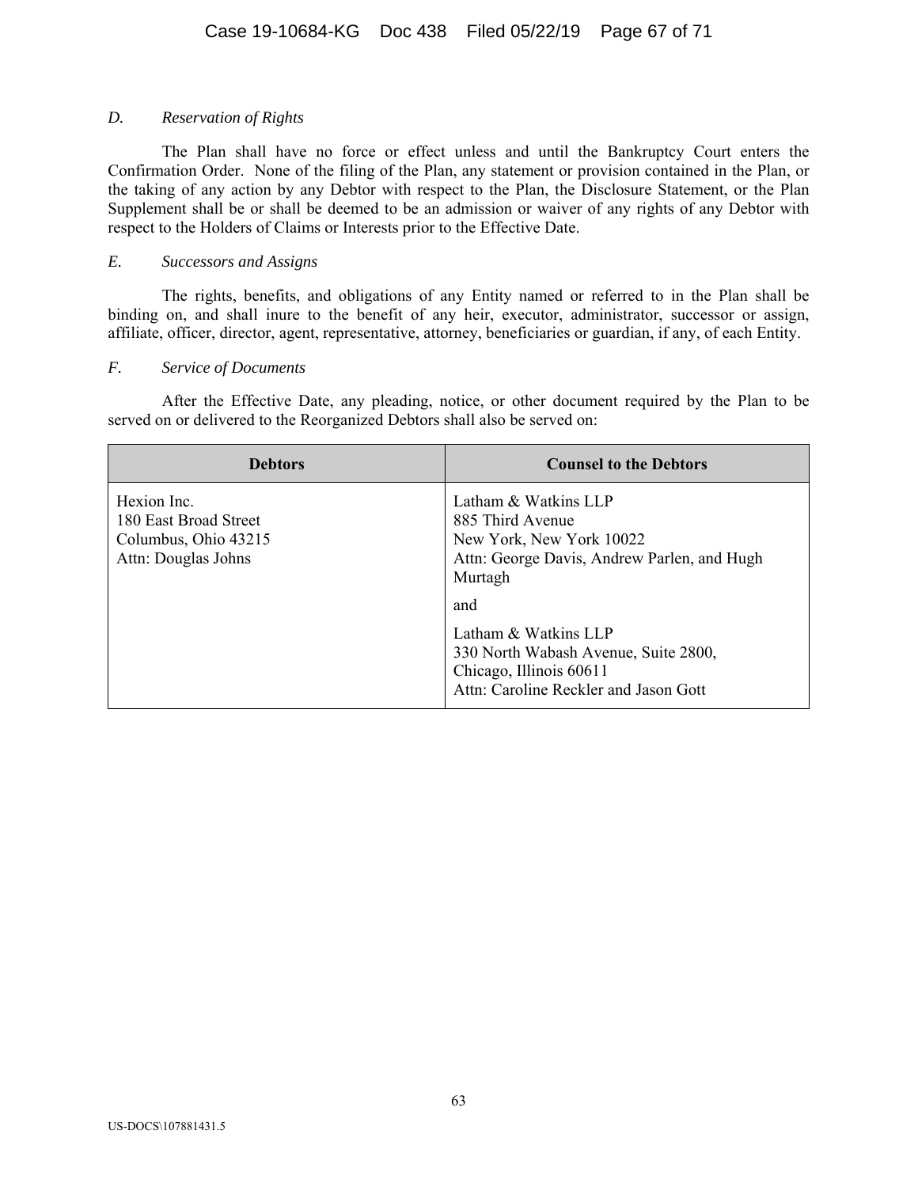### *D. Reservation of Rights*

The Plan shall have no force or effect unless and until the Bankruptcy Court enters the Confirmation Order. None of the filing of the Plan, any statement or provision contained in the Plan, or the taking of any action by any Debtor with respect to the Plan, the Disclosure Statement, or the Plan Supplement shall be or shall be deemed to be an admission or waiver of any rights of any Debtor with respect to the Holders of Claims or Interests prior to the Effective Date.

### *E. Successors and Assigns*

The rights, benefits, and obligations of any Entity named or referred to in the Plan shall be binding on, and shall inure to the benefit of any heir, executor, administrator, successor or assign, affiliate, officer, director, agent, representative, attorney, beneficiaries or guardian, if any, of each Entity.

### *F. Service of Documents*

After the Effective Date, any pleading, notice, or other document required by the Plan to be served on or delivered to the Reorganized Debtors shall also be served on:

| **Debtors** | **Counsel to the Debtors** |
|---|---|
| Hexion Inc.<br>180 East Broad Street<br>Columbus, Ohio 43215<br>Attn: Douglas Johns | Latham & Watkins LLP<br>885 Third Avenue<br>New York, New York 10022<br>Attn: George Davis, Andrew Parlen, and Hugh Murtagh<br><br>and<br><br>Latham & Watkins LLP<br>330 North Wabash Avenue, Suite 2800,<br>Chicago, Illinois 60611<br>Attn: Caroline Reckler and Jason Gott |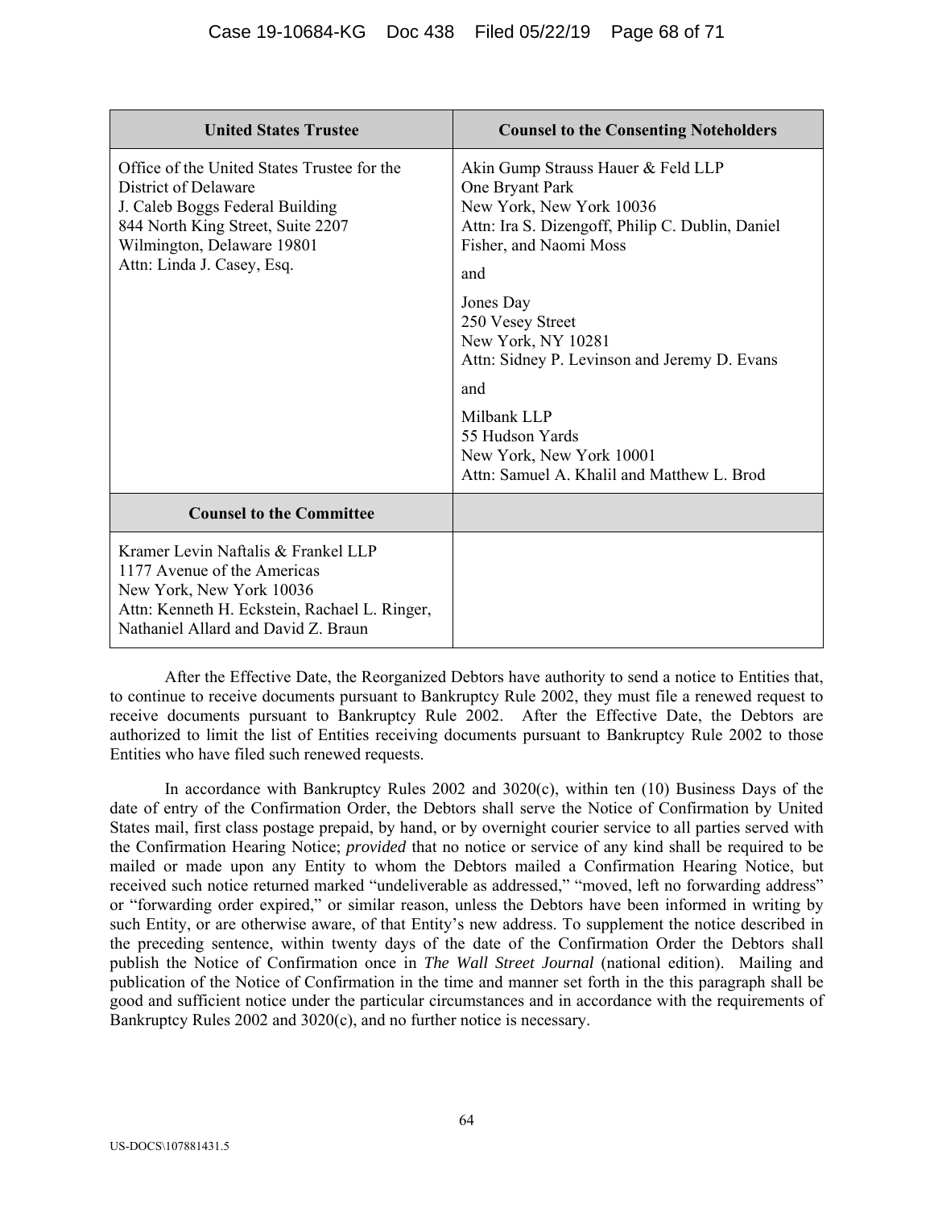| United States Trustee | Counsel to the Consenting Noteholders |
|---|---|
| Office of the United States Trustee for the District of Delaware<br>J. Caleb Boggs Federal Building<br>844 North King Street, Suite 2207<br>Wilmington, Delaware 19801<br>Attn: Linda J. Casey, Esq. | Akin Gump Strauss Hauer & Feld LLP<br>One Bryant Park<br>New York, New York 10036<br>Attn: Ira S. Dizengoff, Philip C. Dublin, Daniel Fisher, and Naomi Moss<br><br>and<br><br>Jones Day<br>250 Vesey Street<br>New York, NY 10281<br>Attn: Sidney P. Levinson and Jeremy D. Evans<br><br>and<br><br>Milbank LLP<br>55 Hudson Yards<br>New York, New York 10001<br>Attn: Samuel A. Khalil and Matthew L. Brod |
| **Counsel to the Committee** | |
| Kramer Levin Naftalis & Frankel LLP<br>1177 Avenue of the Americas<br>New York, New York 10036<br>Attn: Kenneth H. Eckstein, Rachael L. Ringer, Nathaniel Allard and David Z. Braun | |

After the Effective Date, the Reorganized Debtors have authority to send a notice to Entities that, to continue to receive documents pursuant to Bankruptcy Rule 2002, they must file a renewed request to receive documents pursuant to Bankruptcy Rule 2002. After the Effective Date, the Debtors are authorized to limit the list of Entities receiving documents pursuant to Bankruptcy Rule 2002 to those Entities who have filed such renewed requests.

In accordance with Bankruptcy Rules 2002 and 3020(c), within ten (10) Business Days of the date of entry of the Confirmation Order, the Debtors shall serve the Notice of Confirmation by United States mail, first class postage prepaid, by hand, or by overnight courier service to all parties served with the Confirmation Hearing Notice; *provided* that no notice or service of any kind shall be required to be mailed or made upon any Entity to whom the Debtors mailed a Confirmation Hearing Notice, but received such notice returned marked "undeliverable as addressed," "moved, left no forwarding address" or "forwarding order expired," or similar reason, unless the Debtors have been informed in writing by such Entity, or are otherwise aware, of that Entity's new address. To supplement the notice described in the preceding sentence, within twenty days of the date of the Confirmation Order the Debtors shall publish the Notice of Confirmation once in *The Wall Street Journal* (national edition). Mailing and publication of the Notice of Confirmation in the time and manner set forth in the this paragraph shall be good and sufficient notice under the particular circumstances and in accordance with the requirements of Bankruptcy Rules 2002 and 3020(c), and no further notice is necessary.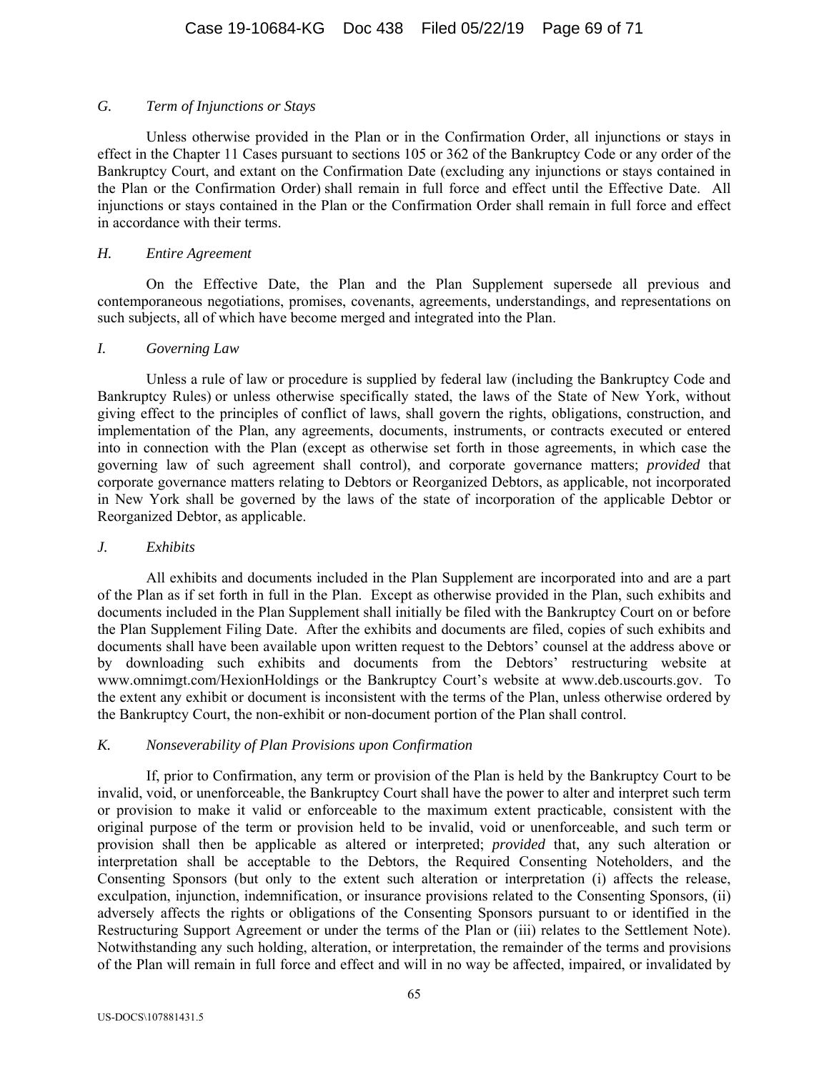### *G. Term of Injunctions or Stays*

Unless otherwise provided in the Plan or in the Confirmation Order, all injunctions or stays in effect in the Chapter 11 Cases pursuant to sections 105 or 362 of the Bankruptcy Code or any order of the Bankruptcy Court, and extant on the Confirmation Date (excluding any injunctions or stays contained in the Plan or the Confirmation Order) shall remain in full force and effect until the Effective Date. All injunctions or stays contained in the Plan or the Confirmation Order shall remain in full force and effect in accordance with their terms.

### *H. Entire Agreement*

On the Effective Date, the Plan and the Plan Supplement supersede all previous and contemporaneous negotiations, promises, covenants, agreements, understandings, and representations on such subjects, all of which have become merged and integrated into the Plan.

### *I. Governing Law*

Unless a rule of law or procedure is supplied by federal law (including the Bankruptcy Code and Bankruptcy Rules) or unless otherwise specifically stated, the laws of the State of New York, without giving effect to the principles of conflict of laws, shall govern the rights, obligations, construction, and implementation of the Plan, any agreements, documents, instruments, or contracts executed or entered into in connection with the Plan (except as otherwise set forth in those agreements, in which case the governing law of such agreement shall control), and corporate governance matters; *provided* that corporate governance matters relating to Debtors or Reorganized Debtors, as applicable, not incorporated in New York shall be governed by the laws of the state of incorporation of the applicable Debtor or Reorganized Debtor, as applicable.

### *J. Exhibits*

All exhibits and documents included in the Plan Supplement are incorporated into and are a part of the Plan as if set forth in full in the Plan. Except as otherwise provided in the Plan, such exhibits and documents included in the Plan Supplement shall initially be filed with the Bankruptcy Court on or before the Plan Supplement Filing Date. After the exhibits and documents are filed, copies of such exhibits and documents shall have been available upon written request to the Debtors' counsel at the address above or by downloading such exhibits and documents from the Debtors' restructuring website at www.omnimgt.com/HexionHoldings or the Bankruptcy Court's website at www.deb.uscourts.gov. To the extent any exhibit or document is inconsistent with the terms of the Plan, unless otherwise ordered by the Bankruptcy Court, the non-exhibit or non-document portion of the Plan shall control.

### *K. Nonseverability of Plan Provisions upon Confirmation*

If, prior to Confirmation, any term or provision of the Plan is held by the Bankruptcy Court to be invalid, void, or unenforceable, the Bankruptcy Court shall have the power to alter and interpret such term or provision to make it valid or enforceable to the maximum extent practicable, consistent with the original purpose of the term or provision held to be invalid, void or unenforceable, and such term or provision shall then be applicable as altered or interpreted; *provided* that, any such alteration or interpretation shall be acceptable to the Debtors, the Required Consenting Noteholders, and the Consenting Sponsors (but only to the extent such alteration or interpretation (i) affects the release, exculpation, injunction, indemnification, or insurance provisions related to the Consenting Sponsors, (ii) adversely affects the rights or obligations of the Consenting Sponsors pursuant to or identified in the Restructuring Support Agreement or under the terms of the Plan or (iii) relates to the Settlement Note). Notwithstanding any such holding, alteration, or interpretation, the remainder of the terms and provisions of the Plan will remain in full force and effect and will in no way be affected, impaired, or invalidated by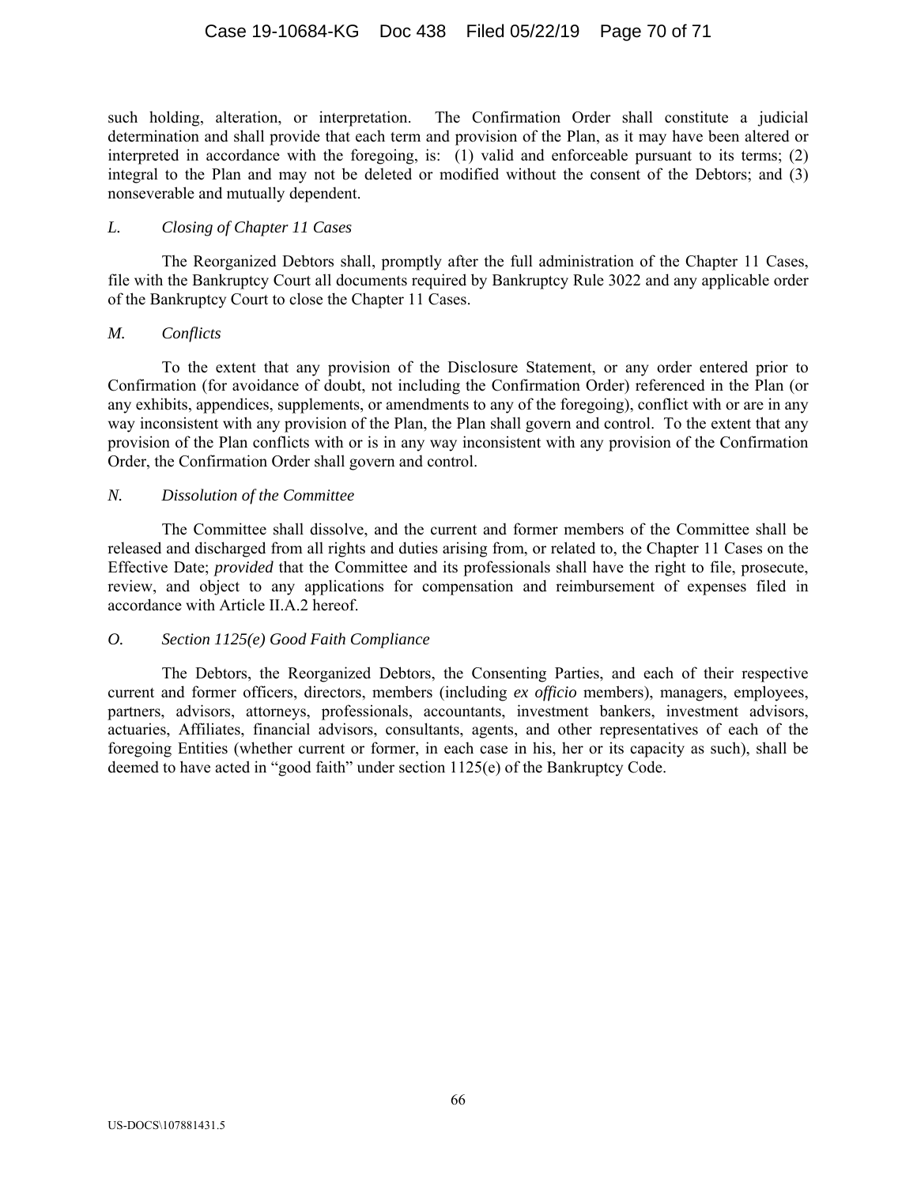such holding, alteration, or interpretation. The Confirmation Order shall constitute a judicial determination and shall provide that each term and provision of the Plan, as it may have been altered or interpreted in accordance with the foregoing, is: (1) valid and enforceable pursuant to its terms; (2) integral to the Plan and may not be deleted or modified without the consent of the Debtors; and (3) nonseverable and mutually dependent.

*L. Closing of Chapter 11 Cases*

The Reorganized Debtors shall, promptly after the full administration of the Chapter 11 Cases, file with the Bankruptcy Court all documents required by Bankruptcy Rule 3022 and any applicable order of the Bankruptcy Court to close the Chapter 11 Cases.

*M. Conflicts*

To the extent that any provision of the Disclosure Statement, or any order entered prior to Confirmation (for avoidance of doubt, not including the Confirmation Order) referenced in the Plan (or any exhibits, appendices, supplements, or amendments to any of the foregoing), conflict with or are in any way inconsistent with any provision of the Plan, the Plan shall govern and control. To the extent that any provision of the Plan conflicts with or is in any way inconsistent with any provision of the Confirmation Order, the Confirmation Order shall govern and control.

*N. Dissolution of the Committee*

The Committee shall dissolve, and the current and former members of the Committee shall be released and discharged from all rights and duties arising from, or related to, the Chapter 11 Cases on the Effective Date; *provided* that the Committee and its professionals shall have the right to file, prosecute, review, and object to any applications for compensation and reimbursement of expenses filed in accordance with Article II.A.2 hereof.

*O. Section 1125(e) Good Faith Compliance*

The Debtors, the Reorganized Debtors, the Consenting Parties, and each of their respective current and former officers, directors, members (including *ex officio* members), managers, employees, partners, advisors, attorneys, professionals, accountants, investment bankers, investment advisors, actuaries, Affiliates, financial advisors, consultants, agents, and other representatives of each of the foregoing Entities (whether current or former, in each case in his, her or its capacity as such), shall be deemed to have acted in "good faith" under section 1125(e) of the Bankruptcy Code.

US-DOCS\107881431.5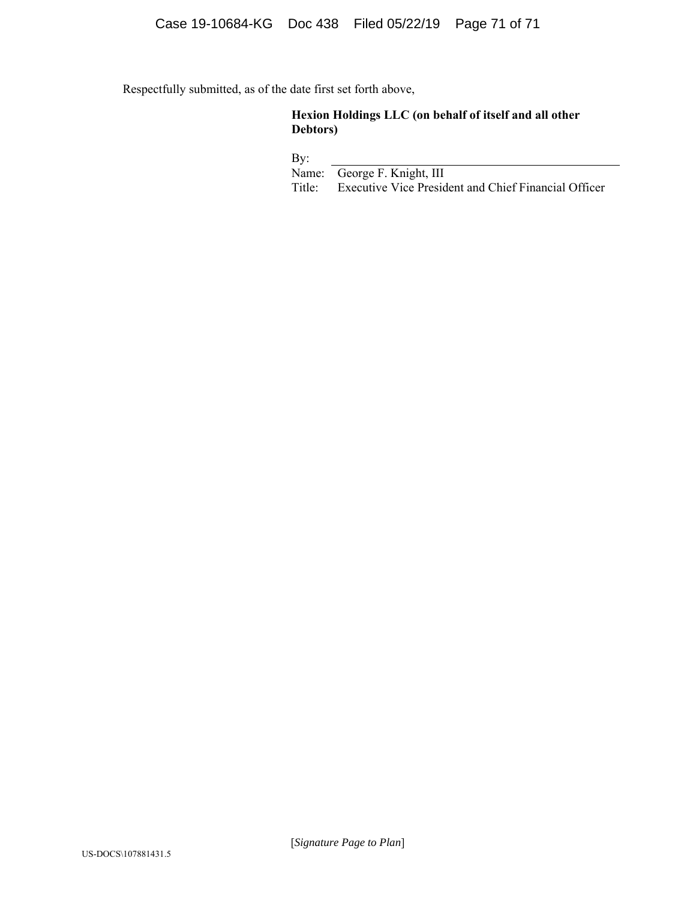Respectfully submitted, as of the date first set forth above,

**Hexion Holdings LLC (on behalf of itself and all other Debtors)**

By: \_\_\_\_\_\_\_\_\_\_\_\_\_\_\_\_\_\_\_\_\_\_\_\_\_\_\_\_\_\_\_\_\_\_\_\_\_\_\_\_

Name: George F. Knight, III

Title: Executive Vice President and Chief Financial Officer

[*Signature Page to Plan*]

US-DOCS\107881431.5